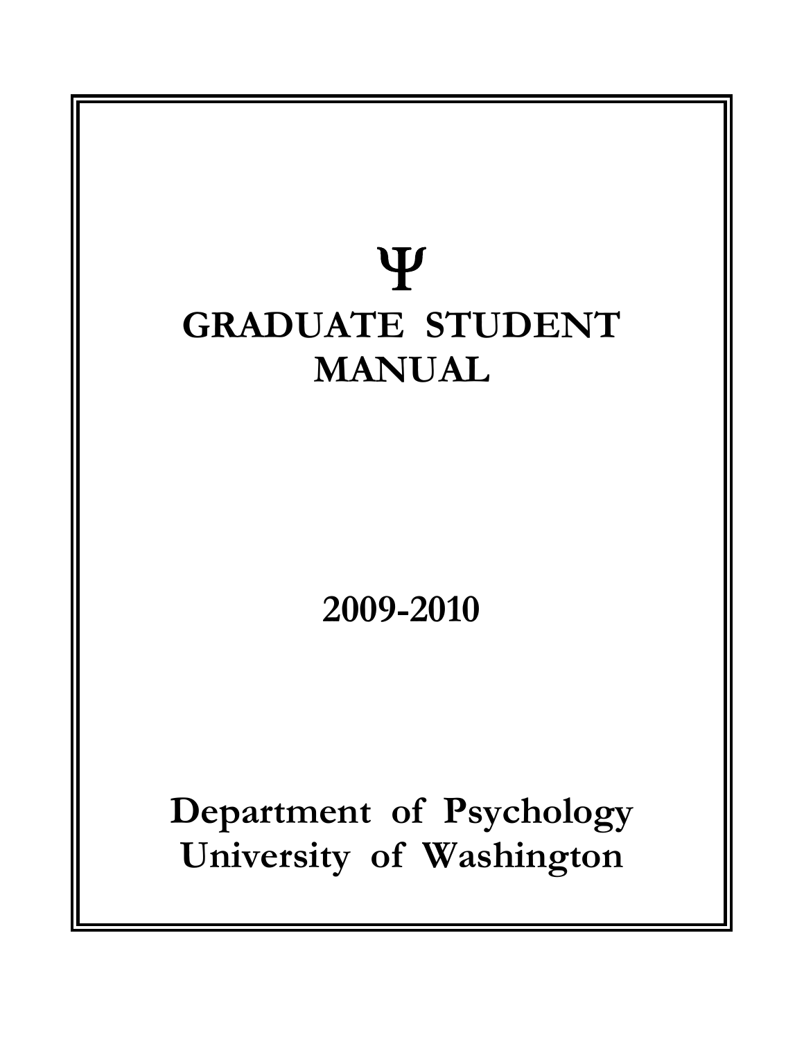# Ψ

# GRADUATE STUDENT MANUAL

## 2009-2010

## Department of Psychology
## University of Washington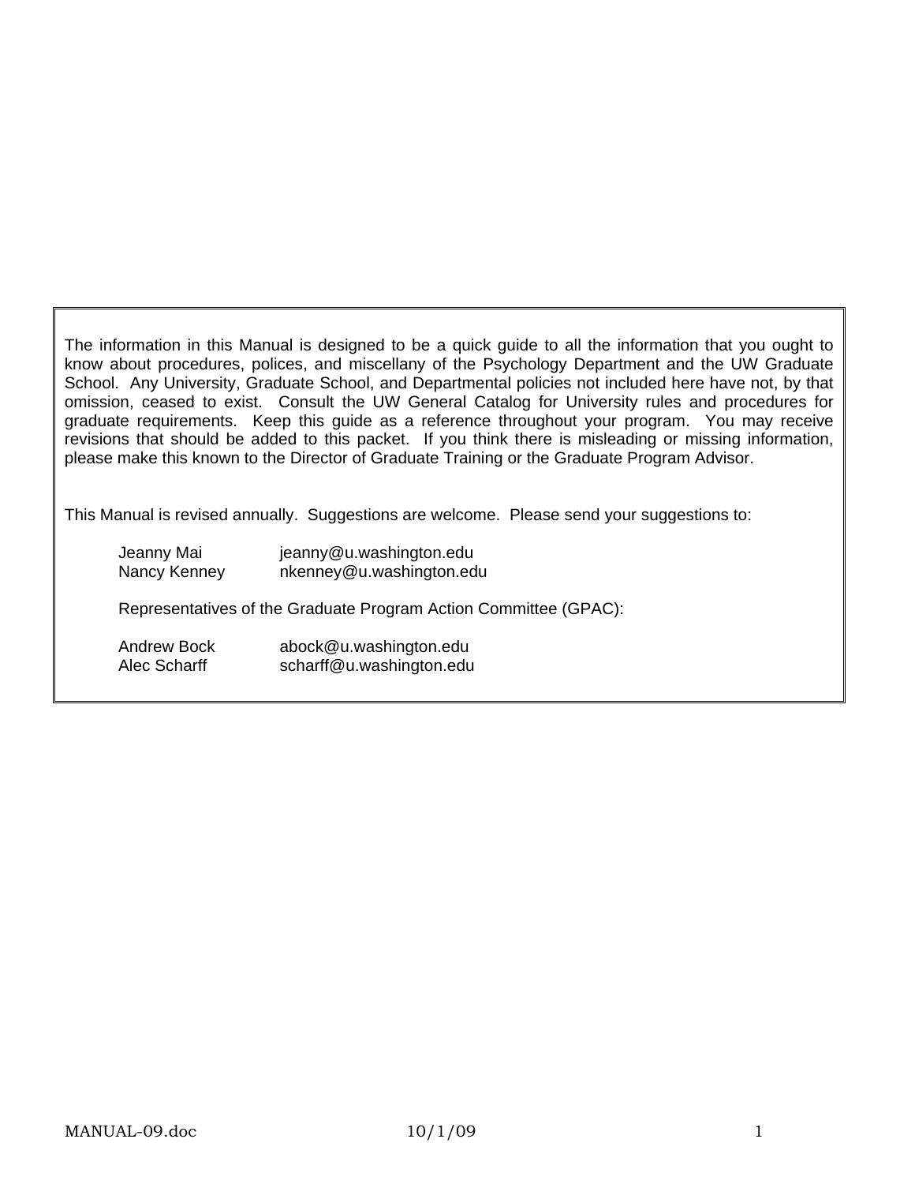The information in this Manual is designed to be a quick guide to all the information that you ought to know about procedures, polices, and miscellany of the Psychology Department and the UW Graduate School. Any University, Graduate School, and Departmental policies not included here have not, by that omission, ceased to exist. Consult the UW General Catalog for University rules and procedures for graduate requirements. Keep this guide as a reference throughout your program. You may receive revisions that should be added to this packet. If you think there is misleading or missing information, please make this known to the Director of Graduate Training or the Graduate Program Advisor.

This Manual is revised annually. Suggestions are welcome. Please send your suggestions to:

Jeanny Mai jeanny@u.washington.edu
Nancy Kenney nkenney@u.washington.edu

Representatives of the Graduate Program Action Committee (GPAC):

Andrew Bock abock@u.washington.edu
Alec Scharff scharff@u.washington.edu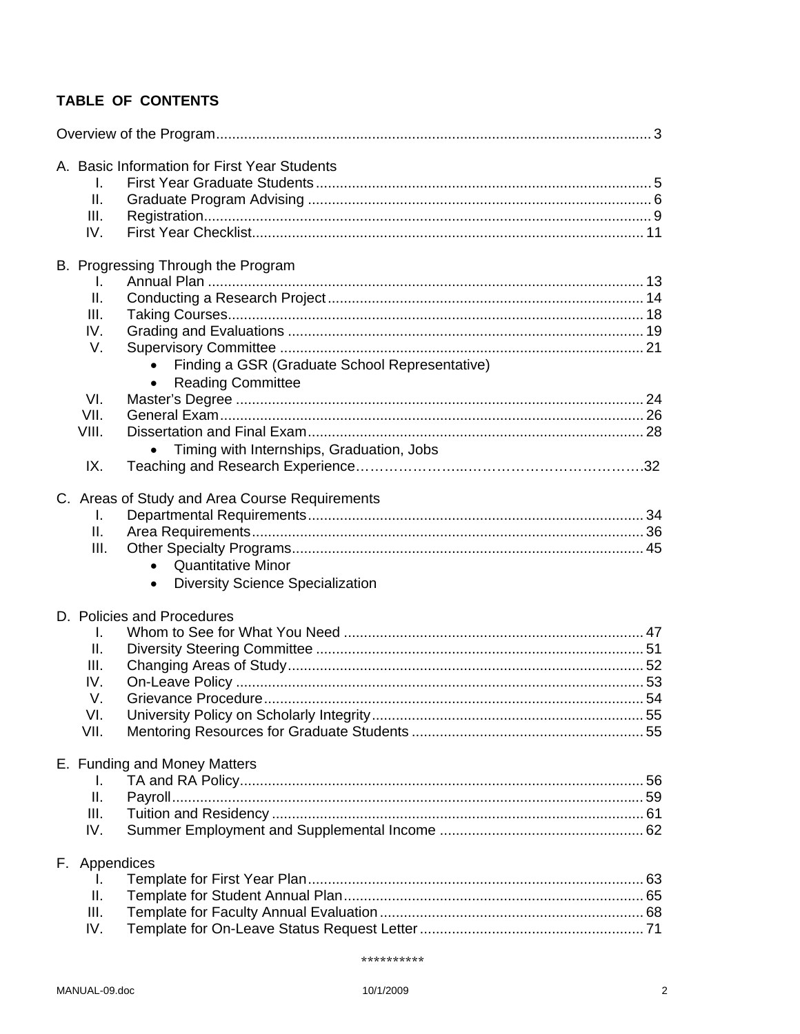## TABLE OF CONTENTS

Overview of the Program ... 3

A. Basic Information for First Year Students

- I. First Year Graduate Students ... 5
- II. Graduate Program Advising ... 6
- III. Registration ... 9
- IV. First Year Checklist ... 11

B. Progressing Through the Program

- I. Annual Plan ... 13
- II. Conducting a Research Project ... 14
- III. Taking Courses ... 18
- IV. Grading and Evaluations ... 19
- V. Supervisory Committee ... 21
  - Finding a GSR (Graduate School Representative)
  - Reading Committee
- VI. Master's Degree ... 24
- VII. General Exam ... 26
- VIII. Dissertation and Final Exam ... 28
  - Timing with Internships, Graduation, Jobs
- IX. Teaching and Research Experience ... 32

C. Areas of Study and Area Course Requirements

- I. Departmental Requirements ... 34
- II. Area Requirements ... 36
- III. Other Specialty Programs ... 45
  - Quantitative Minor
  - Diversity Science Specialization

D. Policies and Procedures

- I. Whom to See for What You Need ... 47
- II. Diversity Steering Committee ... 51
- III. Changing Areas of Study ... 52
- IV. On-Leave Policy ... 53
- V. Grievance Procedure ... 54
- VI. University Policy on Scholarly Integrity ... 55
- VII. Mentoring Resources for Graduate Students ... 55

E. Funding and Money Matters

- I. TA and RA Policy ... 56
- II. Payroll ... 59
- III. Tuition and Residency ... 61
- IV. Summer Employment and Supplemental Income ... 62

F. Appendices

- I. Template for First Year Plan ... 63
- II. Template for Student Annual Plan ... 65
- III. Template for Faculty Annual Evaluation ... 68
- IV. Template for On-Leave Status Request Letter ... 71

**********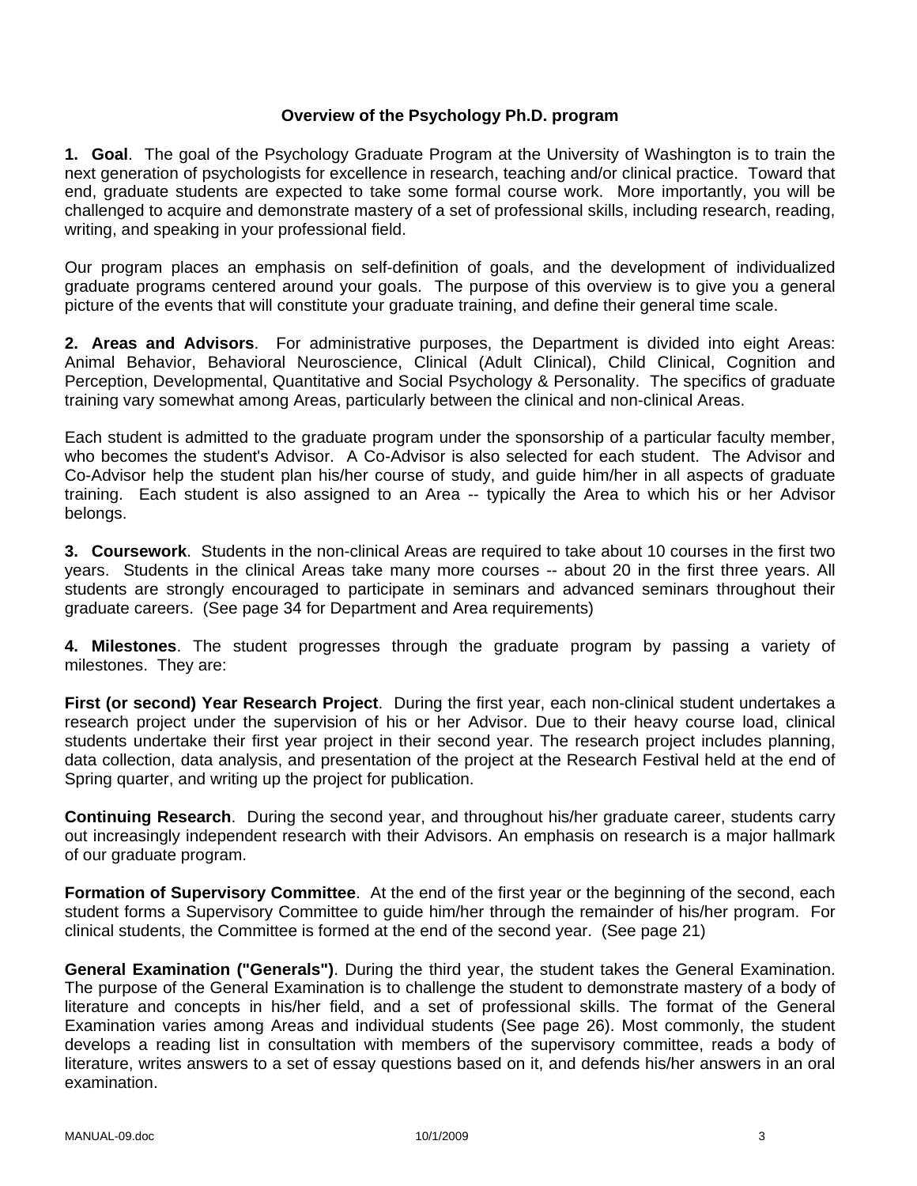## Overview of the Psychology Ph.D. program

**1. Goal**. The goal of the Psychology Graduate Program at the University of Washington is to train the next generation of psychologists for excellence in research, teaching and/or clinical practice. Toward that end, graduate students are expected to take some formal course work. More importantly, you will be challenged to acquire and demonstrate mastery of a set of professional skills, including research, reading, writing, and speaking in your professional field.

Our program places an emphasis on self-definition of goals, and the development of individualized graduate programs centered around your goals. The purpose of this overview is to give you a general picture of the events that will constitute your graduate training, and define their general time scale.

**2. Areas and Advisors**. For administrative purposes, the Department is divided into eight Areas: Animal Behavior, Behavioral Neuroscience, Clinical (Adult Clinical), Child Clinical, Cognition and Perception, Developmental, Quantitative and Social Psychology & Personality. The specifics of graduate training vary somewhat among Areas, particularly between the clinical and non-clinical Areas.

Each student is admitted to the graduate program under the sponsorship of a particular faculty member, who becomes the student's Advisor. A Co-Advisor is also selected for each student. The Advisor and Co-Advisor help the student plan his/her course of study, and guide him/her in all aspects of graduate training. Each student is also assigned to an Area -- typically the Area to which his or her Advisor belongs.

**3. Coursework**. Students in the non-clinical Areas are required to take about 10 courses in the first two years. Students in the clinical Areas take many more courses -- about 20 in the first three years. All students are strongly encouraged to participate in seminars and advanced seminars throughout their graduate careers. (See page 34 for Department and Area requirements)

**4. Milestones**. The student progresses through the graduate program by passing a variety of milestones. They are:

**First (or second) Year Research Project**. During the first year, each non-clinical student undertakes a research project under the supervision of his or her Advisor. Due to their heavy course load, clinical students undertake their first year project in their second year. The research project includes planning, data collection, data analysis, and presentation of the project at the Research Festival held at the end of Spring quarter, and writing up the project for publication.

**Continuing Research**. During the second year, and throughout his/her graduate career, students carry out increasingly independent research with their Advisors. An emphasis on research is a major hallmark of our graduate program.

**Formation of Supervisory Committee**. At the end of the first year or the beginning of the second, each student forms a Supervisory Committee to guide him/her through the remainder of his/her program. For clinical students, the Committee is formed at the end of the second year. (See page 21)

**General Examination ("Generals")**. During the third year, the student takes the General Examination. The purpose of the General Examination is to challenge the student to demonstrate mastery of a body of literature and concepts in his/her field, and a set of professional skills. The format of the General Examination varies among Areas and individual students (See page 26). Most commonly, the student develops a reading list in consultation with members of the supervisory committee, reads a body of literature, writes answers to a set of essay questions based on it, and defends his/her answers in an oral examination.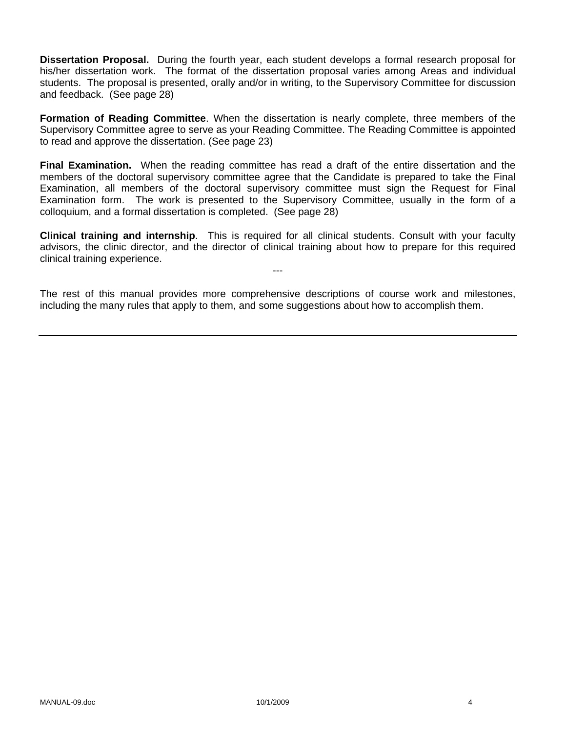**Dissertation Proposal.** During the fourth year, each student develops a formal research proposal for his/her dissertation work. The format of the dissertation proposal varies among Areas and individual students. The proposal is presented, orally and/or in writing, to the Supervisory Committee for discussion and feedback. (See page 28)

**Formation of Reading Committee**. When the dissertation is nearly complete, three members of the Supervisory Committee agree to serve as your Reading Committee. The Reading Committee is appointed to read and approve the dissertation. (See page 23)

**Final Examination.** When the reading committee has read a draft of the entire dissertation and the members of the doctoral supervisory committee agree that the Candidate is prepared to take the Final Examination, all members of the doctoral supervisory committee must sign the Request for Final Examination form. The work is presented to the Supervisory Committee, usually in the form of a colloquium, and a formal dissertation is completed. (See page 28)

**Clinical training and internship**. This is required for all clinical students. Consult with your faculty advisors, the clinic director, and the director of clinical training about how to prepare for this required clinical training experience.

---

The rest of this manual provides more comprehensive descriptions of course work and milestones, including the many rules that apply to them, and some suggestions about how to accomplish them.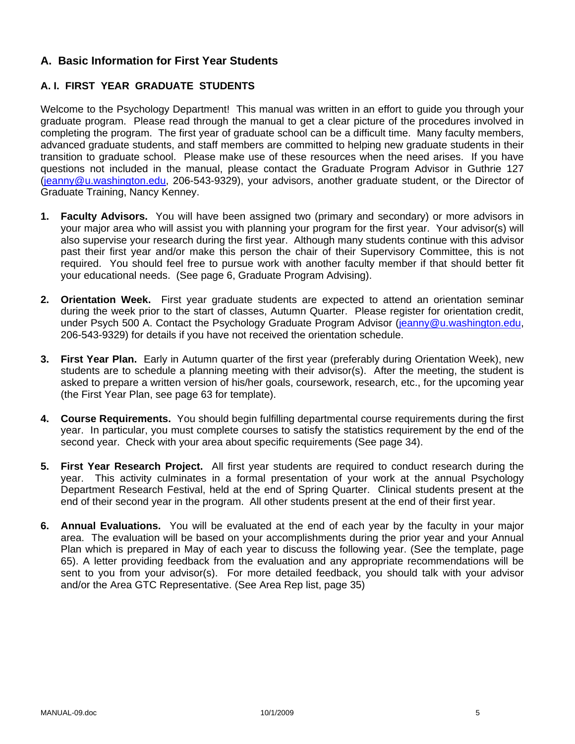## A. Basic Information for First Year Students

### A. I. FIRST YEAR GRADUATE STUDENTS

Welcome to the Psychology Department! This manual was written in an effort to guide you through your graduate program. Please read through the manual to get a clear picture of the procedures involved in completing the program. The first year of graduate school can be a difficult time. Many faculty members, advanced graduate students, and staff members are committed to helping new graduate students in their transition to graduate school. Please make use of these resources when the need arises. If you have questions not included in the manual, please contact the Graduate Program Advisor in Guthrie 127 (jeanny@u.washington.edu, 206-543-9329), your advisors, another graduate student, or the Director of Graduate Training, Nancy Kenney.

1. **Faculty Advisors.** You will have been assigned two (primary and secondary) or more advisors in your major area who will assist you with planning your program for the first year. Your advisor(s) will also supervise your research during the first year. Although many students continue with this advisor past their first year and/or make this person the chair of their Supervisory Committee, this is not required. You should feel free to pursue work with another faculty member if that should better fit your educational needs. (See page 6, Graduate Program Advising).

2. **Orientation Week.** First year graduate students are expected to attend an orientation seminar during the week prior to the start of classes, Autumn Quarter. Please register for orientation credit, under Psych 500 A. Contact the Psychology Graduate Program Advisor (jeanny@u.washington.edu, 206-543-9329) for details if you have not received the orientation schedule.

3. **First Year Plan.** Early in Autumn quarter of the first year (preferably during Orientation Week), new students are to schedule a planning meeting with their advisor(s). After the meeting, the student is asked to prepare a written version of his/her goals, coursework, research, etc., for the upcoming year (the First Year Plan, see page 63 for template).

4. **Course Requirements.** You should begin fulfilling departmental course requirements during the first year. In particular, you must complete courses to satisfy the statistics requirement by the end of the second year. Check with your area about specific requirements (See page 34).

5. **First Year Research Project.** All first year students are required to conduct research during the year. This activity culminates in a formal presentation of your work at the annual Psychology Department Research Festival, held at the end of Spring Quarter. Clinical students present at the end of their second year in the program. All other students present at the end of their first year.

6. **Annual Evaluations.** You will be evaluated at the end of each year by the faculty in your major area. The evaluation will be based on your accomplishments during the prior year and your Annual Plan which is prepared in May of each year to discuss the following year. (See the template, page 65). A letter providing feedback from the evaluation and any appropriate recommendations will be sent to you from your advisor(s). For more detailed feedback, you should talk with your advisor and/or the Area GTC Representative. (See Area Rep list, page 35)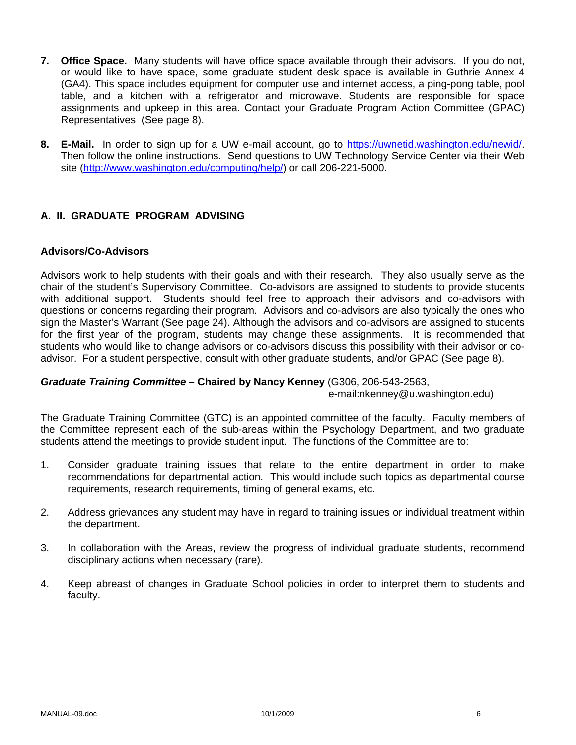7. **Office Space.** Many students will have office space available through their advisors. If you do not, or would like to have space, some graduate student desk space is available in Guthrie Annex 4 (GA4). This space includes equipment for computer use and internet access, a ping-pong table, pool table, and a kitchen with a refrigerator and microwave. Students are responsible for space assignments and upkeep in this area. Contact your Graduate Program Action Committee (GPAC) Representatives (See page 8).

8. **E-Mail.** In order to sign up for a UW e-mail account, go to https://uwnetid.washington.edu/newid/. Then follow the online instructions. Send questions to UW Technology Service Center via their Web site (http://www.washington.edu/computing/help/) or call 206-221-5000.

## A. II. GRADUATE PROGRAM ADVISING

### Advisors/Co-Advisors

Advisors work to help students with their goals and with their research. They also usually serve as the chair of the student's Supervisory Committee. Co-advisors are assigned to students to provide students with additional support. Students should feel free to approach their advisors and co-advisors with questions or concerns regarding their program. Advisors and co-advisors are also typically the ones who sign the Master's Warrant (See page 24). Although the advisors and co-advisors are assigned to students for the first year of the program, students may change these assignments. It is recommended that students who would like to change advisors or co-advisors discuss this possibility with their advisor or co-advisor. For a student perspective, consult with other graduate students, and/or GPAC (See page 8).

***Graduate Training Committee* – Chaired by Nancy Kenney** (G306, 206-543-2563, e-mail:nkenney@u.washington.edu)

The Graduate Training Committee (GTC) is an appointed committee of the faculty. Faculty members of the Committee represent each of the sub-areas within the Psychology Department, and two graduate students attend the meetings to provide student input. The functions of the Committee are to:

1. Consider graduate training issues that relate to the entire department in order to make recommendations for departmental action. This would include such topics as departmental course requirements, research requirements, timing of general exams, etc.

2. Address grievances any student may have in regard to training issues or individual treatment within the department.

3. In collaboration with the Areas, review the progress of individual graduate students, recommend disciplinary actions when necessary (rare).

4. Keep abreast of changes in Graduate School policies in order to interpret them to students and faculty.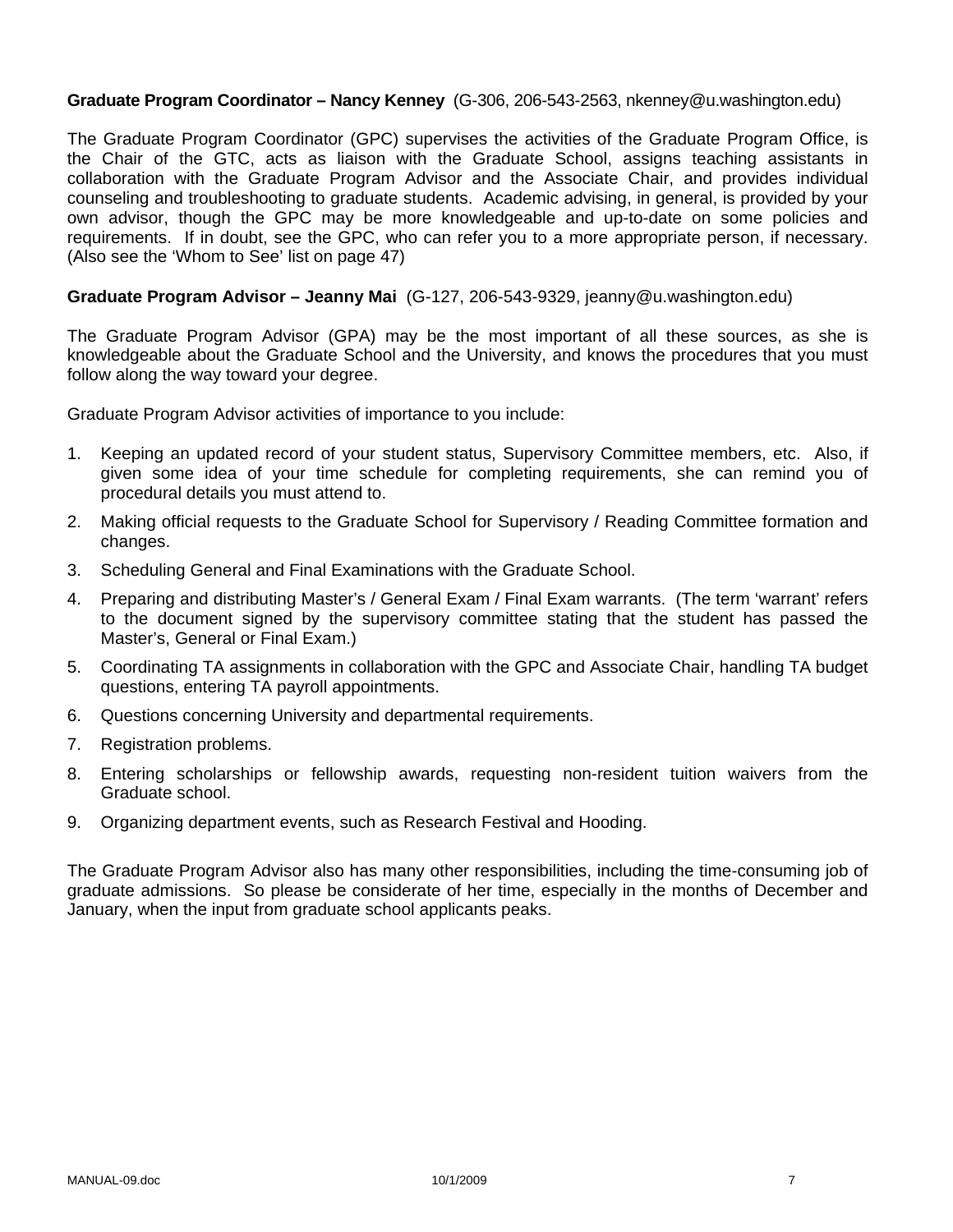**Graduate Program Coordinator – Nancy Kenney** (G-306, 206-543-2563, nkenney@u.washington.edu)

The Graduate Program Coordinator (GPC) supervises the activities of the Graduate Program Office, is the Chair of the GTC, acts as liaison with the Graduate School, assigns teaching assistants in collaboration with the Graduate Program Advisor and the Associate Chair, and provides individual counseling and troubleshooting to graduate students. Academic advising, in general, is provided by your own advisor, though the GPC may be more knowledgeable and up-to-date on some policies and requirements. If in doubt, see the GPC, who can refer you to a more appropriate person, if necessary. (Also see the 'Whom to See' list on page 47)

**Graduate Program Advisor – Jeanny Mai** (G-127, 206-543-9329, jeanny@u.washington.edu)

The Graduate Program Advisor (GPA) may be the most important of all these sources, as she is knowledgeable about the Graduate School and the University, and knows the procedures that you must follow along the way toward your degree.

Graduate Program Advisor activities of importance to you include:

1. Keeping an updated record of your student status, Supervisory Committee members, etc. Also, if given some idea of your time schedule for completing requirements, she can remind you of procedural details you must attend to.
2. Making official requests to the Graduate School for Supervisory / Reading Committee formation and changes.
3. Scheduling General and Final Examinations with the Graduate School.
4. Preparing and distributing Master's / General Exam / Final Exam warrants. (The term 'warrant' refers to the document signed by the supervisory committee stating that the student has passed the Master's, General or Final Exam.)
5. Coordinating TA assignments in collaboration with the GPC and Associate Chair, handling TA budget questions, entering TA payroll appointments.
6. Questions concerning University and departmental requirements.
7. Registration problems.
8. Entering scholarships or fellowship awards, requesting non-resident tuition waivers from the Graduate school.
9. Organizing department events, such as Research Festival and Hooding.

The Graduate Program Advisor also has many other responsibilities, including the time-consuming job of graduate admissions. So please be considerate of her time, especially in the months of December and January, when the input from graduate school applicants peaks.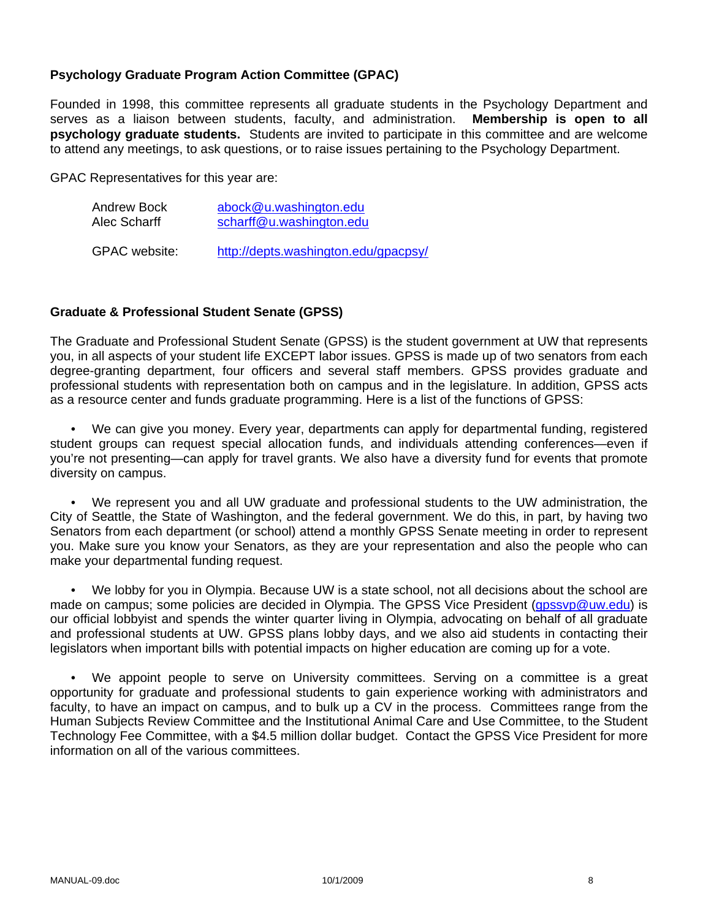## Psychology Graduate Program Action Committee (GPAC)

Founded in 1998, this committee represents all graduate students in the Psychology Department and serves as a liaison between students, faculty, and administration. **Membership is open to all psychology graduate students.** Students are invited to participate in this committee and are welcome to attend any meetings, to ask questions, or to raise issues pertaining to the Psychology Department.

GPAC Representatives for this year are:

| | |
|---|---|
| Andrew Bock | abock@u.washington.edu |
| Alec Scharff | scharff@u.washington.edu |
| GPAC website: | http://depts.washington.edu/gpacpsy/ |

## Graduate & Professional Student Senate (GPSS)

The Graduate and Professional Student Senate (GPSS) is the student government at UW that represents you, in all aspects of your student life EXCEPT labor issues. GPSS is made up of two senators from each degree-granting department, four officers and several staff members. GPSS provides graduate and professional students with representation both on campus and in the legislature. In addition, GPSS acts as a resource center and funds graduate programming. Here is a list of the functions of GPSS:

- We can give you money. Every year, departments can apply for departmental funding, registered student groups can request special allocation funds, and individuals attending conferences—even if you're not presenting—can apply for travel grants. We also have a diversity fund for events that promote diversity on campus.

- We represent you and all UW graduate and professional students to the UW administration, the City of Seattle, the State of Washington, and the federal government. We do this, in part, by having two Senators from each department (or school) attend a monthly GPSS Senate meeting in order to represent you. Make sure you know your Senators, as they are your representation and also the people who can make your departmental funding request.

- We lobby for you in Olympia. Because UW is a state school, not all decisions about the school are made on campus; some policies are decided in Olympia. The GPSS Vice President (gpssvp@uw.edu) is our official lobbyist and spends the winter quarter living in Olympia, advocating on behalf of all graduate and professional students at UW. GPSS plans lobby days, and we also aid students in contacting their legislators when important bills with potential impacts on higher education are coming up for a vote.

- We appoint people to serve on University committees. Serving on a committee is a great opportunity for graduate and professional students to gain experience working with administrators and faculty, to have an impact on campus, and to bulk up a CV in the process. Committees range from the Human Subjects Review Committee and the Institutional Animal Care and Use Committee, to the Student Technology Fee Committee, with a $4.5 million dollar budget. Contact the GPSS Vice President for more information on all of the various committees.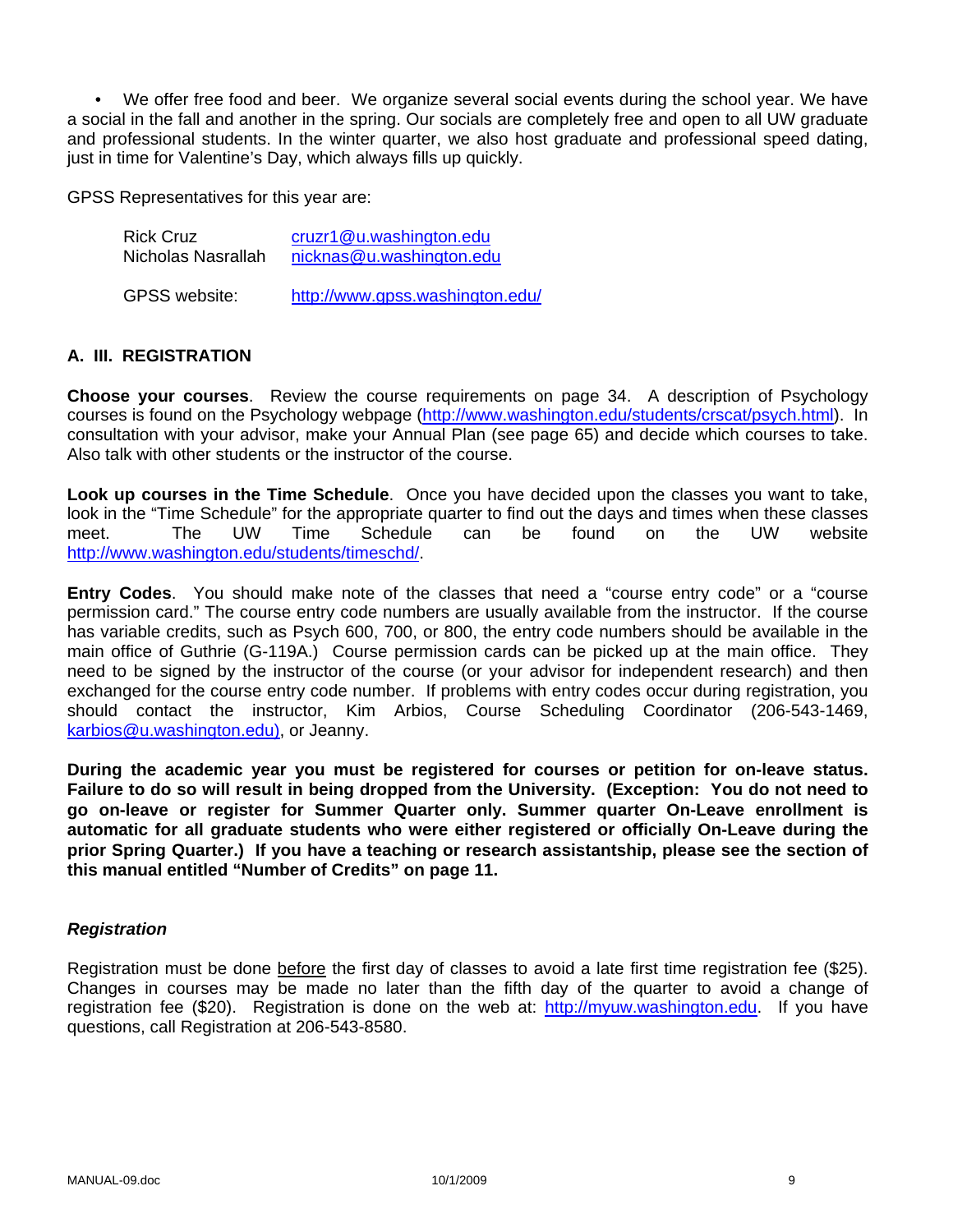- We offer free food and beer. We organize several social events during the school year. We have a social in the fall and another in the spring. Our socials are completely free and open to all UW graduate and professional students. In the winter quarter, we also host graduate and professional speed dating, just in time for Valentine's Day, which always fills up quickly.

GPSS Representatives for this year are:

| | |
|---|---|
| Rick Cruz | cruzr1@u.washington.edu |
| Nicholas Nasrallah | nicknas@u.washington.edu |
| GPSS website: | http://www.gpss.washington.edu/ |

## A. III. REGISTRATION

**Choose your courses**. Review the course requirements on page 34. A description of Psychology courses is found on the Psychology webpage (http://www.washington.edu/students/crscat/psych.html). In consultation with your advisor, make your Annual Plan (see page 65) and decide which courses to take. Also talk with other students or the instructor of the course.

**Look up courses in the Time Schedule**. Once you have decided upon the classes you want to take, look in the "Time Schedule" for the appropriate quarter to find out the days and times when these classes meet. The UW Time Schedule can be found on the UW website http://www.washington.edu/students/timeschd/.

**Entry Codes**. You should make note of the classes that need a "course entry code" or a "course permission card." The course entry code numbers are usually available from the instructor. If the course has variable credits, such as Psych 600, 700, or 800, the entry code numbers should be available in the main office of Guthrie (G-119A.) Course permission cards can be picked up at the main office. They need to be signed by the instructor of the course (or your advisor for independent research) and then exchanged for the course entry code number. If problems with entry codes occur during registration, you should contact the instructor, Kim Arbios, Course Scheduling Coordinator (206-543-1469, karbios@u.washington.edu), or Jeanny.

**During the academic year you must be registered for courses or petition for on-leave status. Failure to do so will result in being dropped from the University. (Exception: You do not need to go on-leave or register for Summer Quarter only. Summer quarter On-Leave enrollment is automatic for all graduate students who were either registered or officially On-Leave during the prior Spring Quarter.) If you have a teaching or research assistantship, please see the section of this manual entitled "Number of Credits" on page 11.**

### *Registration*

Registration must be done before the first day of classes to avoid a late first time registration fee ($25). Changes in courses may be made no later than the fifth day of the quarter to avoid a change of registration fee ($20). Registration is done on the web at: http://myuw.washington.edu. If you have questions, call Registration at 206-543-8580.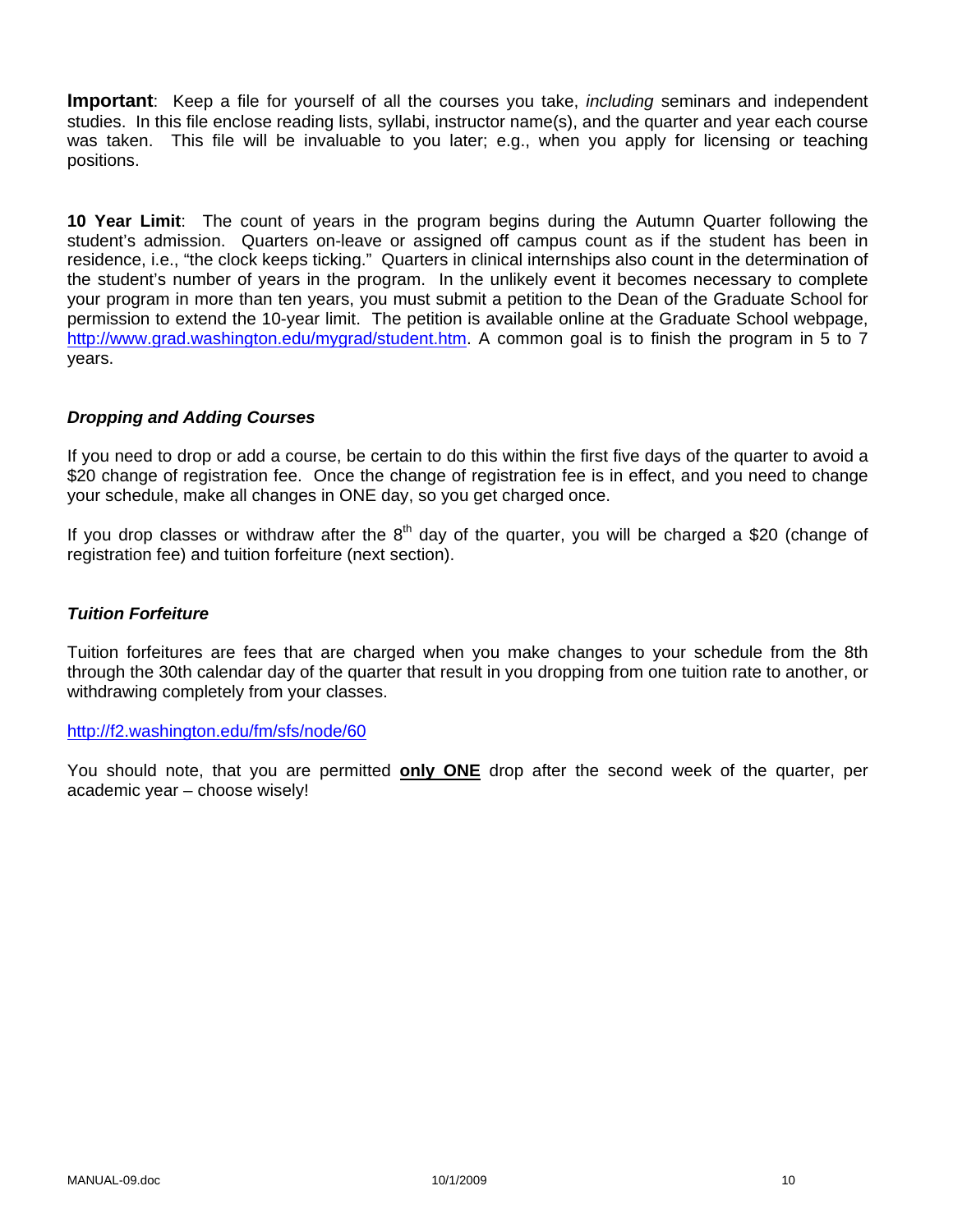**Important**: Keep a file for yourself of all the courses you take, *including* seminars and independent studies. In this file enclose reading lists, syllabi, instructor name(s), and the quarter and year each course was taken. This file will be invaluable to you later; e.g., when you apply for licensing or teaching positions.

**10 Year Limit**: The count of years in the program begins during the Autumn Quarter following the student's admission. Quarters on-leave or assigned off campus count as if the student has been in residence, i.e., "the clock keeps ticking." Quarters in clinical internships also count in the determination of the student's number of years in the program. In the unlikely event it becomes necessary to complete your program in more than ten years, you must submit a petition to the Dean of the Graduate School for permission to extend the 10-year limit. The petition is available online at the Graduate School webpage, http://www.grad.washington.edu/mygrad/student.htm. A common goal is to finish the program in 5 to 7 years.

### *Dropping and Adding Courses*

If you need to drop or add a course, be certain to do this within the first five days of the quarter to avoid a $20 change of registration fee. Once the change of registration fee is in effect, and you need to change your schedule, make all changes in ONE day, so you get charged once.

If you drop classes or withdraw after the 8th day of the quarter, you will be charged a $20 (change of registration fee) and tuition forfeiture (next section).

### *Tuition Forfeiture*

Tuition forfeitures are fees that are charged when you make changes to your schedule from the 8th through the 30th calendar day of the quarter that result in you dropping from one tuition rate to another, or withdrawing completely from your classes.

http://f2.washington.edu/fm/sfs/node/60

You should note, that you are permitted **only ONE** drop after the second week of the quarter, per academic year – choose wisely!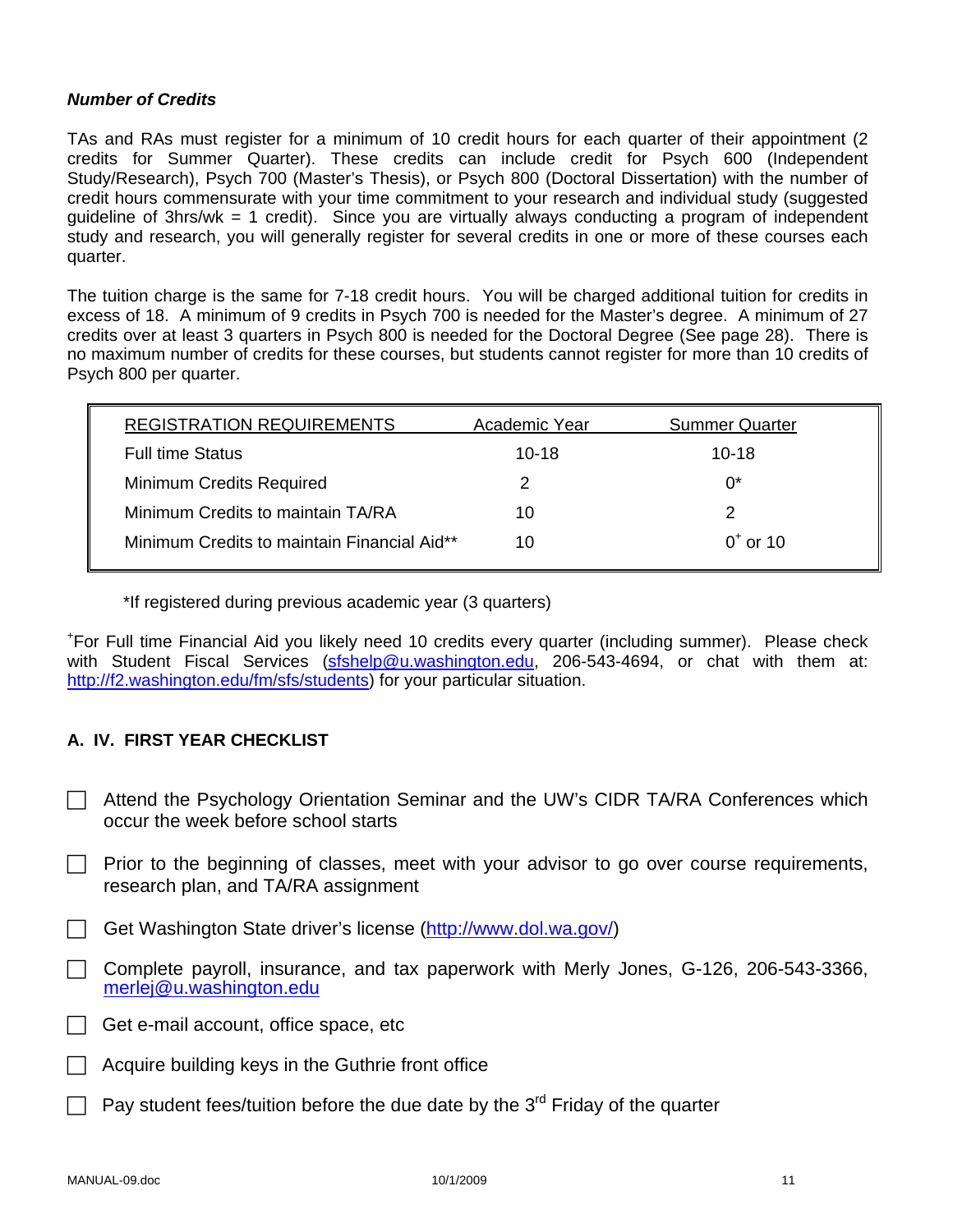***Number of Credits***

TAs and RAs must register for a minimum of 10 credit hours for each quarter of their appointment (2 credits for Summer Quarter). These credits can include credit for Psych 600 (Independent Study/Research), Psych 700 (Master's Thesis), or Psych 800 (Doctoral Dissertation) with the number of credit hours commensurate with your time commitment to your research and individual study (suggested guideline of 3hrs/wk = 1 credit). Since you are virtually always conducting a program of independent study and research, you will generally register for several credits in one or more of these courses each quarter.

The tuition charge is the same for 7-18 credit hours. You will be charged additional tuition for credits in excess of 18. A minimum of 9 credits in Psych 700 is needed for the Master's degree. A minimum of 27 credits over at least 3 quarters in Psych 800 is needed for the Doctoral Degree (See page 28). There is no maximum number of credits for these courses, but students cannot register for more than 10 credits of Psych 800 per quarter.

| REGISTRATION REQUIREMENTS | Academic Year | Summer Quarter |
|---|---|---|
| Full time Status | 10-18 | 10-18 |
| Minimum Credits Required | 2 | 0* |
| Minimum Credits to maintain TA/RA | 10 | 2 |
| Minimum Credits to maintain Financial Aid** | 10 | 0+ or 10 |

*If registered during previous academic year (3 quarters)

+For Full time Financial Aid you likely need 10 credits every quarter (including summer). Please check with Student Fiscal Services (sfshelp@u.washington.edu, 206-543-4694, or chat with them at: http://f2.washington.edu/fm/sfs/students) for your particular situation.

## A. IV. FIRST YEAR CHECKLIST

- ☐ Attend the Psychology Orientation Seminar and the UW's CIDR TA/RA Conferences which occur the week before school starts
- ☐ Prior to the beginning of classes, meet with your advisor to go over course requirements, research plan, and TA/RA assignment
- ☐ Get Washington State driver's license (http://www.dol.wa.gov/)
- ☐ Complete payroll, insurance, and tax paperwork with Merly Jones, G-126, 206-543-3366, merlej@u.washington.edu
- ☐ Get e-mail account, office space, etc
- ☐ Acquire building keys in the Guthrie front office
- ☐ Pay student fees/tuition before the due date by the 3rd Friday of the quarter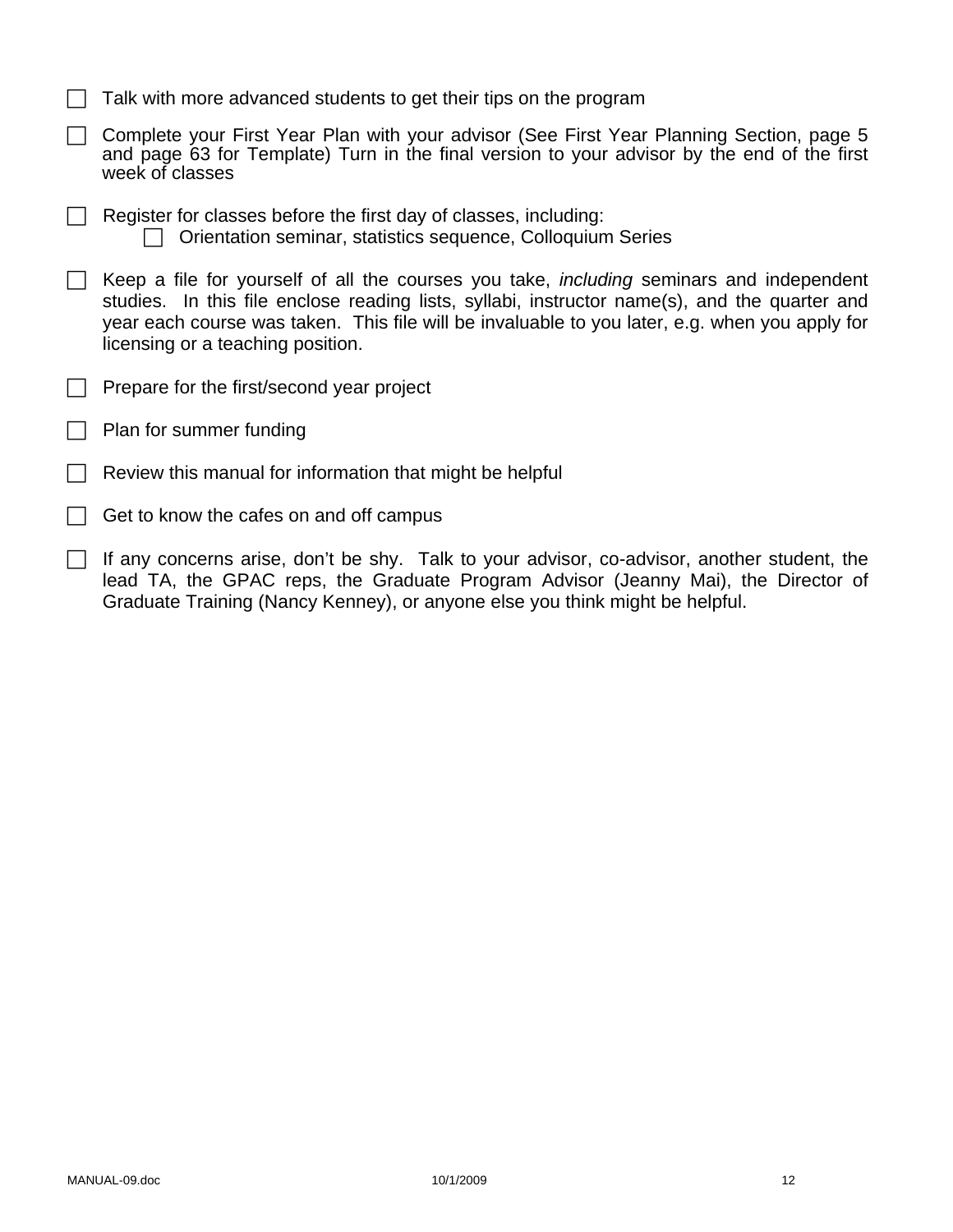- [ ] Talk with more advanced students to get their tips on the program
- [ ] Complete your First Year Plan with your advisor (See First Year Planning Section, page 5 and page 63 for Template) Turn in the final version to your advisor by the end of the first week of classes
- [ ] Register for classes before the first day of classes, including:
    - [ ] Orientation seminar, statistics sequence, Colloquium Series
- [ ] Keep a file for yourself of all the courses you take, *including* seminars and independent studies. In this file enclose reading lists, syllabi, instructor name(s), and the quarter and year each course was taken. This file will be invaluable to you later, e.g. when you apply for licensing or a teaching position.
- [ ] Prepare for the first/second year project
- [ ] Plan for summer funding
- [ ] Review this manual for information that might be helpful
- [ ] Get to know the cafes on and off campus
- [ ] If any concerns arise, don't be shy. Talk to your advisor, co-advisor, another student, the lead TA, the GPAC reps, the Graduate Program Advisor (Jeanny Mai), the Director of Graduate Training (Nancy Kenney), or anyone else you think might be helpful.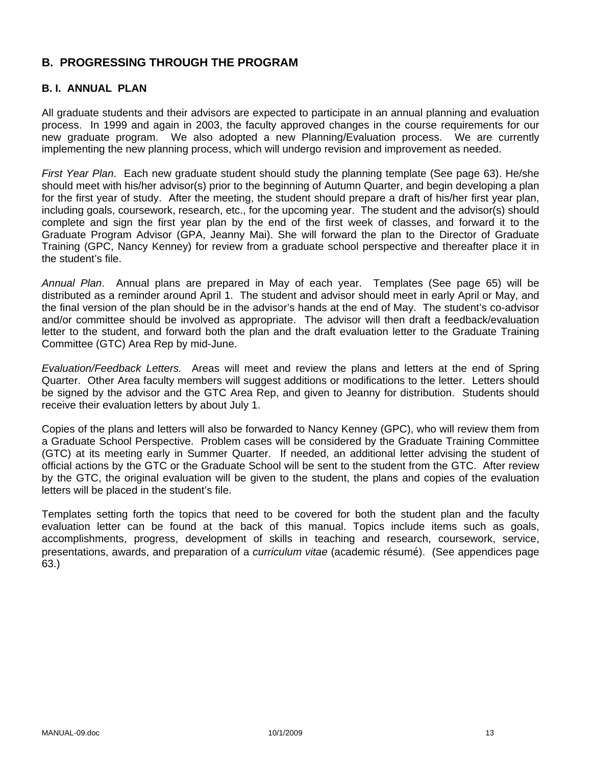## B. PROGRESSING THROUGH THE PROGRAM

### B. I. ANNUAL PLAN

All graduate students and their advisors are expected to participate in an annual planning and evaluation process. In 1999 and again in 2003, the faculty approved changes in the course requirements for our new graduate program. We also adopted a new Planning/Evaluation process. We are currently implementing the new planning process, which will undergo revision and improvement as needed.

*First Year Plan*. Each new graduate student should study the planning template (See page 63). He/she should meet with his/her advisor(s) prior to the beginning of Autumn Quarter, and begin developing a plan for the first year of study. After the meeting, the student should prepare a draft of his/her first year plan, including goals, coursework, research, etc., for the upcoming year. The student and the advisor(s) should complete and sign the first year plan by the end of the first week of classes, and forward it to the Graduate Program Advisor (GPA, Jeanny Mai). She will forward the plan to the Director of Graduate Training (GPC, Nancy Kenney) for review from a graduate school perspective and thereafter place it in the student's file.

*Annual Plan*. Annual plans are prepared in May of each year. Templates (See page 65) will be distributed as a reminder around April 1. The student and advisor should meet in early April or May, and the final version of the plan should be in the advisor's hands at the end of May. The student's co-advisor and/or committee should be involved as appropriate. The advisor will then draft a feedback/evaluation letter to the student, and forward both the plan and the draft evaluation letter to the Graduate Training Committee (GTC) Area Rep by mid-June.

*Evaluation/Feedback Letters.* Areas will meet and review the plans and letters at the end of Spring Quarter. Other Area faculty members will suggest additions or modifications to the letter. Letters should be signed by the advisor and the GTC Area Rep, and given to Jeanny for distribution. Students should receive their evaluation letters by about July 1.

Copies of the plans and letters will also be forwarded to Nancy Kenney (GPC), who will review them from a Graduate School Perspective. Problem cases will be considered by the Graduate Training Committee (GTC) at its meeting early in Summer Quarter. If needed, an additional letter advising the student of official actions by the GTC or the Graduate School will be sent to the student from the GTC. After review by the GTC, the original evaluation will be given to the student, the plans and copies of the evaluation letters will be placed in the student's file.

Templates setting forth the topics that need to be covered for both the student plan and the faculty evaluation letter can be found at the back of this manual. Topics include items such as goals, accomplishments, progress, development of skills in teaching and research, coursework, service, presentations, awards, and preparation of a *curriculum vitae* (academic résumé). (See appendices page 63.)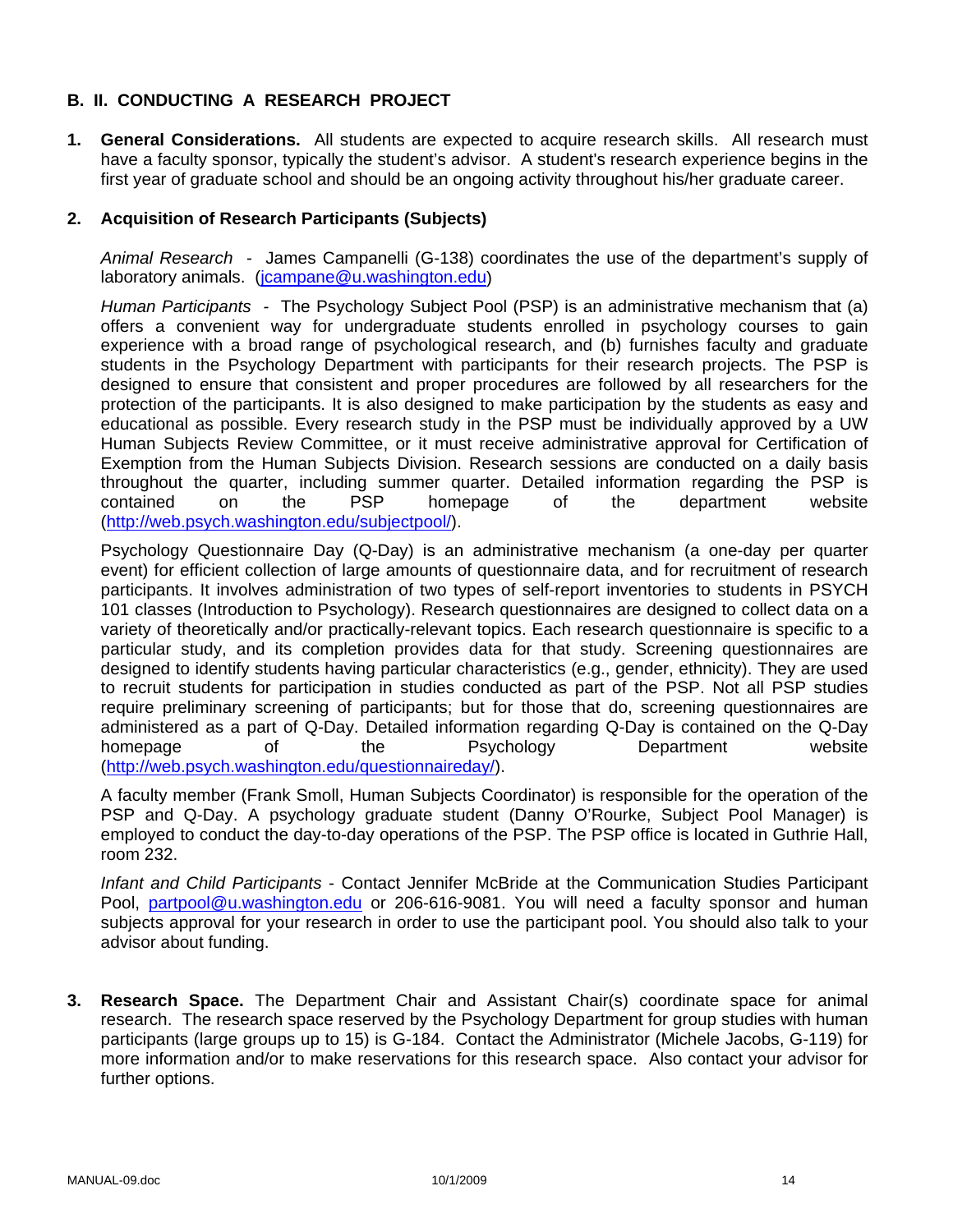## B. II. CONDUCTING A RESEARCH PROJECT

1. **General Considerations.** All students are expected to acquire research skills. All research must have a faculty sponsor, typically the student's advisor. A student's research experience begins in the first year of graduate school and should be an ongoing activity throughout his/her graduate career.

2. **Acquisition of Research Participants (Subjects)**

   *Animal Research* - James Campanelli (G-138) coordinates the use of the department's supply of laboratory animals. (jcampane@u.washington.edu)

   *Human Participants* - The Psychology Subject Pool (PSP) is an administrative mechanism that (a) offers a convenient way for undergraduate students enrolled in psychology courses to gain experience with a broad range of psychological research, and (b) furnishes faculty and graduate students in the Psychology Department with participants for their research projects. The PSP is designed to ensure that consistent and proper procedures are followed by all researchers for the protection of the participants. It is also designed to make participation by the students as easy and educational as possible. Every research study in the PSP must be individually approved by a UW Human Subjects Review Committee, or it must receive administrative approval for Certification of Exemption from the Human Subjects Division. Research sessions are conducted on a daily basis throughout the quarter, including summer quarter. Detailed information regarding the PSP is contained on the PSP homepage of the department website (http://web.psych.washington.edu/subjectpool/).

   Psychology Questionnaire Day (Q-Day) is an administrative mechanism (a one-day per quarter event) for efficient collection of large amounts of questionnaire data, and for recruitment of research participants. It involves administration of two types of self-report inventories to students in PSYCH 101 classes (Introduction to Psychology). Research questionnaires are designed to collect data on a variety of theoretically and/or practically-relevant topics. Each research questionnaire is specific to a particular study, and its completion provides data for that study. Screening questionnaires are designed to identify students having particular characteristics (e.g., gender, ethnicity). They are used to recruit students for participation in studies conducted as part of the PSP. Not all PSP studies require preliminary screening of participants; but for those that do, screening questionnaires are administered as a part of Q-Day. Detailed information regarding Q-Day is contained on the Q-Day homepage of the Psychology Department website (http://web.psych.washington.edu/questionnaireday/).

   A faculty member (Frank Smoll, Human Subjects Coordinator) is responsible for the operation of the PSP and Q-Day. A psychology graduate student (Danny O'Rourke, Subject Pool Manager) is employed to conduct the day-to-day operations of the PSP. The PSP office is located in Guthrie Hall, room 232.

   *Infant and Child Participants* - Contact Jennifer McBride at the Communication Studies Participant Pool, partpool@u.washington.edu or 206-616-9081. You will need a faculty sponsor and human subjects approval for your research in order to use the participant pool. You should also talk to your advisor about funding.

3. **Research Space.** The Department Chair and Assistant Chair(s) coordinate space for animal research. The research space reserved by the Psychology Department for group studies with human participants (large groups up to 15) is G-184. Contact the Administrator (Michele Jacobs, G-119) for more information and/or to make reservations for this research space. Also contact your advisor for further options.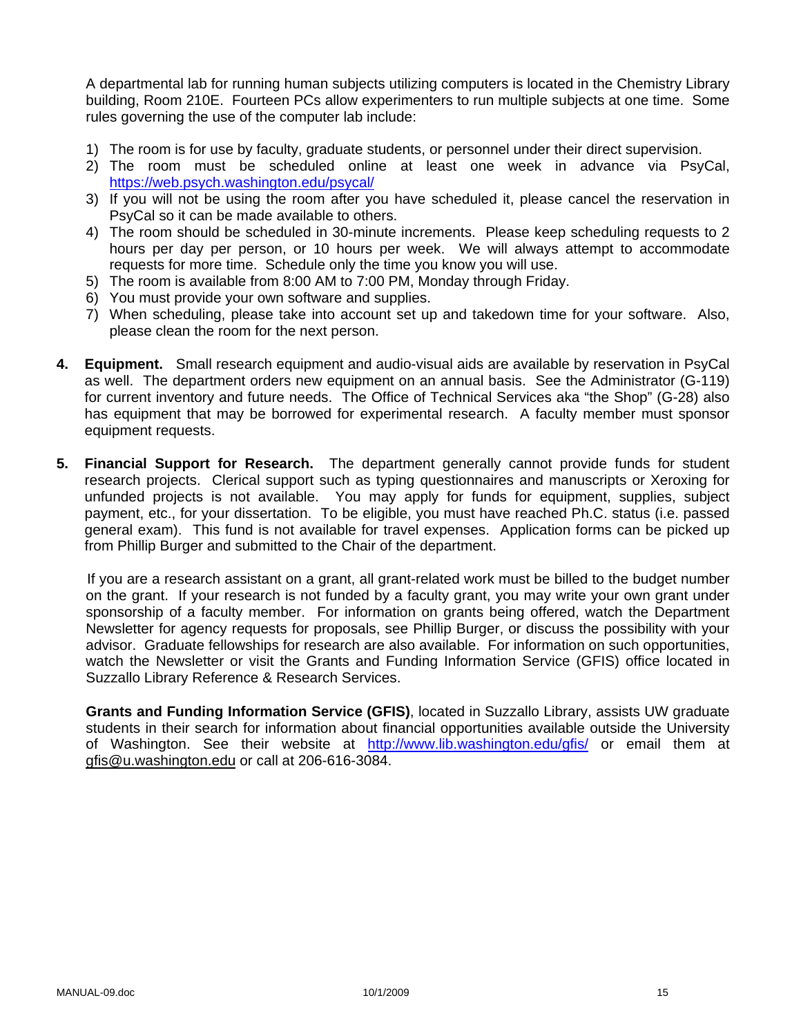A departmental lab for running human subjects utilizing computers is located in the Chemistry Library building, Room 210E. Fourteen PCs allow experimenters to run multiple subjects at one time. Some rules governing the use of the computer lab include:

1) The room is for use by faculty, graduate students, or personnel under their direct supervision.
2) The room must be scheduled online at least one week in advance via PsyCal, https://web.psych.washington.edu/psycal/
3) If you will not be using the room after you have scheduled it, please cancel the reservation in PsyCal so it can be made available to others.
4) The room should be scheduled in 30-minute increments. Please keep scheduling requests to 2 hours per day per person, or 10 hours per week. We will always attempt to accommodate requests for more time. Schedule only the time you know you will use.
5) The room is available from 8:00 AM to 7:00 PM, Monday through Friday.
6) You must provide your own software and supplies.
7) When scheduling, please take into account set up and takedown time for your software. Also, please clean the room for the next person.

4. **Equipment.** Small research equipment and audio-visual aids are available by reservation in PsyCal as well. The department orders new equipment on an annual basis. See the Administrator (G-119) for current inventory and future needs. The Office of Technical Services aka "the Shop" (G-28) also has equipment that may be borrowed for experimental research. A faculty member must sponsor equipment requests.

5. **Financial Support for Research.** The department generally cannot provide funds for student research projects. Clerical support such as typing questionnaires and manuscripts or Xeroxing for unfunded projects is not available. You may apply for funds for equipment, supplies, subject payment, etc., for your dissertation. To be eligible, you must have reached Ph.C. status (i.e. passed general exam). This fund is not available for travel expenses. Application forms can be picked up from Phillip Burger and submitted to the Chair of the department.

If you are a research assistant on a grant, all grant-related work must be billed to the budget number on the grant. If your research is not funded by a faculty grant, you may write your own grant under sponsorship of a faculty member. For information on grants being offered, watch the Department Newsletter for agency requests for proposals, see Phillip Burger, or discuss the possibility with your advisor. Graduate fellowships for research are also available. For information on such opportunities, watch the Newsletter or visit the Grants and Funding Information Service (GFIS) office located in Suzzallo Library Reference & Research Services.

**Grants and Funding Information Service (GFIS)**, located in Suzzallo Library, assists UW graduate students in their search for information about financial opportunities available outside the University of Washington. See their website at http://www.lib.washington.edu/gfis/ or email them at gfis@u.washington.edu or call at 206-616-3084.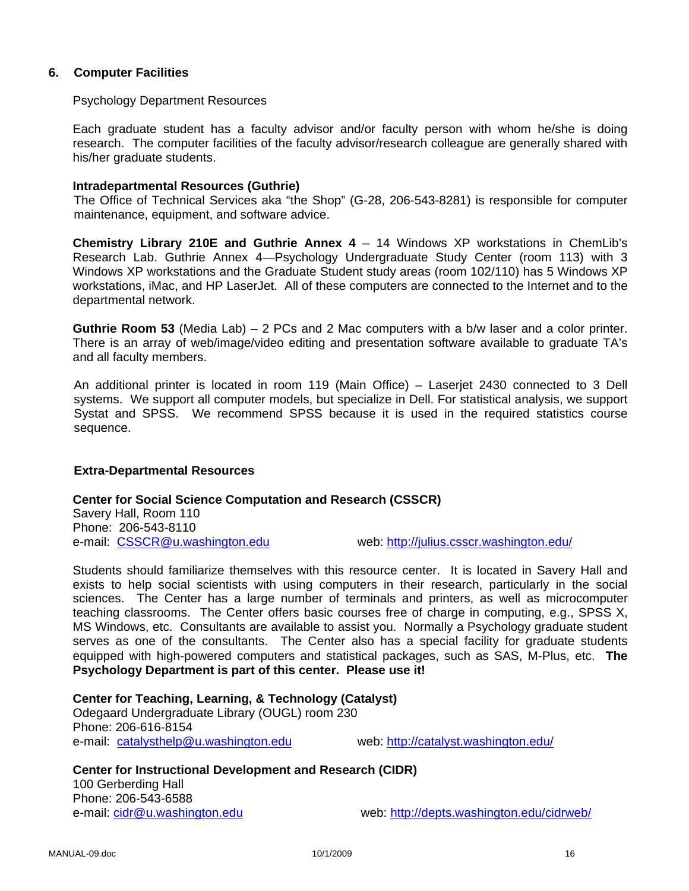## 6. Computer Facilities

Psychology Department Resources

Each graduate student has a faculty advisor and/or faculty person with whom he/she is doing research. The computer facilities of the faculty advisor/research colleague are generally shared with his/her graduate students.

**Intradepartmental Resources (Guthrie)**

The Office of Technical Services aka "the Shop" (G-28, 206-543-8281) is responsible for computer maintenance, equipment, and software advice.

**Chemistry Library 210E and Guthrie Annex 4** – 14 Windows XP workstations in ChemLib's Research Lab. Guthrie Annex 4—Psychology Undergraduate Study Center (room 113) with 3 Windows XP workstations and the Graduate Student study areas (room 102/110) has 5 Windows XP workstations, iMac, and HP LaserJet. All of these computers are connected to the Internet and to the departmental network.

**Guthrie Room 53** (Media Lab) – 2 PCs and 2 Mac computers with a b/w laser and a color printer. There is an array of web/image/video editing and presentation software available to graduate TA's and all faculty members.

An additional printer is located in room 119 (Main Office) – Laserjet 2430 connected to 3 Dell systems. We support all computer models, but specialize in Dell. For statistical analysis, we support Systat and SPSS. We recommend SPSS because it is used in the required statistics course sequence.

**Extra-Departmental Resources**

**Center for Social Science Computation and Research (CSSCR)**
Savery Hall, Room 110
Phone: 206-543-8110
e-mail: CSSCR@u.washington.edu    web: http://julius.csscr.washington.edu/

Students should familiarize themselves with this resource center. It is located in Savery Hall and exists to help social scientists with using computers in their research, particularly in the social sciences. The Center has a large number of terminals and printers, as well as microcomputer teaching classrooms. The Center offers basic courses free of charge in computing, e.g., SPSS X, MS Windows, etc. Consultants are available to assist you. Normally a Psychology graduate student serves as one of the consultants. The Center also has a special facility for graduate students equipped with high-powered computers and statistical packages, such as SAS, M-Plus, etc. **The Psychology Department is part of this center. Please use it!**

**Center for Teaching, Learning, & Technology (Catalyst)**
Odegaard Undergraduate Library (OUGL) room 230
Phone: 206-616-8154
e-mail: catalysthelp@u.washington.edu    web: http://catalyst.washington.edu/

**Center for Instructional Development and Research (CIDR)**
100 Gerberding Hall
Phone: 206-543-6588
e-mail: cidr@u.washington.edu    web: http://depts.washington.edu/cidrweb/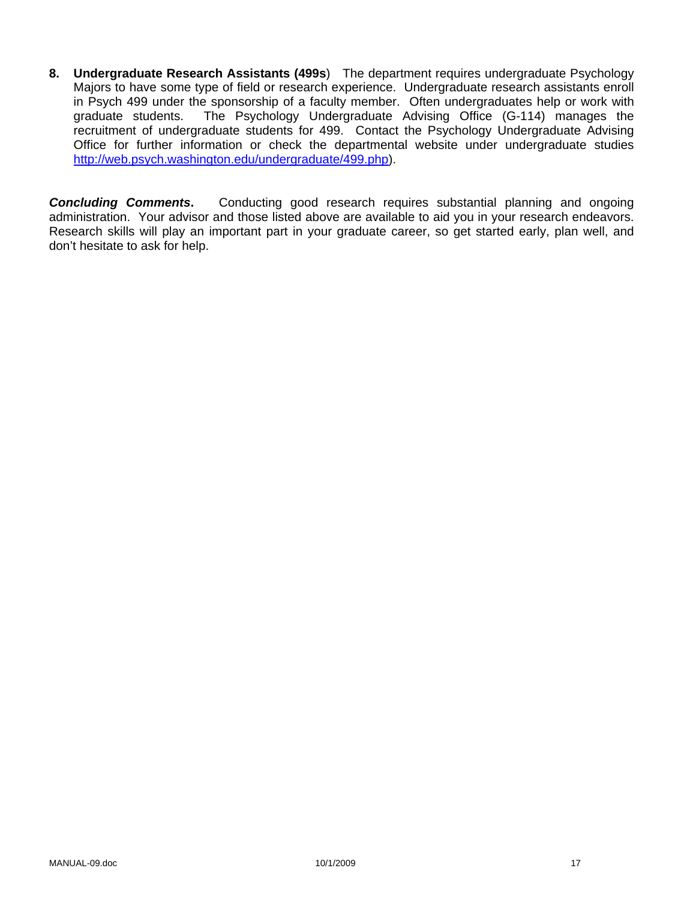8. **Undergraduate Research Assistants (499s**) The department requires undergraduate Psychology Majors to have some type of field or research experience. Undergraduate research assistants enroll in Psych 499 under the sponsorship of a faculty member. Often undergraduates help or work with graduate students. The Psychology Undergraduate Advising Office (G-114) manages the recruitment of undergraduate students for 499. Contact the Psychology Undergraduate Advising Office for further information or check the departmental website under undergraduate studies http://web.psych.washington.edu/undergraduate/499.php).

***Concluding Comments*.** Conducting good research requires substantial planning and ongoing administration. Your advisor and those listed above are available to aid you in your research endeavors. Research skills will play an important part in your graduate career, so get started early, plan well, and don't hesitate to ask for help.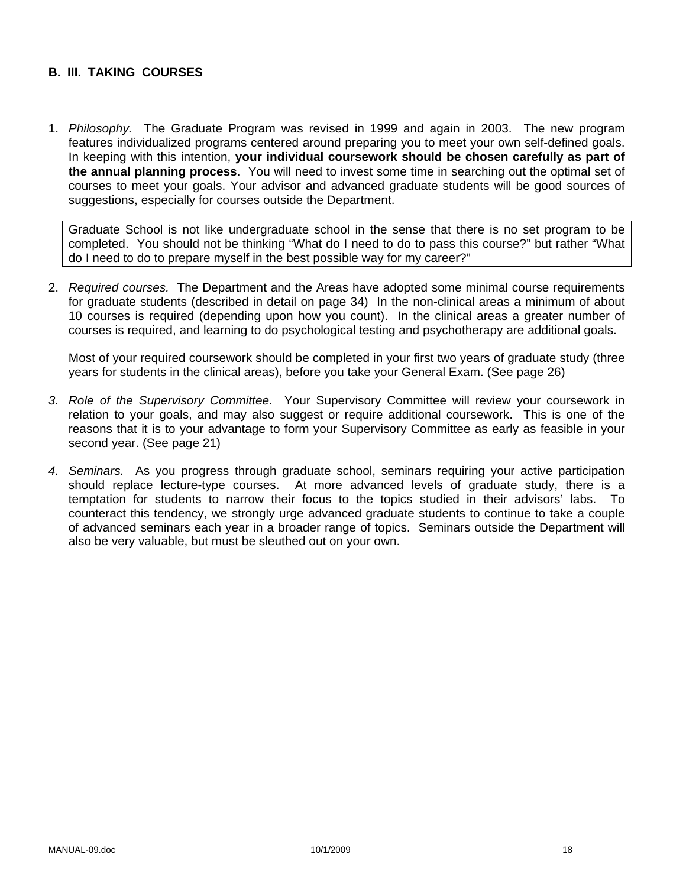## B. III. TAKING COURSES

1. *Philosophy.* The Graduate Program was revised in 1999 and again in 2003. The new program features individualized programs centered around preparing you to meet your own self-defined goals. In keeping with this intention, **your individual coursework should be chosen carefully as part of the annual planning process**. You will need to invest some time in searching out the optimal set of courses to meet your goals. Your advisor and advanced graduate students will be good sources of suggestions, especially for courses outside the Department.

   > Graduate School is not like undergraduate school in the sense that there is no set program to be completed. You should not be thinking "What do I need to do to pass this course?" but rather "What do I need to do to prepare myself in the best possible way for my career?"

2. *Required courses.* The Department and the Areas have adopted some minimal course requirements for graduate students (described in detail on page 34) In the non-clinical areas a minimum of about 10 courses is required (depending upon how you count). In the clinical areas a greater number of courses is required, and learning to do psychological testing and psychotherapy are additional goals.

   Most of your required coursework should be completed in your first two years of graduate study (three years for students in the clinical areas), before you take your General Exam. (See page 26)

3. *Role of the Supervisory Committee.* Your Supervisory Committee will review your coursework in relation to your goals, and may also suggest or require additional coursework. This is one of the reasons that it is to your advantage to form your Supervisory Committee as early as feasible in your second year. (See page 21)

4. *Seminars.* As you progress through graduate school, seminars requiring your active participation should replace lecture-type courses. At more advanced levels of graduate study, there is a temptation for students to narrow their focus to the topics studied in their advisors' labs. To counteract this tendency, we strongly urge advanced graduate students to continue to take a couple of advanced seminars each year in a broader range of topics. Seminars outside the Department will also be very valuable, but must be sleuthed out on your own.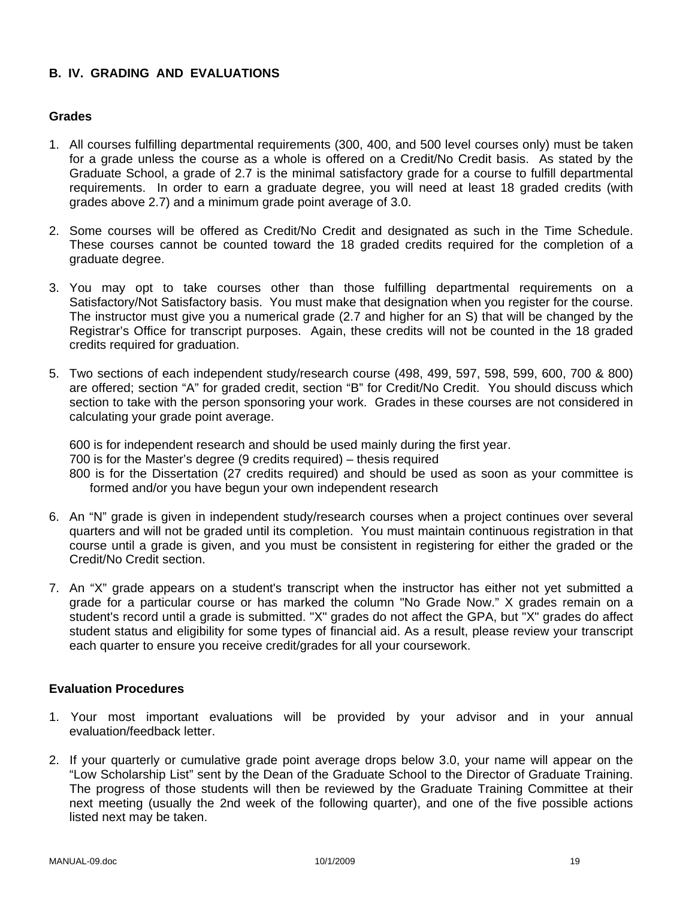## B. IV. GRADING AND EVALUATIONS

### Grades

1. All courses fulfilling departmental requirements (300, 400, and 500 level courses only) must be taken for a grade unless the course as a whole is offered on a Credit/No Credit basis. As stated by the Graduate School, a grade of 2.7 is the minimal satisfactory grade for a course to fulfill departmental requirements. In order to earn a graduate degree, you will need at least 18 graded credits (with grades above 2.7) and a minimum grade point average of 3.0.

2. Some courses will be offered as Credit/No Credit and designated as such in the Time Schedule. These courses cannot be counted toward the 18 graded credits required for the completion of a graduate degree.

3. You may opt to take courses other than those fulfilling departmental requirements on a Satisfactory/Not Satisfactory basis. You must make that designation when you register for the course. The instructor must give you a numerical grade (2.7 and higher for an S) that will be changed by the Registrar's Office for transcript purposes. Again, these credits will not be counted in the 18 graded credits required for graduation.

5. Two sections of each independent study/research course (498, 499, 597, 598, 599, 600, 700 & 800) are offered; section "A" for graded credit, section "B" for Credit/No Credit. You should discuss which section to take with the person sponsoring your work. Grades in these courses are not considered in calculating your grade point average.

   600 is for independent research and should be used mainly during the first year.
   700 is for the Master's degree (9 credits required) – thesis required
   800 is for the Dissertation (27 credits required) and should be used as soon as your committee is formed and/or you have begun your own independent research

6. An "N" grade is given in independent study/research courses when a project continues over several quarters and will not be graded until its completion. You must maintain continuous registration in that course until a grade is given, and you must be consistent in registering for either the graded or the Credit/No Credit section.

7. An "X" grade appears on a student's transcript when the instructor has either not yet submitted a grade for a particular course or has marked the column "No Grade Now." X grades remain on a student's record until a grade is submitted. "X" grades do not affect the GPA, but "X" grades do affect student status and eligibility for some types of financial aid. As a result, please review your transcript each quarter to ensure you receive credit/grades for all your coursework.

### Evaluation Procedures

1. Your most important evaluations will be provided by your advisor and in your annual evaluation/feedback letter.

2. If your quarterly or cumulative grade point average drops below 3.0, your name will appear on the "Low Scholarship List" sent by the Dean of the Graduate School to the Director of Graduate Training. The progress of those students will then be reviewed by the Graduate Training Committee at their next meeting (usually the 2nd week of the following quarter), and one of the five possible actions listed next may be taken.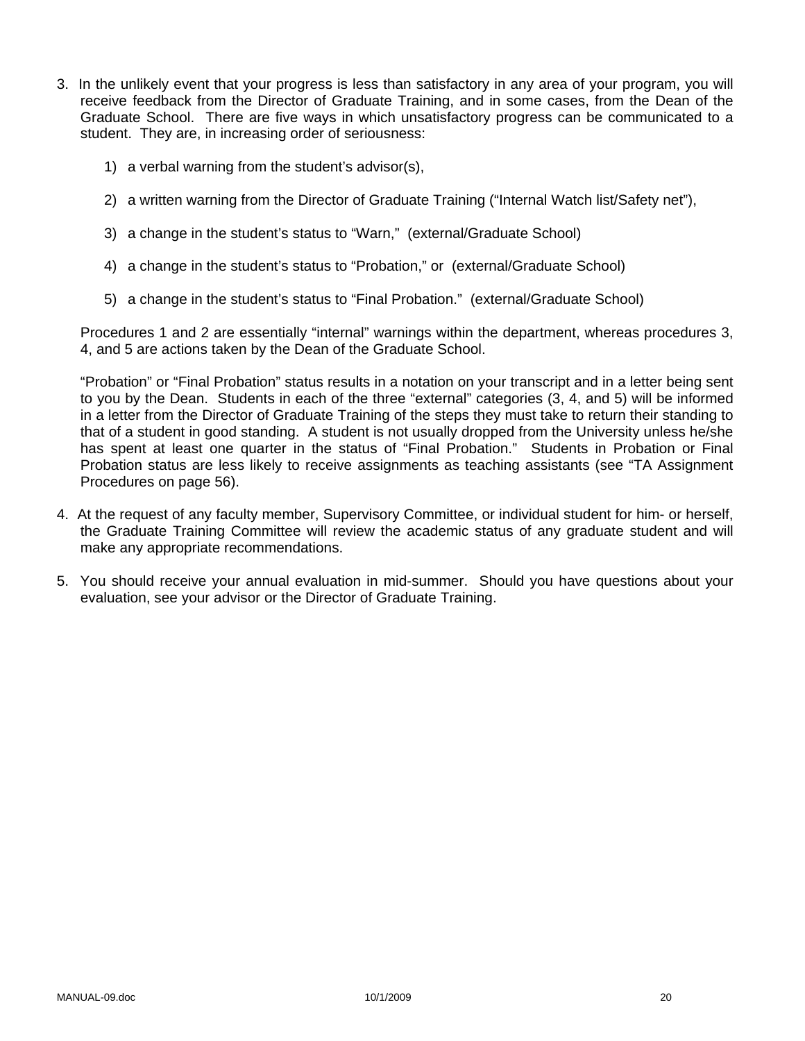3. In the unlikely event that your progress is less than satisfactory in any area of your program, you will receive feedback from the Director of Graduate Training, and in some cases, from the Dean of the Graduate School. There are five ways in which unsatisfactory progress can be communicated to a student. They are, in increasing order of seriousness:

    1) a verbal warning from the student's advisor(s),

    2) a written warning from the Director of Graduate Training ("Internal Watch list/Safety net"),

    3) a change in the student's status to "Warn," (external/Graduate School)

    4) a change in the student's status to "Probation," or (external/Graduate School)

    5) a change in the student's status to "Final Probation." (external/Graduate School)

    Procedures 1 and 2 are essentially "internal" warnings within the department, whereas procedures 3, 4, and 5 are actions taken by the Dean of the Graduate School.

    "Probation" or "Final Probation" status results in a notation on your transcript and in a letter being sent to you by the Dean. Students in each of the three "external" categories (3, 4, and 5) will be informed in a letter from the Director of Graduate Training of the steps they must take to return their standing to that of a student in good standing. A student is not usually dropped from the University unless he/she has spent at least one quarter in the status of "Final Probation." Students in Probation or Final Probation status are less likely to receive assignments as teaching assistants (see "TA Assignment Procedures on page 56).

4. At the request of any faculty member, Supervisory Committee, or individual student for him- or herself, the Graduate Training Committee will review the academic status of any graduate student and will make any appropriate recommendations.

5. You should receive your annual evaluation in mid-summer. Should you have questions about your evaluation, see your advisor or the Director of Graduate Training.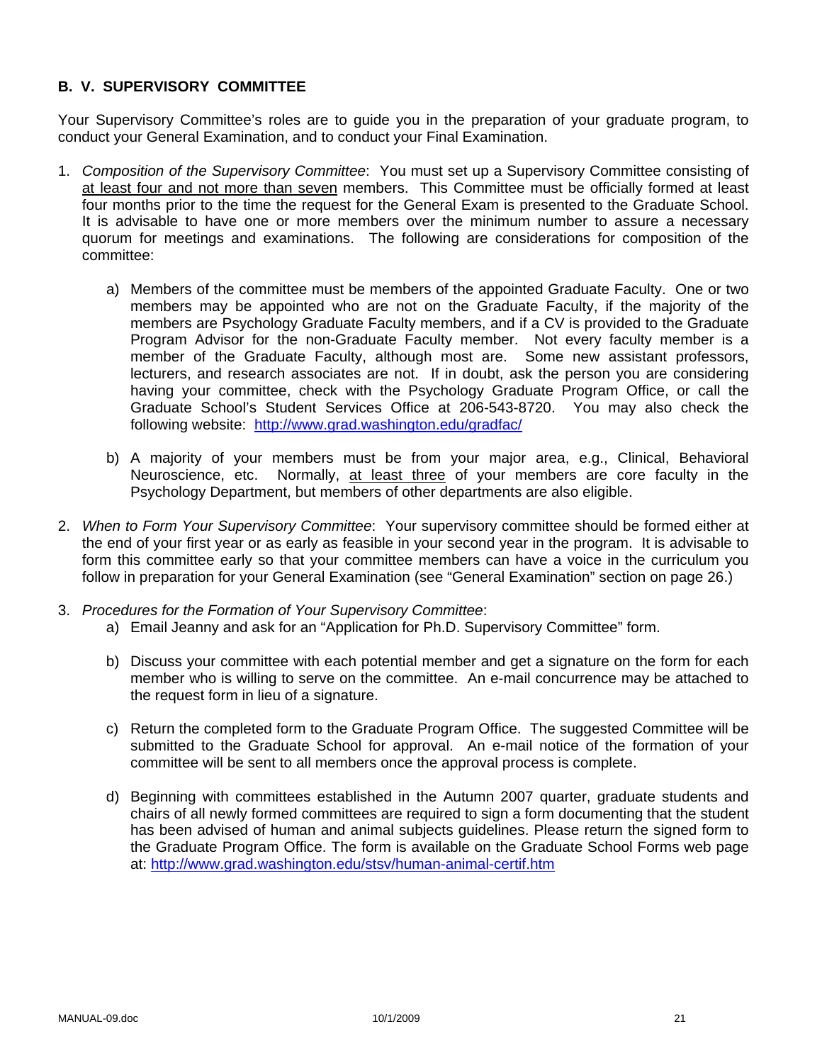## B. V. SUPERVISORY COMMITTEE

Your Supervisory Committee's roles are to guide you in the preparation of your graduate program, to conduct your General Examination, and to conduct your Final Examination.

1. *Composition of the Supervisory Committee*: You must set up a Supervisory Committee consisting of <u>at least four and not more than seven</u> members. This Committee must be officially formed at least four months prior to the time the request for the General Exam is presented to the Graduate School. It is advisable to have one or more members over the minimum number to assure a necessary quorum for meetings and examinations. The following are considerations for composition of the committee:

   a) Members of the committee must be members of the appointed Graduate Faculty. One or two members may be appointed who are not on the Graduate Faculty, if the majority of the members are Psychology Graduate Faculty members, and if a CV is provided to the Graduate Program Advisor for the non-Graduate Faculty member. Not every faculty member is a member of the Graduate Faculty, although most are. Some new assistant professors, lecturers, and research associates are not. If in doubt, ask the person you are considering having your committee, check with the Psychology Graduate Program Office, or call the Graduate School's Student Services Office at 206-543-8720. You may also check the following website: http://www.grad.washington.edu/gradfac/

   b) A majority of your members must be from your major area, e.g., Clinical, Behavioral Neuroscience, etc. Normally, <u>at least three</u> of your members are core faculty in the Psychology Department, but members of other departments are also eligible.

2. *When to Form Your Supervisory Committee*: Your supervisory committee should be formed either at the end of your first year or as early as feasible in your second year in the program. It is advisable to form this committee early so that your committee members can have a voice in the curriculum you follow in preparation for your General Examination (see "General Examination" section on page 26.)

3. *Procedures for the Formation of Your Supervisory Committee*:

   a) Email Jeanny and ask for an "Application for Ph.D. Supervisory Committee" form.

   b) Discuss your committee with each potential member and get a signature on the form for each member who is willing to serve on the committee. An e-mail concurrence may be attached to the request form in lieu of a signature.

   c) Return the completed form to the Graduate Program Office. The suggested Committee will be submitted to the Graduate School for approval. An e-mail notice of the formation of your committee will be sent to all members once the approval process is complete.

   d) Beginning with committees established in the Autumn 2007 quarter, graduate students and chairs of all newly formed committees are required to sign a form documenting that the student has been advised of human and animal subjects guidelines. Please return the signed form to the Graduate Program Office. The form is available on the Graduate School Forms web page at: http://www.grad.washington.edu/stsv/human-animal-certif.htm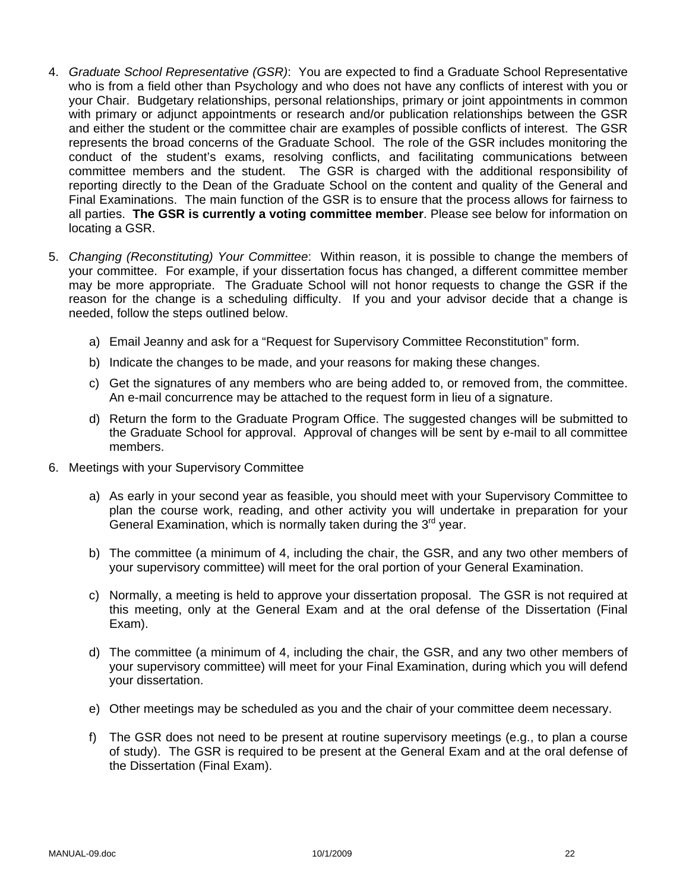4. *Graduate School Representative (GSR)*: You are expected to find a Graduate School Representative who is from a field other than Psychology and who does not have any conflicts of interest with you or your Chair. Budgetary relationships, personal relationships, primary or joint appointments in common with primary or adjunct appointments or research and/or publication relationships between the GSR and either the student or the committee chair are examples of possible conflicts of interest. The GSR represents the broad concerns of the Graduate School. The role of the GSR includes monitoring the conduct of the student's exams, resolving conflicts, and facilitating communications between committee members and the student. The GSR is charged with the additional responsibility of reporting directly to the Dean of the Graduate School on the content and quality of the General and Final Examinations. The main function of the GSR is to ensure that the process allows for fairness to all parties. **The GSR is currently a voting committee member**. Please see below for information on locating a GSR.

5. *Changing (Reconstituting) Your Committee*: Within reason, it is possible to change the members of your committee. For example, if your dissertation focus has changed, a different committee member may be more appropriate. The Graduate School will not honor requests to change the GSR if the reason for the change is a scheduling difficulty. If you and your advisor decide that a change is needed, follow the steps outlined below.

   a) Email Jeanny and ask for a "Request for Supervisory Committee Reconstitution" form.

   b) Indicate the changes to be made, and your reasons for making these changes.

   c) Get the signatures of any members who are being added to, or removed from, the committee. An e-mail concurrence may be attached to the request form in lieu of a signature.

   d) Return the form to the Graduate Program Office. The suggested changes will be submitted to the Graduate School for approval. Approval of changes will be sent by e-mail to all committee members.

6. Meetings with your Supervisory Committee

   a) As early in your second year as feasible, you should meet with your Supervisory Committee to plan the course work, reading, and other activity you will undertake in preparation for your General Examination, which is normally taken during the 3rd year.

   b) The committee (a minimum of 4, including the chair, the GSR, and any two other members of your supervisory committee) will meet for the oral portion of your General Examination.

   c) Normally, a meeting is held to approve your dissertation proposal. The GSR is not required at this meeting, only at the General Exam and at the oral defense of the Dissertation (Final Exam).

   d) The committee (a minimum of 4, including the chair, the GSR, and any two other members of your supervisory committee) will meet for your Final Examination, during which you will defend your dissertation.

   e) Other meetings may be scheduled as you and the chair of your committee deem necessary.

   f) The GSR does not need to be present at routine supervisory meetings (e.g., to plan a course of study). The GSR is required to be present at the General Exam and at the oral defense of the Dissertation (Final Exam).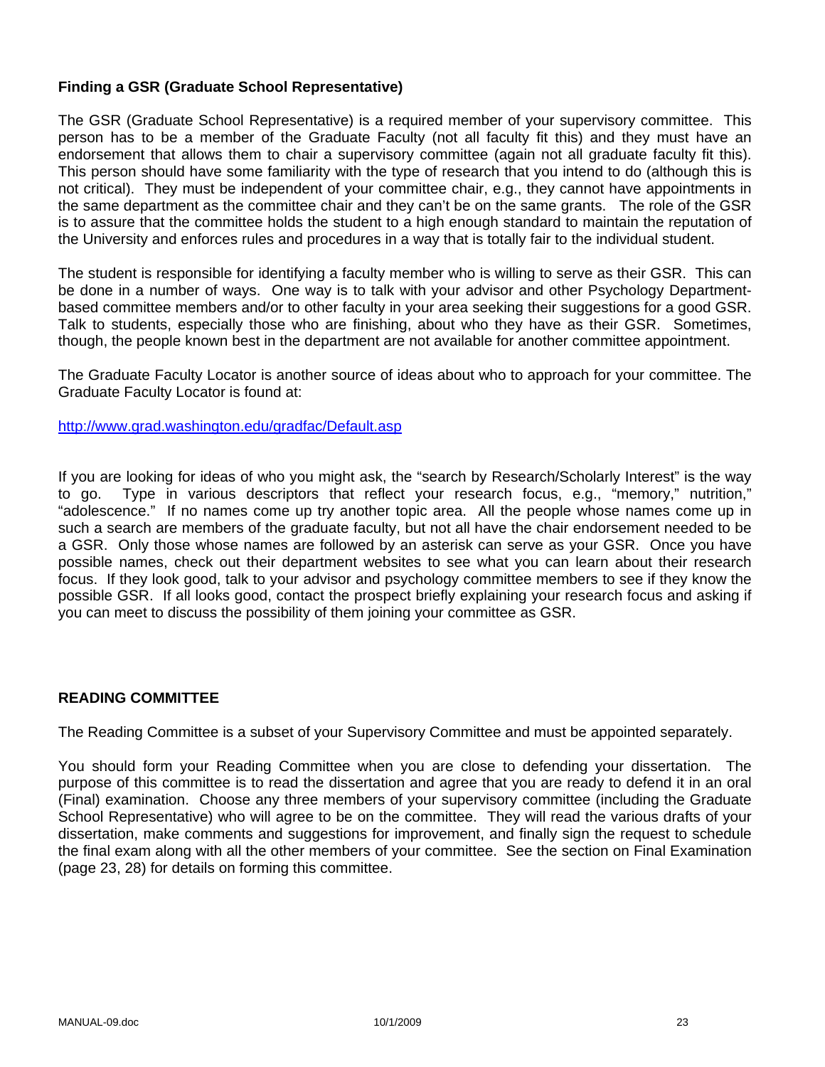### Finding a GSR (Graduate School Representative)

The GSR (Graduate School Representative) is a required member of your supervisory committee. This person has to be a member of the Graduate Faculty (not all faculty fit this) and they must have an endorsement that allows them to chair a supervisory committee (again not all graduate faculty fit this). This person should have some familiarity with the type of research that you intend to do (although this is not critical). They must be independent of your committee chair, e.g., they cannot have appointments in the same department as the committee chair and they can't be on the same grants. The role of the GSR is to assure that the committee holds the student to a high enough standard to maintain the reputation of the University and enforces rules and procedures in a way that is totally fair to the individual student.

The student is responsible for identifying a faculty member who is willing to serve as their GSR. This can be done in a number of ways. One way is to talk with your advisor and other Psychology Department-based committee members and/or to other faculty in your area seeking their suggestions for a good GSR. Talk to students, especially those who are finishing, about who they have as their GSR. Sometimes, though, the people known best in the department are not available for another committee appointment.

The Graduate Faculty Locator is another source of ideas about who to approach for your committee. The Graduate Faculty Locator is found at:

http://www.grad.washington.edu/gradfac/Default.asp

If you are looking for ideas of who you might ask, the "search by Research/Scholarly Interest" is the way to go. Type in various descriptors that reflect your research focus, e.g., "memory," nutrition," "adolescence." If no names come up try another topic area. All the people whose names come up in such a search are members of the graduate faculty, but not all have the chair endorsement needed to be a GSR. Only those whose names are followed by an asterisk can serve as your GSR. Once you have possible names, check out their department websites to see what you can learn about their research focus. If they look good, talk to your advisor and psychology committee members to see if they know the possible GSR. If all looks good, contact the prospect briefly explaining your research focus and asking if you can meet to discuss the possibility of them joining your committee as GSR.

### READING COMMITTEE

The Reading Committee is a subset of your Supervisory Committee and must be appointed separately.

You should form your Reading Committee when you are close to defending your dissertation. The purpose of this committee is to read the dissertation and agree that you are ready to defend it in an oral (Final) examination. Choose any three members of your supervisory committee (including the Graduate School Representative) who will agree to be on the committee. They will read the various drafts of your dissertation, make comments and suggestions for improvement, and finally sign the request to schedule the final exam along with all the other members of your committee. See the section on Final Examination (page 23, 28) for details on forming this committee.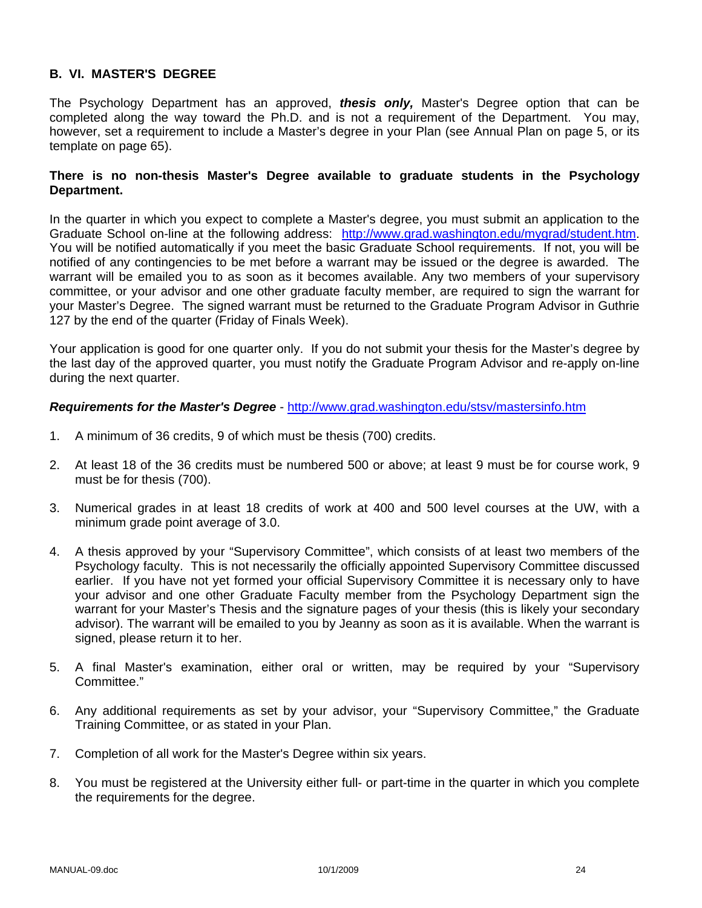## B. VI. MASTER'S DEGREE

The Psychology Department has an approved, ***thesis only,*** Master's Degree option that can be completed along the way toward the Ph.D. and is not a requirement of the Department. You may, however, set a requirement to include a Master's degree in your Plan (see Annual Plan on page 5, or its template on page 65).

**There is no non-thesis Master's Degree available to graduate students in the Psychology Department.**

In the quarter in which you expect to complete a Master's degree, you must submit an application to the Graduate School on-line at the following address: http://www.grad.washington.edu/mygrad/student.htm. You will be notified automatically if you meet the basic Graduate School requirements. If not, you will be notified of any contingencies to be met before a warrant may be issued or the degree is awarded. The warrant will be emailed you to as soon as it becomes available. Any two members of your supervisory committee, or your advisor and one other graduate faculty member, are required to sign the warrant for your Master's Degree. The signed warrant must be returned to the Graduate Program Advisor in Guthrie 127 by the end of the quarter (Friday of Finals Week).

Your application is good for one quarter only. If you do not submit your thesis for the Master's degree by the last day of the approved quarter, you must notify the Graduate Program Advisor and re-apply on-line during the next quarter.

***Requirements for the Master's Degree*** - http://www.grad.washington.edu/stsv/mastersinfo.htm

1. A minimum of 36 credits, 9 of which must be thesis (700) credits.
2. At least 18 of the 36 credits must be numbered 500 or above; at least 9 must be for course work, 9 must be for thesis (700).
3. Numerical grades in at least 18 credits of work at 400 and 500 level courses at the UW, with a minimum grade point average of 3.0.
4. A thesis approved by your "Supervisory Committee", which consists of at least two members of the Psychology faculty. This is not necessarily the officially appointed Supervisory Committee discussed earlier. If you have not yet formed your official Supervisory Committee it is necessary only to have your advisor and one other Graduate Faculty member from the Psychology Department sign the warrant for your Master's Thesis and the signature pages of your thesis (this is likely your secondary advisor). The warrant will be emailed to you by Jeanny as soon as it is available. When the warrant is signed, please return it to her.
5. A final Master's examination, either oral or written, may be required by your "Supervisory Committee."
6. Any additional requirements as set by your advisor, your "Supervisory Committee," the Graduate Training Committee, or as stated in your Plan.
7. Completion of all work for the Master's Degree within six years.
8. You must be registered at the University either full- or part-time in the quarter in which you complete the requirements for the degree.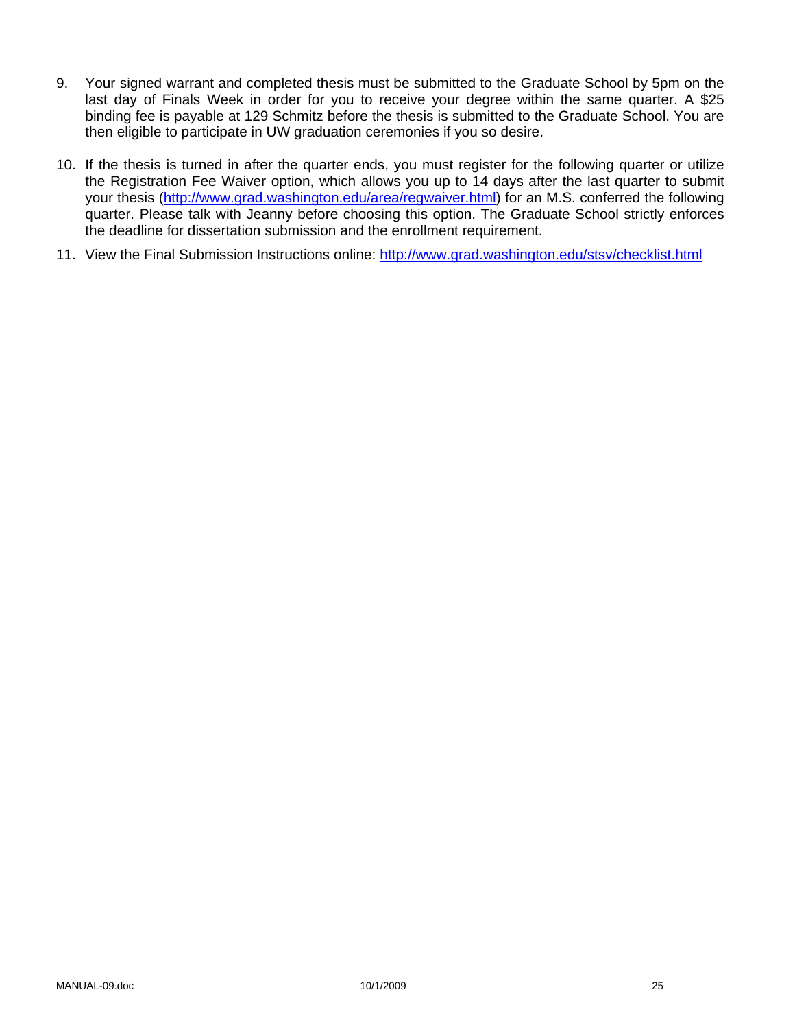9. Your signed warrant and completed thesis must be submitted to the Graduate School by 5pm on the last day of Finals Week in order for you to receive your degree within the same quarter. A $25 binding fee is payable at 129 Schmitz before the thesis is submitted to the Graduate School. You are then eligible to participate in UW graduation ceremonies if you so desire.

10. If the thesis is turned in after the quarter ends, you must register for the following quarter or utilize the Registration Fee Waiver option, which allows you up to 14 days after the last quarter to submit your thesis (http://www.grad.washington.edu/area/regwaiver.html) for an M.S. conferred the following quarter. Please talk with Jeanny before choosing this option. The Graduate School strictly enforces the deadline for dissertation submission and the enrollment requirement.

11. View the Final Submission Instructions online: http://www.grad.washington.edu/stsv/checklist.html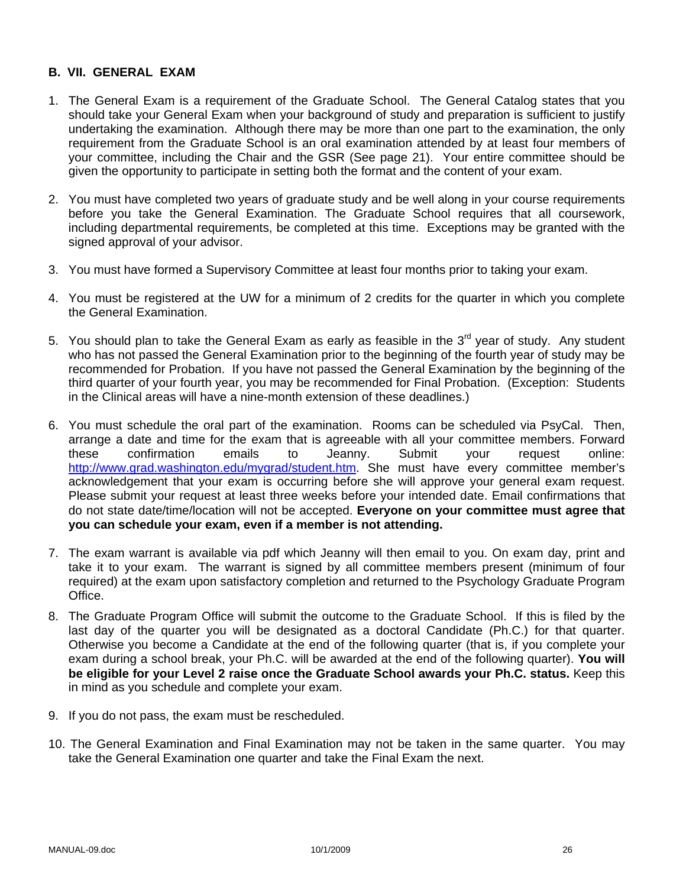## B. VII. GENERAL EXAM

1. The General Exam is a requirement of the Graduate School. The General Catalog states that you should take your General Exam when your background of study and preparation is sufficient to justify undertaking the examination. Although there may be more than one part to the examination, the only requirement from the Graduate School is an oral examination attended by at least four members of your committee, including the Chair and the GSR (See page 21). Your entire committee should be given the opportunity to participate in setting both the format and the content of your exam.

2. You must have completed two years of graduate study and be well along in your course requirements before you take the General Examination. The Graduate School requires that all coursework, including departmental requirements, be completed at this time. Exceptions may be granted with the signed approval of your advisor.

3. You must have formed a Supervisory Committee at least four months prior to taking your exam.

4. You must be registered at the UW for a minimum of 2 credits for the quarter in which you complete the General Examination.

5. You should plan to take the General Exam as early as feasible in the 3rd year of study. Any student who has not passed the General Examination prior to the beginning of the fourth year of study may be recommended for Probation. If you have not passed the General Examination by the beginning of the third quarter of your fourth year, you may be recommended for Final Probation. (Exception: Students in the Clinical areas will have a nine-month extension of these deadlines.)

6. You must schedule the oral part of the examination. Rooms can be scheduled via PsyCal. Then, arrange a date and time for the exam that is agreeable with all your committee members. Forward these confirmation emails to Jeanny. Submit your request online: http://www.grad.washington.edu/mygrad/student.htm. She must have every committee member's acknowledgement that your exam is occurring before she will approve your general exam request. Please submit your request at least three weeks before your intended date. Email confirmations that do not state date/time/location will not be accepted. **Everyone on your committee must agree that you can schedule your exam, even if a member is not attending.**

7. The exam warrant is available via pdf which Jeanny will then email to you. On exam day, print and take it to your exam. The warrant is signed by all committee members present (minimum of four required) at the exam upon satisfactory completion and returned to the Psychology Graduate Program Office.

8. The Graduate Program Office will submit the outcome to the Graduate School. If this is filed by the last day of the quarter you will be designated as a doctoral Candidate (Ph.C.) for that quarter. Otherwise you become a Candidate at the end of the following quarter (that is, if you complete your exam during a school break, your Ph.C. will be awarded at the end of the following quarter). **You will be eligible for your Level 2 raise once the Graduate School awards your Ph.C. status.** Keep this in mind as you schedule and complete your exam.

9. If you do not pass, the exam must be rescheduled.

10. The General Examination and Final Examination may not be taken in the same quarter. You may take the General Examination one quarter and take the Final Exam the next.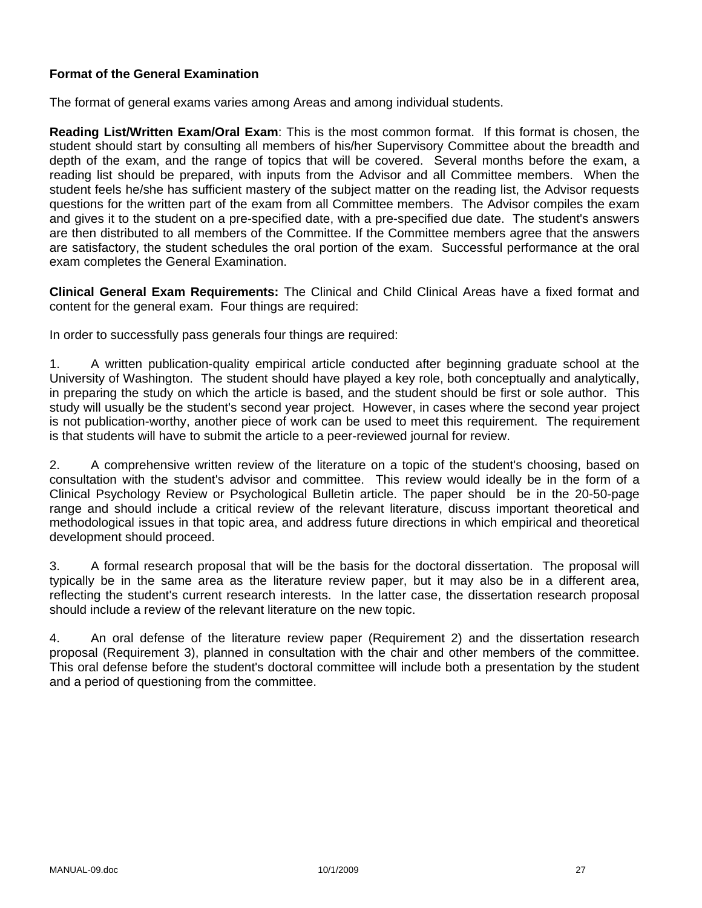**Format of the General Examination**

The format of general exams varies among Areas and among individual students.

**Reading List/Written Exam/Oral Exam**: This is the most common format. If this format is chosen, the student should start by consulting all members of his/her Supervisory Committee about the breadth and depth of the exam, and the range of topics that will be covered. Several months before the exam, a reading list should be prepared, with inputs from the Advisor and all Committee members. When the student feels he/she has sufficient mastery of the subject matter on the reading list, the Advisor requests questions for the written part of the exam from all Committee members. The Advisor compiles the exam and gives it to the student on a pre-specified date, with a pre-specified due date. The student's answers are then distributed to all members of the Committee. If the Committee members agree that the answers are satisfactory, the student schedules the oral portion of the exam. Successful performance at the oral exam completes the General Examination.

**Clinical General Exam Requirements:** The Clinical and Child Clinical Areas have a fixed format and content for the general exam. Four things are required:

In order to successfully pass generals four things are required:

1. A written publication-quality empirical article conducted after beginning graduate school at the University of Washington. The student should have played a key role, both conceptually and analytically, in preparing the study on which the article is based, and the student should be first or sole author. This study will usually be the student's second year project. However, in cases where the second year project is not publication-worthy, another piece of work can be used to meet this requirement. The requirement is that students will have to submit the article to a peer-reviewed journal for review.

2. A comprehensive written review of the literature on a topic of the student's choosing, based on consultation with the student's advisor and committee. This review would ideally be in the form of a Clinical Psychology Review or Psychological Bulletin article. The paper should be in the 20-50-page range and should include a critical review of the relevant literature, discuss important theoretical and methodological issues in that topic area, and address future directions in which empirical and theoretical development should proceed.

3. A formal research proposal that will be the basis for the doctoral dissertation. The proposal will typically be in the same area as the literature review paper, but it may also be in a different area, reflecting the student's current research interests. In the latter case, the dissertation research proposal should include a review of the relevant literature on the new topic.

4. An oral defense of the literature review paper (Requirement 2) and the dissertation research proposal (Requirement 3), planned in consultation with the chair and other members of the committee. This oral defense before the student's doctoral committee will include both a presentation by the student and a period of questioning from the committee.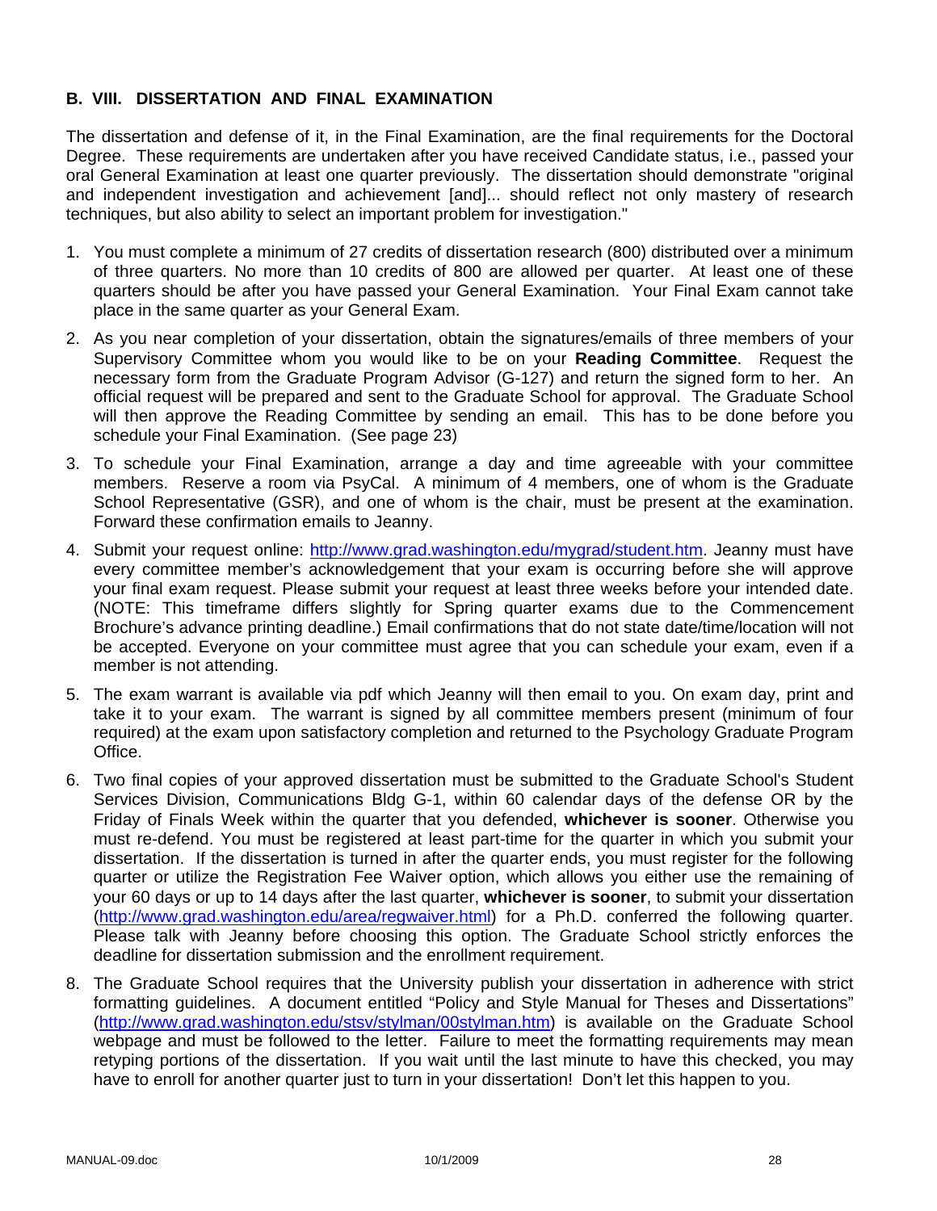## B. VIII. DISSERTATION AND FINAL EXAMINATION

The dissertation and defense of it, in the Final Examination, are the final requirements for the Doctoral Degree. These requirements are undertaken after you have received Candidate status, i.e., passed your oral General Examination at least one quarter previously. The dissertation should demonstrate "original and independent investigation and achievement [and]... should reflect not only mastery of research techniques, but also ability to select an important problem for investigation."

1. You must complete a minimum of 27 credits of dissertation research (800) distributed over a minimum of three quarters. No more than 10 credits of 800 are allowed per quarter. At least one of these quarters should be after you have passed your General Examination. Your Final Exam cannot take place in the same quarter as your General Exam.
2. As you near completion of your dissertation, obtain the signatures/emails of three members of your Supervisory Committee whom you would like to be on your **Reading Committee**. Request the necessary form from the Graduate Program Advisor (G-127) and return the signed form to her. An official request will be prepared and sent to the Graduate School for approval. The Graduate School will then approve the Reading Committee by sending an email. This has to be done before you schedule your Final Examination. (See page 23)
3. To schedule your Final Examination, arrange a day and time agreeable with your committee members. Reserve a room via PsyCal. A minimum of 4 members, one of whom is the Graduate School Representative (GSR), and one of whom is the chair, must be present at the examination. Forward these confirmation emails to Jeanny.
4. Submit your request online: http://www.grad.washington.edu/mygrad/student.htm. Jeanny must have every committee member's acknowledgement that your exam is occurring before she will approve your final exam request. Please submit your request at least three weeks before your intended date. (NOTE: This timeframe differs slightly for Spring quarter exams due to the Commencement Brochure's advance printing deadline.) Email confirmations that do not state date/time/location will not be accepted. Everyone on your committee must agree that you can schedule your exam, even if a member is not attending.
5. The exam warrant is available via pdf which Jeanny will then email to you. On exam day, print and take it to your exam. The warrant is signed by all committee members present (minimum of four required) at the exam upon satisfactory completion and returned to the Psychology Graduate Program Office.
6. Two final copies of your approved dissertation must be submitted to the Graduate School's Student Services Division, Communications Bldg G-1, within 60 calendar days of the defense OR by the Friday of Finals Week within the quarter that you defended, **whichever is sooner**. Otherwise you must re-defend. You must be registered at least part-time for the quarter in which you submit your dissertation. If the dissertation is turned in after the quarter ends, you must register for the following quarter or utilize the Registration Fee Waiver option, which allows you either use the remaining of your 60 days or up to 14 days after the last quarter, **whichever is sooner**, to submit your dissertation (http://www.grad.washington.edu/area/regwaiver.html) for a Ph.D. conferred the following quarter. Please talk with Jeanny before choosing this option. The Graduate School strictly enforces the deadline for dissertation submission and the enrollment requirement.

8. The Graduate School requires that the University publish your dissertation in adherence with strict formatting guidelines. A document entitled "Policy and Style Manual for Theses and Dissertations" (http://www.grad.washington.edu/stsv/stylman/00stylman.htm) is available on the Graduate School webpage and must be followed to the letter. Failure to meet the formatting requirements may mean retyping portions of the dissertation. If you wait until the last minute to have this checked, you may have to enroll for another quarter just to turn in your dissertation! Don't let this happen to you.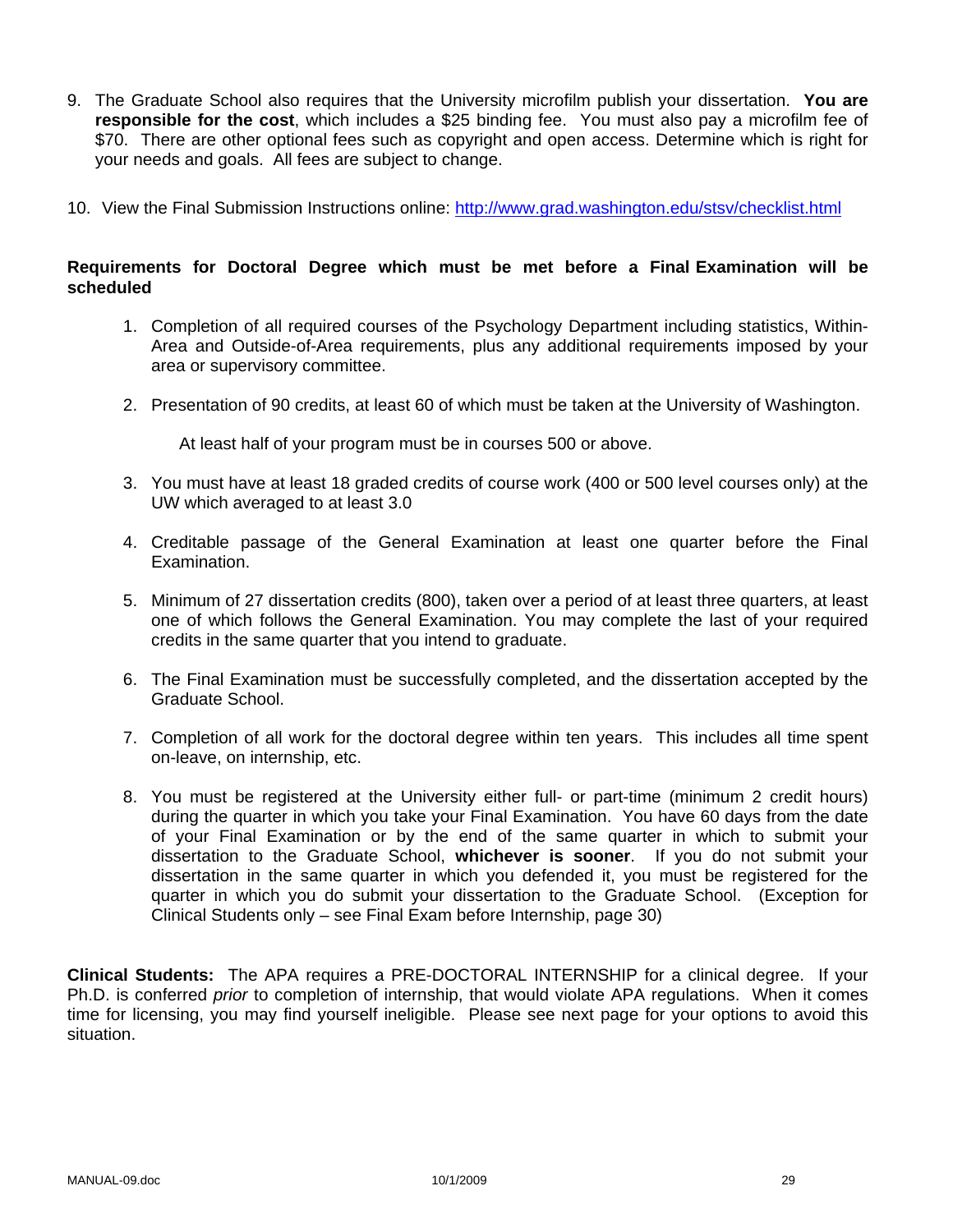9. The Graduate School also requires that the University microfilm publish your dissertation. **You are responsible for the cost**, which includes a $25 binding fee. You must also pay a microfilm fee of $70. There are other optional fees such as copyright and open access. Determine which is right for your needs and goals. All fees are subject to change.

10. View the Final Submission Instructions online: http://www.grad.washington.edu/stsv/checklist.html

**Requirements for Doctoral Degree which must be met before a Final Examination will be scheduled**

1. Completion of all required courses of the Psychology Department including statistics, Within-Area and Outside-of-Area requirements, plus any additional requirements imposed by your area or supervisory committee.

2. Presentation of 90 credits, at least 60 of which must be taken at the University of Washington.

   At least half of your program must be in courses 500 or above.

3. You must have at least 18 graded credits of course work (400 or 500 level courses only) at the UW which averaged to at least 3.0

4. Creditable passage of the General Examination at least one quarter before the Final Examination.

5. Minimum of 27 dissertation credits (800), taken over a period of at least three quarters, at least one of which follows the General Examination. You may complete the last of your required credits in the same quarter that you intend to graduate.

6. The Final Examination must be successfully completed, and the dissertation accepted by the Graduate School.

7. Completion of all work for the doctoral degree within ten years. This includes all time spent on-leave, on internship, etc.

8. You must be registered at the University either full- or part-time (minimum 2 credit hours) during the quarter in which you take your Final Examination. You have 60 days from the date of your Final Examination or by the end of the same quarter in which to submit your dissertation to the Graduate School, **whichever is sooner**. If you do not submit your dissertation in the same quarter in which you defended it, you must be registered for the quarter in which you do submit your dissertation to the Graduate School. (Exception for Clinical Students only – see Final Exam before Internship, page 30)

**Clinical Students:** The APA requires a PRE-DOCTORAL INTERNSHIP for a clinical degree. If your Ph.D. is conferred *prior* to completion of internship, that would violate APA regulations. When it comes time for licensing, you may find yourself ineligible. Please see next page for your options to avoid this situation.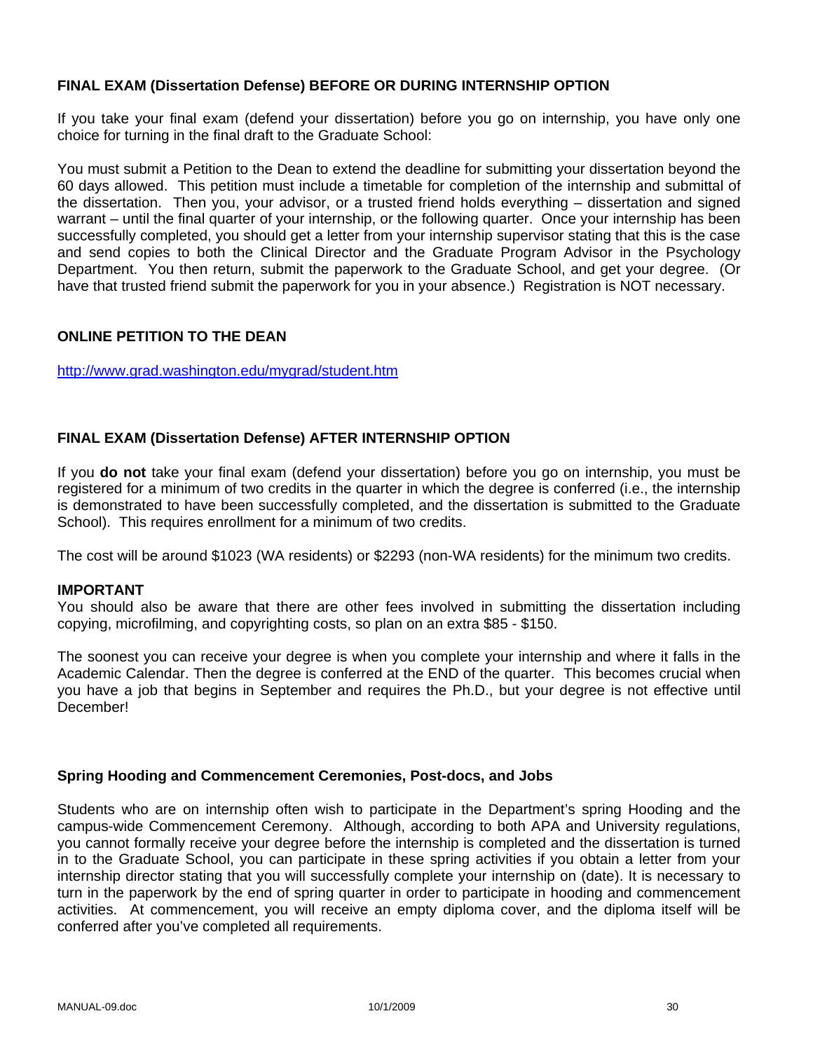## FINAL EXAM (Dissertation Defense) BEFORE OR DURING INTERNSHIP OPTION

If you take your final exam (defend your dissertation) before you go on internship, you have only one choice for turning in the final draft to the Graduate School:

You must submit a Petition to the Dean to extend the deadline for submitting your dissertation beyond the 60 days allowed. This petition must include a timetable for completion of the internship and submittal of the dissertation. Then you, your advisor, or a trusted friend holds everything – dissertation and signed warrant – until the final quarter of your internship, or the following quarter. Once your internship has been successfully completed, you should get a letter from your internship supervisor stating that this is the case and send copies to both the Clinical Director and the Graduate Program Advisor in the Psychology Department. You then return, submit the paperwork to the Graduate School, and get your degree. (Or have that trusted friend submit the paperwork for you in your absence.) Registration is NOT necessary.

## ONLINE PETITION TO THE DEAN

http://www.grad.washington.edu/mygrad/student.htm

## FINAL EXAM (Dissertation Defense) AFTER INTERNSHIP OPTION

If you **do not** take your final exam (defend your dissertation) before you go on internship, you must be registered for a minimum of two credits in the quarter in which the degree is conferred (i.e., the internship is demonstrated to have been successfully completed, and the dissertation is submitted to the Graduate School). This requires enrollment for a minimum of two credits.

The cost will be around $1023 (WA residents) or $2293 (non-WA residents) for the minimum two credits.

**IMPORTANT**

You should also be aware that there are other fees involved in submitting the dissertation including copying, microfilming, and copyrighting costs, so plan on an extra $85 - $150.

The soonest you can receive your degree is when you complete your internship and where it falls in the Academic Calendar. Then the degree is conferred at the END of the quarter. This becomes crucial when you have a job that begins in September and requires the Ph.D., but your degree is not effective until December!

## Spring Hooding and Commencement Ceremonies, Post-docs, and Jobs

Students who are on internship often wish to participate in the Department's spring Hooding and the campus-wide Commencement Ceremony. Although, according to both APA and University regulations, you cannot formally receive your degree before the internship is completed and the dissertation is turned in to the Graduate School, you can participate in these spring activities if you obtain a letter from your internship director stating that you will successfully complete your internship on (date). It is necessary to turn in the paperwork by the end of spring quarter in order to participate in hooding and commencement activities. At commencement, you will receive an empty diploma cover, and the diploma itself will be conferred after you've completed all requirements.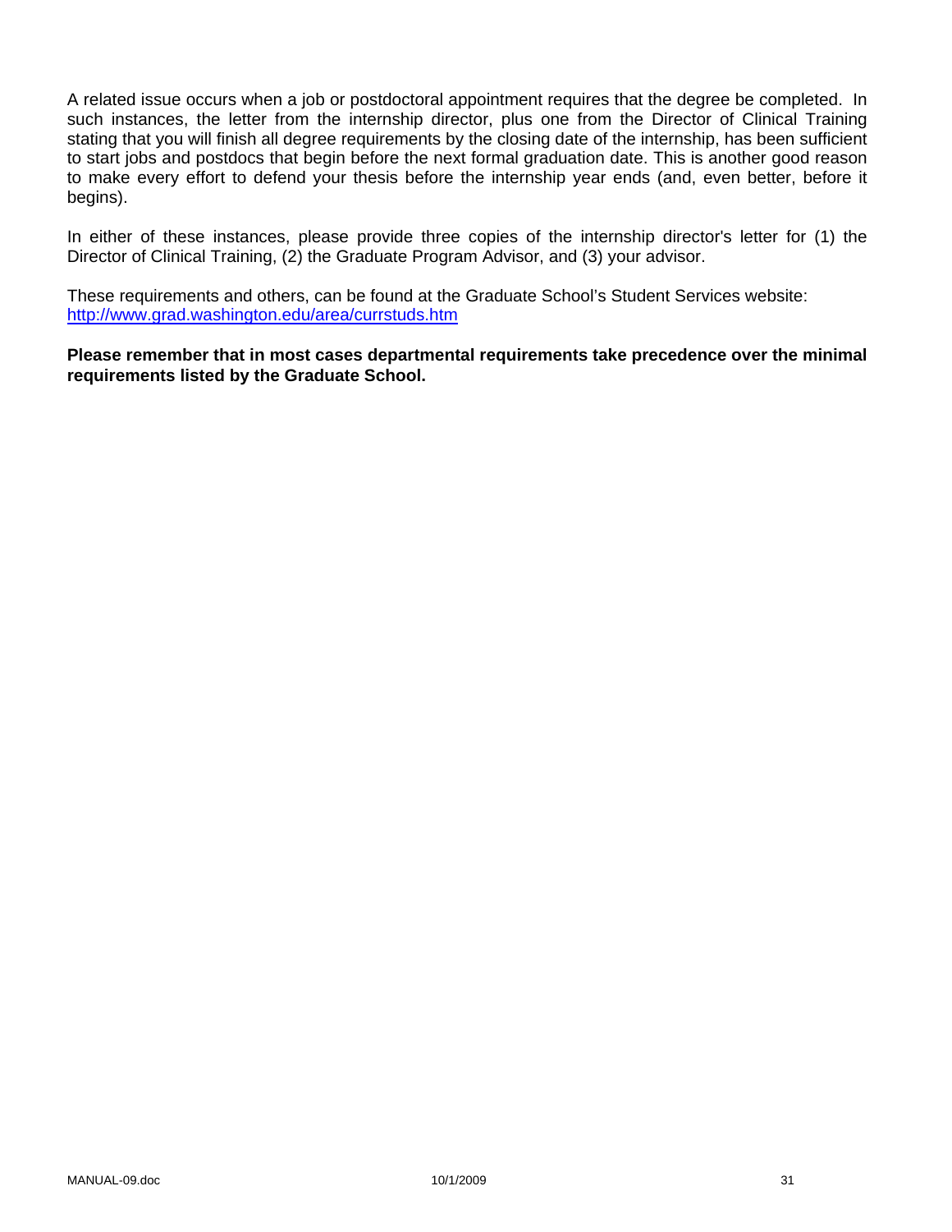A related issue occurs when a job or postdoctoral appointment requires that the degree be completed. In such instances, the letter from the internship director, plus one from the Director of Clinical Training stating that you will finish all degree requirements by the closing date of the internship, has been sufficient to start jobs and postdocs that begin before the next formal graduation date. This is another good reason to make every effort to defend your thesis before the internship year ends (and, even better, before it begins).

In either of these instances, please provide three copies of the internship director's letter for (1) the Director of Clinical Training, (2) the Graduate Program Advisor, and (3) your advisor.

These requirements and others, can be found at the Graduate School's Student Services website: [http://www.grad.washington.edu/area/currstuds.htm](http://www.grad.washington.edu/area/currstuds.htm)

**Please remember that in most cases departmental requirements take precedence over the minimal requirements listed by the Graduate School.**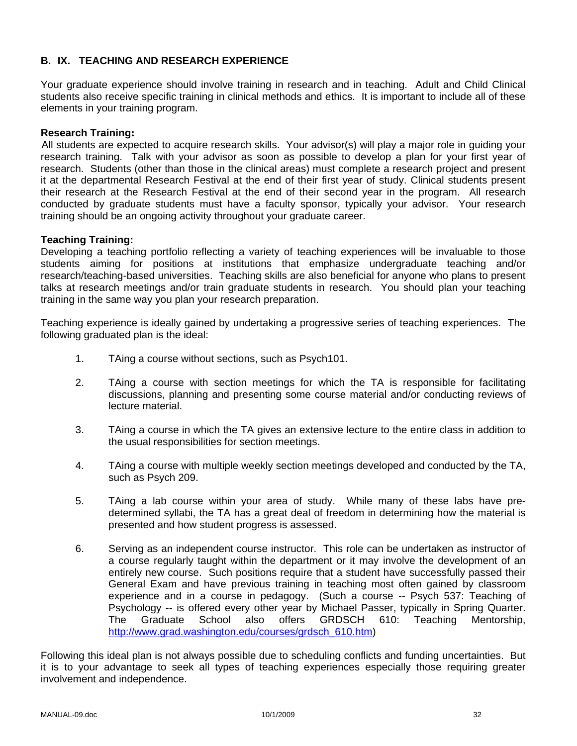## B. IX. TEACHING AND RESEARCH EXPERIENCE

Your graduate experience should involve training in research and in teaching. Adult and Child Clinical students also receive specific training in clinical methods and ethics. It is important to include all of these elements in your training program.

**Research Training:**

All students are expected to acquire research skills. Your advisor(s) will play a major role in guiding your research training. Talk with your advisor as soon as possible to develop a plan for your first year of research. Students (other than those in the clinical areas) must complete a research project and present it at the departmental Research Festival at the end of their first year of study. Clinical students present their research at the Research Festival at the end of their second year in the program. All research conducted by graduate students must have a faculty sponsor, typically your advisor. Your research training should be an ongoing activity throughout your graduate career.

**Teaching Training:**

Developing a teaching portfolio reflecting a variety of teaching experiences will be invaluable to those students aiming for positions at institutions that emphasize undergraduate teaching and/or research/teaching-based universities. Teaching skills are also beneficial for anyone who plans to present talks at research meetings and/or train graduate students in research. You should plan your teaching training in the same way you plan your research preparation.

Teaching experience is ideally gained by undertaking a progressive series of teaching experiences. The following graduated plan is the ideal:

1. TAing a course without sections, such as Psych101.

2. TAing a course with section meetings for which the TA is responsible for facilitating discussions, planning and presenting some course material and/or conducting reviews of lecture material.

3. TAing a course in which the TA gives an extensive lecture to the entire class in addition to the usual responsibilities for section meetings.

4. TAing a course with multiple weekly section meetings developed and conducted by the TA, such as Psych 209.

5. TAing a lab course within your area of study. While many of these labs have pre-determined syllabi, the TA has a great deal of freedom in determining how the material is presented and how student progress is assessed.

6. Serving as an independent course instructor. This role can be undertaken as instructor of a course regularly taught within the department or it may involve the development of an entirely new course. Such positions require that a student have successfully passed their General Exam and have previous training in teaching most often gained by classroom experience and in a course in pedagogy. (Such a course -- Psych 537: Teaching of Psychology -- is offered every other year by Michael Passer, typically in Spring Quarter. The Graduate School also offers GRDSCH 610: Teaching Mentorship, http://www.grad.washington.edu/courses/grdsch_610.htm)

Following this ideal plan is not always possible due to scheduling conflicts and funding uncertainties. But it is to your advantage to seek all types of teaching experiences especially those requiring greater involvement and independence.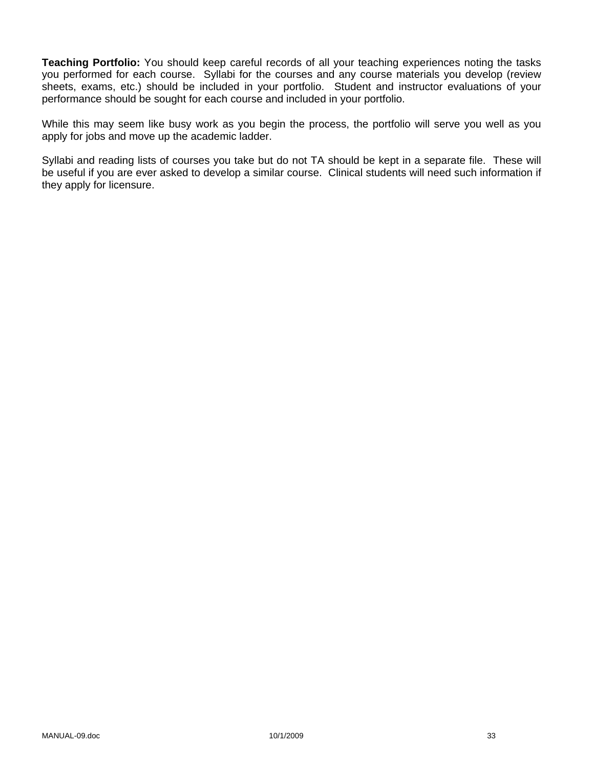**Teaching Portfolio:** You should keep careful records of all your teaching experiences noting the tasks you performed for each course. Syllabi for the courses and any course materials you develop (review sheets, exams, etc.) should be included in your portfolio. Student and instructor evaluations of your performance should be sought for each course and included in your portfolio.

While this may seem like busy work as you begin the process, the portfolio will serve you well as you apply for jobs and move up the academic ladder.

Syllabi and reading lists of courses you take but do not TA should be kept in a separate file. These will be useful if you are ever asked to develop a similar course. Clinical students will need such information if they apply for licensure.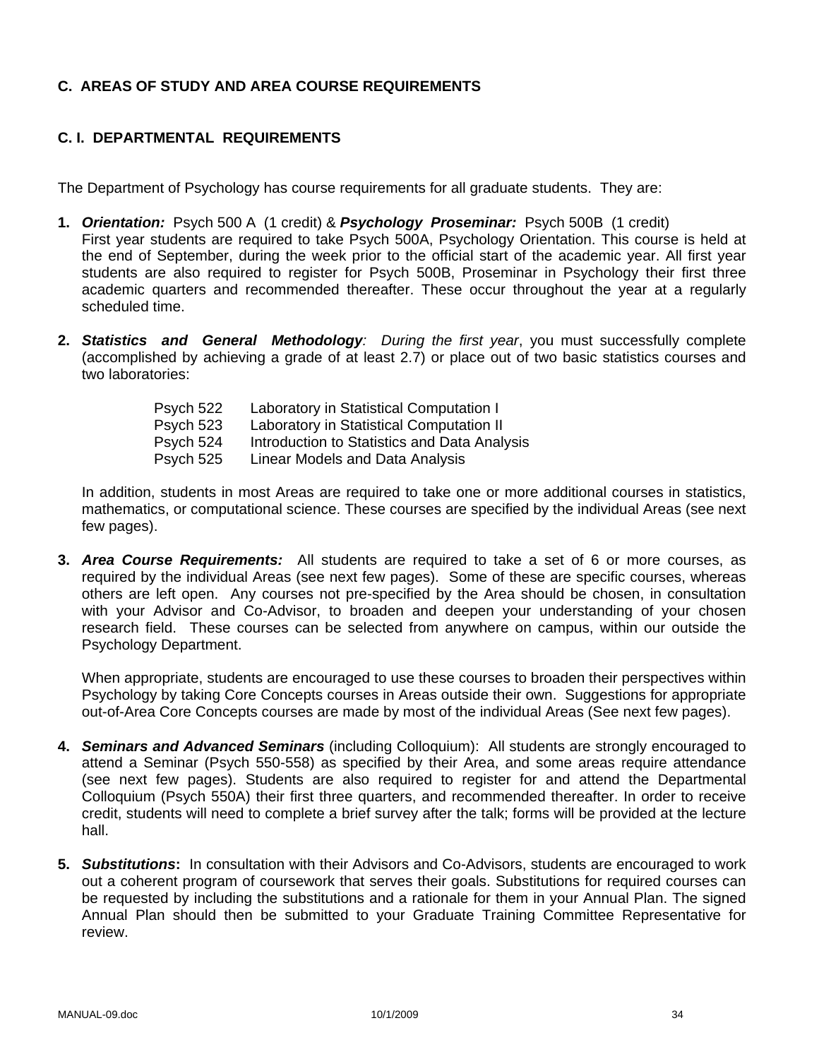## C. AREAS OF STUDY AND AREA COURSE REQUIREMENTS

### C. I. DEPARTMENTAL REQUIREMENTS

The Department of Psychology has course requirements for all graduate students. They are:

1. ***Orientation:*** Psych 500 A (1 credit) & ***Psychology Proseminar:*** Psych 500B (1 credit)
   First year students are required to take Psych 500A, Psychology Orientation. This course is held at the end of September, during the week prior to the official start of the academic year. All first year students are also required to register for Psych 500B, Proseminar in Psychology their first three academic quarters and recommended thereafter. These occur throughout the year at a regularly scheduled time.

2. ***Statistics and General Methodology****: During the first year*, you must successfully complete (accomplished by achieving a grade of at least 2.7) or place out of two basic statistics courses and two laboratories:

   | | |
   |---|---|
   | Psych 522 | Laboratory in Statistical Computation I |
   | Psych 523 | Laboratory in Statistical Computation II |
   | Psych 524 | Introduction to Statistics and Data Analysis |
   | Psych 525 | Linear Models and Data Analysis |

   In addition, students in most Areas are required to take one or more additional courses in statistics, mathematics, or computational science. These courses are specified by the individual Areas (see next few pages).

3. ***Area Course Requirements:*** All students are required to take a set of 6 or more courses, as required by the individual Areas (see next few pages). Some of these are specific courses, whereas others are left open. Any courses not pre-specified by the Area should be chosen, in consultation with your Advisor and Co-Advisor, to broaden and deepen your understanding of your chosen research field. These courses can be selected from anywhere on campus, within our outside the Psychology Department.

   When appropriate, students are encouraged to use these courses to broaden their perspectives within Psychology by taking Core Concepts courses in Areas outside their own. Suggestions for appropriate out-of-Area Core Concepts courses are made by most of the individual Areas (See next few pages).

4. ***Seminars and Advanced Seminars*** (including Colloquium): All students are strongly encouraged to attend a Seminar (Psych 550-558) as specified by their Area, and some areas require attendance (see next few pages). Students are also required to register for and attend the Departmental Colloquium (Psych 550A) their first three quarters, and recommended thereafter. In order to receive credit, students will need to complete a brief survey after the talk; forms will be provided at the lecture hall.

5. ***Substitutions*****:** In consultation with their Advisors and Co-Advisors, students are encouraged to work out a coherent program of coursework that serves their goals. Substitutions for required courses can be requested by including the substitutions and a rationale for them in your Annual Plan. The signed Annual Plan should then be submitted to your Graduate Training Committee Representative for review.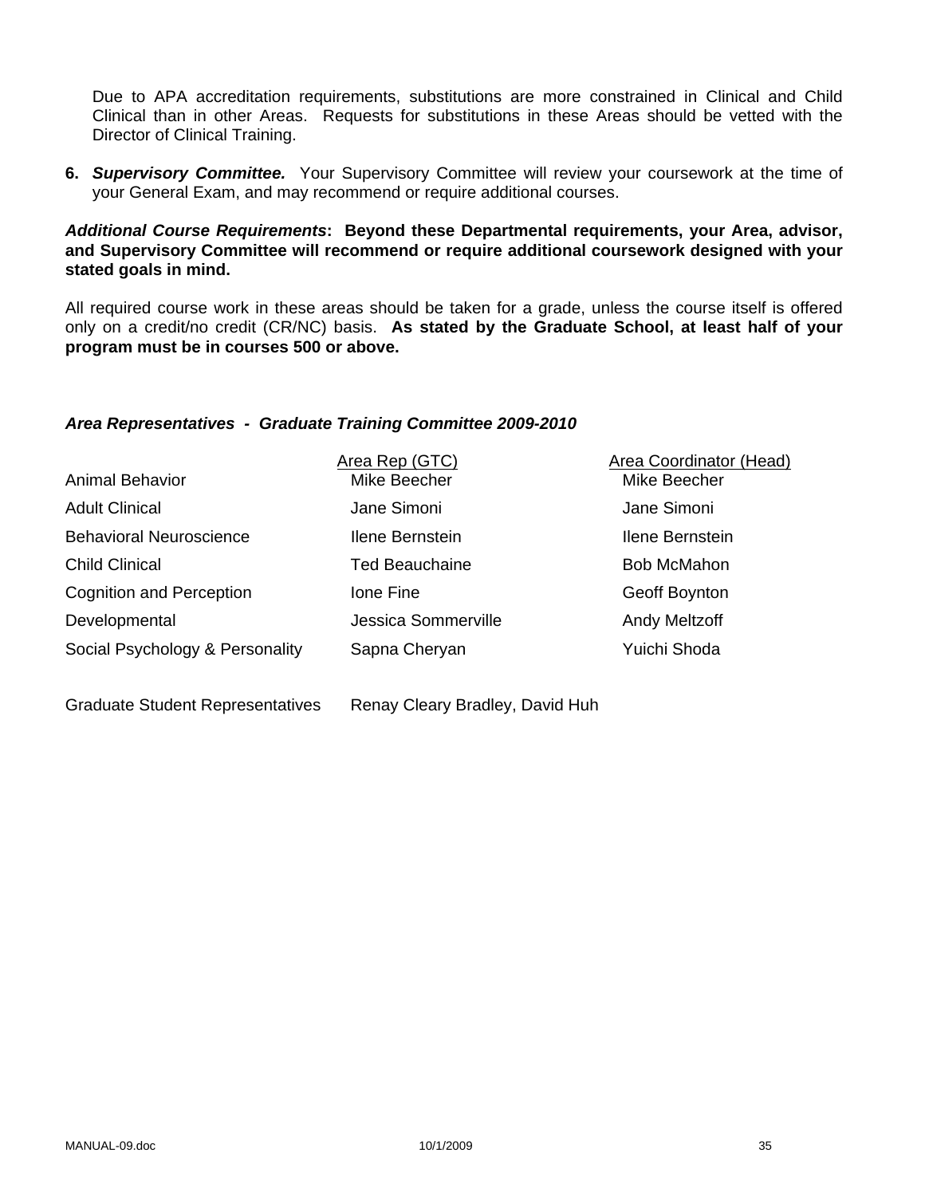Due to APA accreditation requirements, substitutions are more constrained in Clinical and Child Clinical than in other Areas. Requests for substitutions in these Areas should be vetted with the Director of Clinical Training.

6. ***Supervisory Committee.*** Your Supervisory Committee will review your coursework at the time of your General Exam, and may recommend or require additional courses.

***Additional Course Requirements*: Beyond these Departmental requirements, your Area, advisor, and Supervisory Committee will recommend or require additional coursework designed with your stated goals in mind.**

All required course work in these areas should be taken for a grade, unless the course itself is offered only on a credit/no credit (CR/NC) basis. **As stated by the Graduate School, at least half of your program must be in courses 500 or above.**

***Area Representatives - Graduate Training Committee 2009-2010***

| | Area Rep (GTC) | Area Coordinator (Head) |
|---|---|---|
| Animal Behavior | Mike Beecher | Mike Beecher |
| Adult Clinical | Jane Simoni | Jane Simoni |
| Behavioral Neuroscience | Ilene Bernstein | Ilene Bernstein |
| Child Clinical | Ted Beauchaine | Bob McMahon |
| Cognition and Perception | Ione Fine | Geoff Boynton |
| Developmental | Jessica Sommerville | Andy Meltzoff |
| Social Psychology & Personality | Sapna Cheryan | Yuichi Shoda |

Graduate Student Representatives Renay Cleary Bradley, David Huh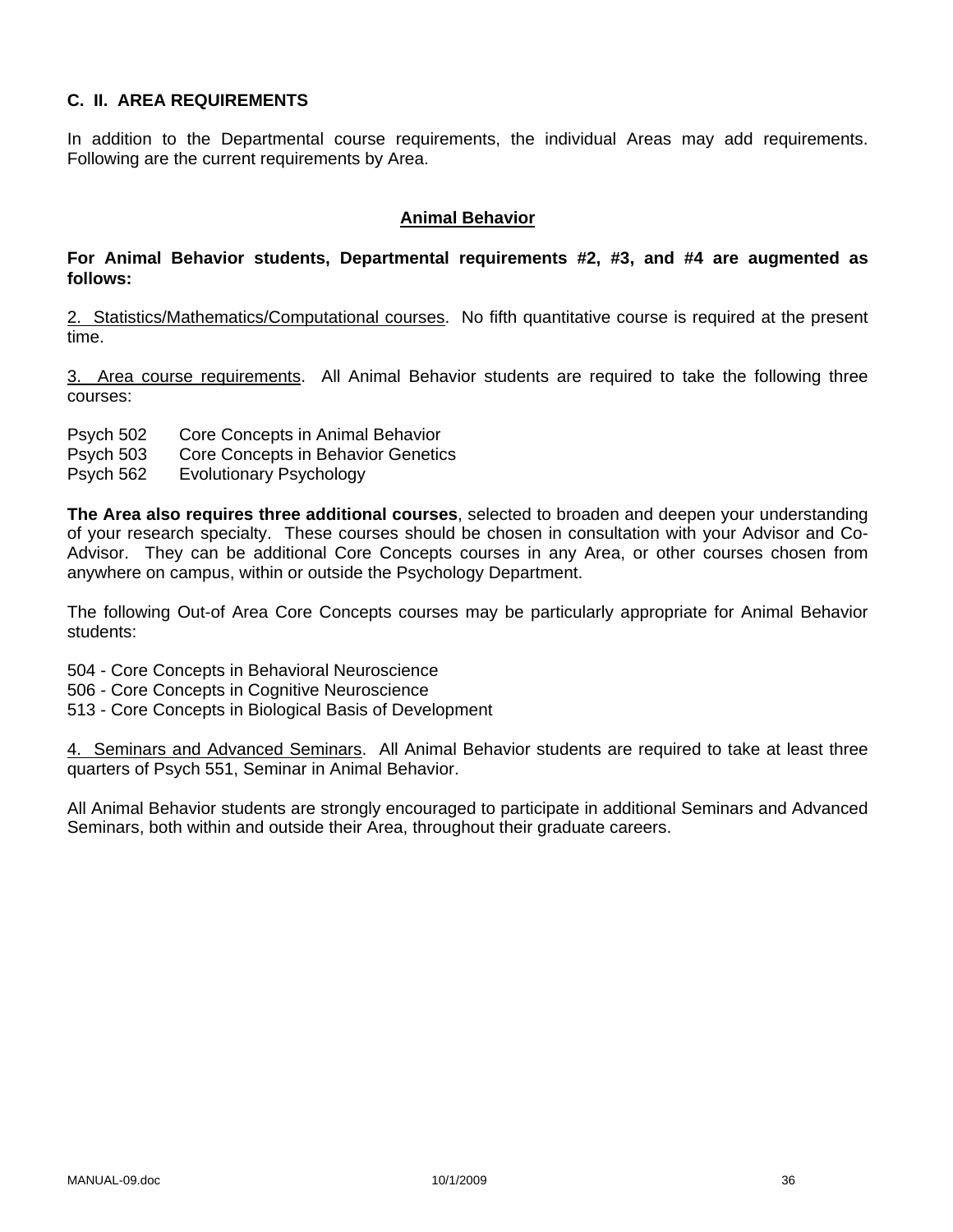## C. II. AREA REQUIREMENTS

In addition to the Departmental course requirements, the individual Areas may add requirements. Following are the current requirements by Area.

### Animal Behavior

**For Animal Behavior students, Departmental requirements #2, #3, and #4 are augmented as follows:**

2. Statistics/Mathematics/Computational courses. No fifth quantitative course is required at the present time.

3. Area course requirements. All Animal Behavior students are required to take the following three courses:

Psych 502 Core Concepts in Animal Behavior
Psych 503 Core Concepts in Behavior Genetics
Psych 562 Evolutionary Psychology

**The Area also requires three additional courses**, selected to broaden and deepen your understanding of your research specialty. These courses should be chosen in consultation with your Advisor and Co-Advisor. They can be additional Core Concepts courses in any Area, or other courses chosen from anywhere on campus, within or outside the Psychology Department.

The following Out-of Area Core Concepts courses may be particularly appropriate for Animal Behavior students:

504 - Core Concepts in Behavioral Neuroscience
506 - Core Concepts in Cognitive Neuroscience
513 - Core Concepts in Biological Basis of Development

4. Seminars and Advanced Seminars. All Animal Behavior students are required to take at least three quarters of Psych 551, Seminar in Animal Behavior.

All Animal Behavior students are strongly encouraged to participate in additional Seminars and Advanced Seminars, both within and outside their Area, throughout their graduate careers.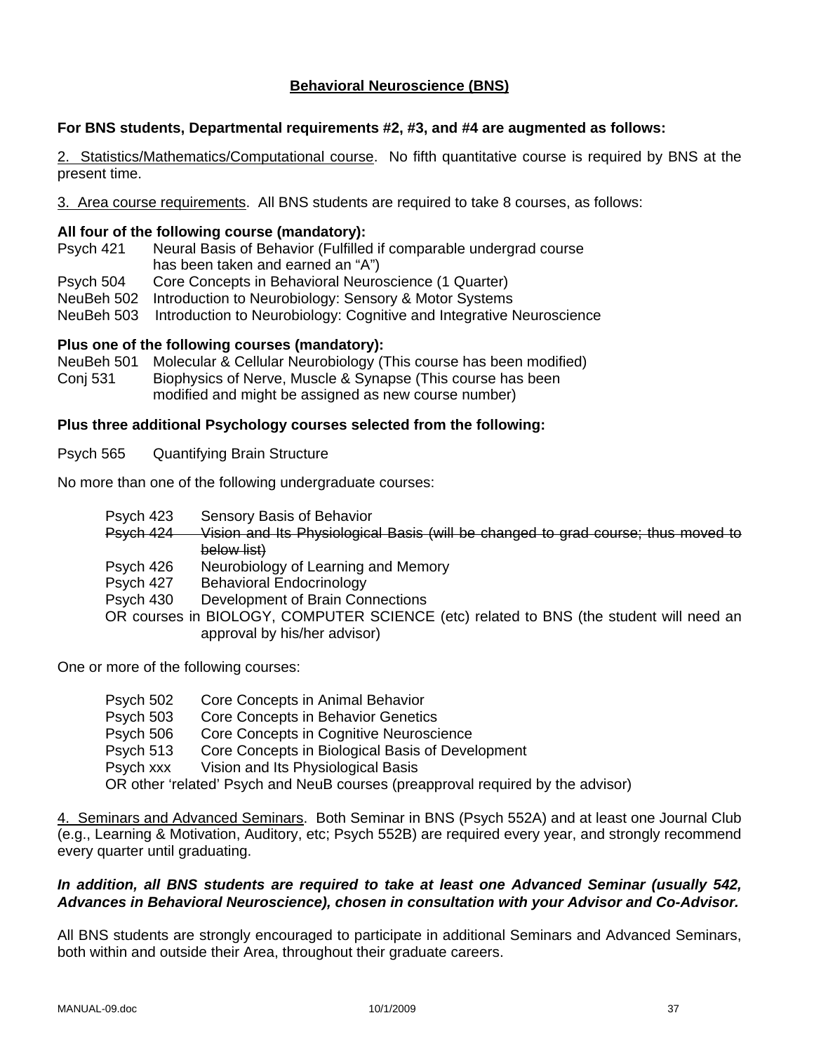## Behavioral Neuroscience (BNS)

**For BNS students, Departmental requirements #2, #3, and #4 are augmented as follows:**

2. Statistics/Mathematics/Computational course. No fifth quantitative course is required by BNS at the present time.

3. Area course requirements. All BNS students are required to take 8 courses, as follows:

**All four of the following course (mandatory):**

- Psych 421 Neural Basis of Behavior (Fulfilled if comparable undergrad course has been taken and earned an "A")
- Psych 504 Core Concepts in Behavioral Neuroscience (1 Quarter)
- NeuBeh 502 Introduction to Neurobiology: Sensory & Motor Systems
- NeuBeh 503 Introduction to Neurobiology: Cognitive and Integrative Neuroscience

**Plus one of the following courses (mandatory):**

- NeuBeh 501 Molecular & Cellular Neurobiology (This course has been modified)
- Conj 531 Biophysics of Nerve, Muscle & Synapse (This course has been modified and might be assigned as new course number)

**Plus three additional Psychology courses selected from the following:**

Psych 565 Quantifying Brain Structure

No more than one of the following undergraduate courses:

- Psych 423 Sensory Basis of Behavior
- ~~Psych 424 Vision and Its Physiological Basis (will be changed to grad course; thus moved to below list)~~
- Psych 426 Neurobiology of Learning and Memory
- Psych 427 Behavioral Endocrinology
- Psych 430 Development of Brain Connections
- OR courses in BIOLOGY, COMPUTER SCIENCE (etc) related to BNS (the student will need an approval by his/her advisor)

One or more of the following courses:

- Psych 502 Core Concepts in Animal Behavior
- Psych 503 Core Concepts in Behavior Genetics
- Psych 506 Core Concepts in Cognitive Neuroscience
- Psych 513 Core Concepts in Biological Basis of Development
- Psych xxx Vision and Its Physiological Basis
- OR other 'related' Psych and NeuB courses (preapproval required by the advisor)

4. Seminars and Advanced Seminars. Both Seminar in BNS (Psych 552A) and at least one Journal Club (e.g., Learning & Motivation, Auditory, etc; Psych 552B) are required every year, and strongly recommend every quarter until graduating.

***In addition, all BNS students are required to take at least one Advanced Seminar (usually 542, Advances in Behavioral Neuroscience), chosen in consultation with your Advisor and Co-Advisor.***

All BNS students are strongly encouraged to participate in additional Seminars and Advanced Seminars, both within and outside their Area, throughout their graduate careers.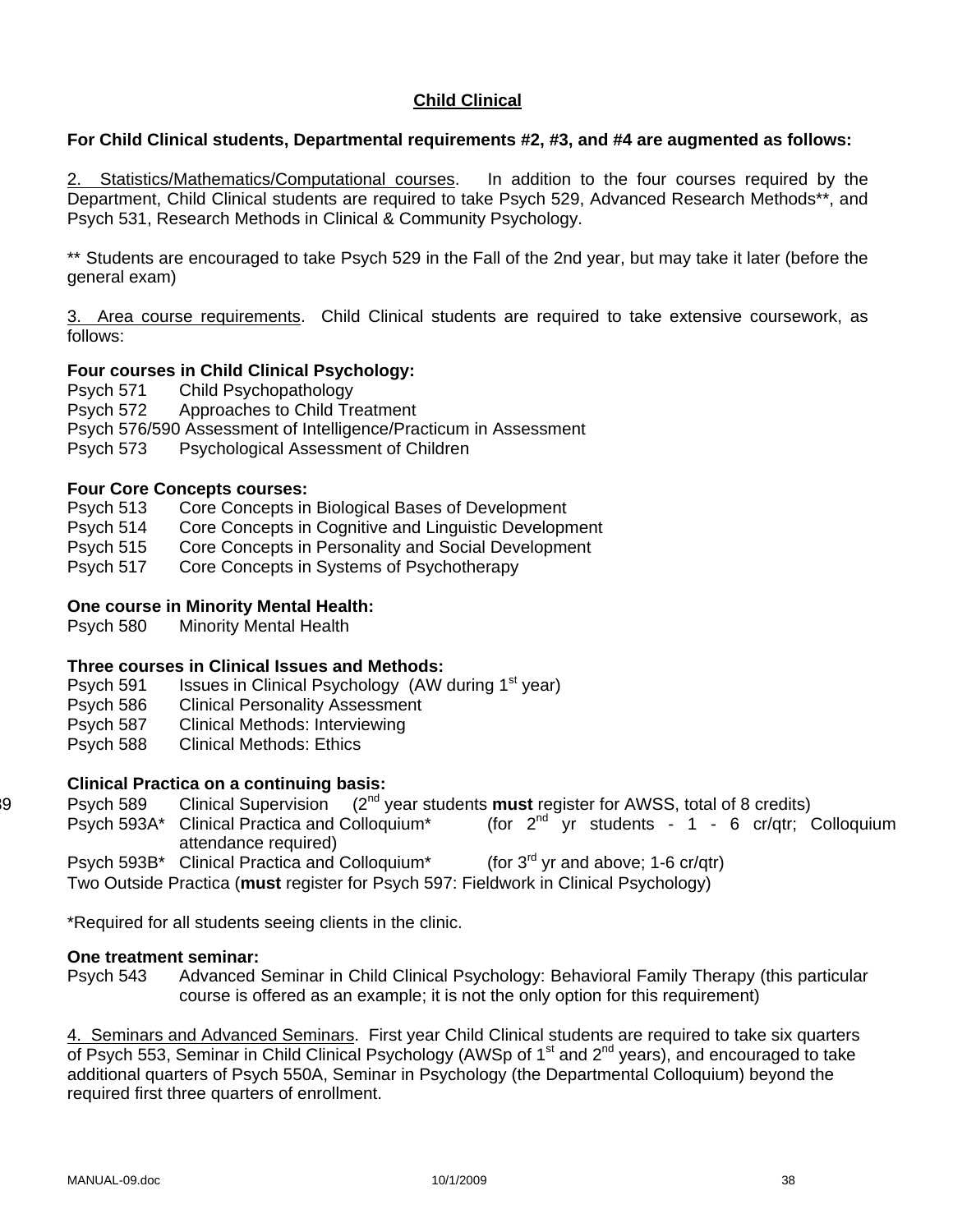## Child Clinical

**For Child Clinical students, Departmental requirements #2, #3, and #4 are augmented as follows:**

2. Statistics/Mathematics/Computational courses. In addition to the four courses required by the Department, Child Clinical students are required to take Psych 529, Advanced Research Methods**, and Psych 531, Research Methods in Clinical & Community Psychology.

** Students are encouraged to take Psych 529 in the Fall of the 2nd year, but may take it later (before the general exam)

3. Area course requirements. Child Clinical students are required to take extensive coursework, as follows:

**Four courses in Child Clinical Psychology:**

Psych 571 Child Psychopathology
Psych 572 Approaches to Child Treatment
Psych 576/590 Assessment of Intelligence/Practicum in Assessment
Psych 573 Psychological Assessment of Children

**Four Core Concepts courses:**

Psych 513 Core Concepts in Biological Bases of Development
Psych 514 Core Concepts in Cognitive and Linguistic Development
Psych 515 Core Concepts in Personality and Social Development
Psych 517 Core Concepts in Systems of Psychotherapy

**One course in Minority Mental Health:**

Psych 580 Minority Mental Health

**Three courses in Clinical Issues and Methods:**

Psych 591 Issues in Clinical Psychology (AW during 1st year)
Psych 586 Clinical Personality Assessment
Psych 587 Clinical Methods: Interviewing
Psych 588 Clinical Methods: Ethics

**Clinical Practica on a continuing basis:**

Psych 589 Clinical Supervision (2nd year students **must** register for AWSS, total of 8 credits)
Psych 593A* Clinical Practica and Colloquium* (for 2nd yr students - 1 - 6 cr/qtr; Colloquium attendance required)
Psych 593B* Clinical Practica and Colloquium* (for 3rd yr and above; 1-6 cr/qtr)
Two Outside Practica (**must** register for Psych 597: Fieldwork in Clinical Psychology)

*Required for all students seeing clients in the clinic.

**One treatment seminar:**

Psych 543 Advanced Seminar in Child Clinical Psychology: Behavioral Family Therapy (this particular course is offered as an example; it is not the only option for this requirement)

4. Seminars and Advanced Seminars. First year Child Clinical students are required to take six quarters of Psych 553, Seminar in Child Clinical Psychology (AWSp of 1st and 2nd years), and encouraged to take additional quarters of Psych 550A, Seminar in Psychology (the Departmental Colloquium) beyond the required first three quarters of enrollment.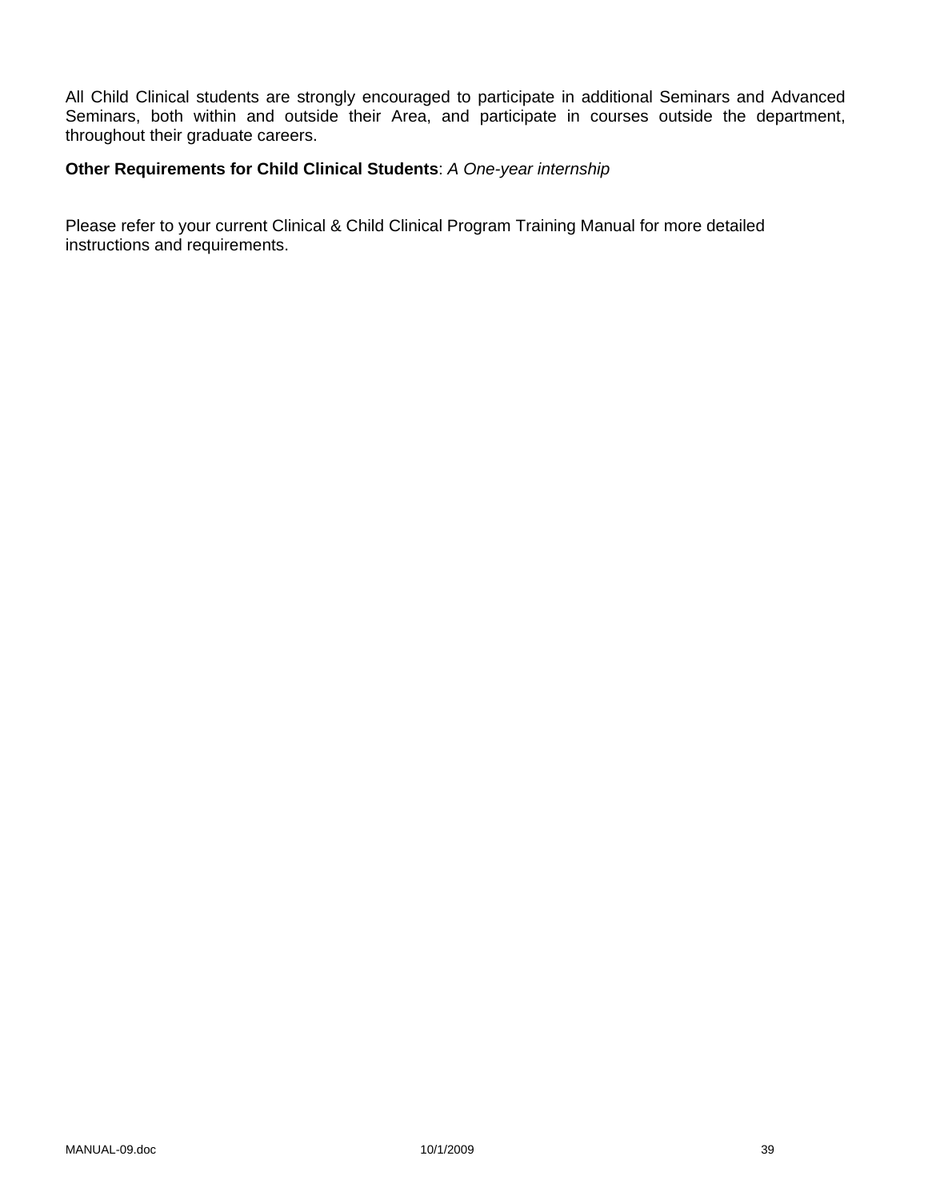All Child Clinical students are strongly encouraged to participate in additional Seminars and Advanced Seminars, both within and outside their Area, and participate in courses outside the department, throughout their graduate careers.

**Other Requirements for Child Clinical Students**: *A One-year internship*

Please refer to your current Clinical & Child Clinical Program Training Manual for more detailed instructions and requirements.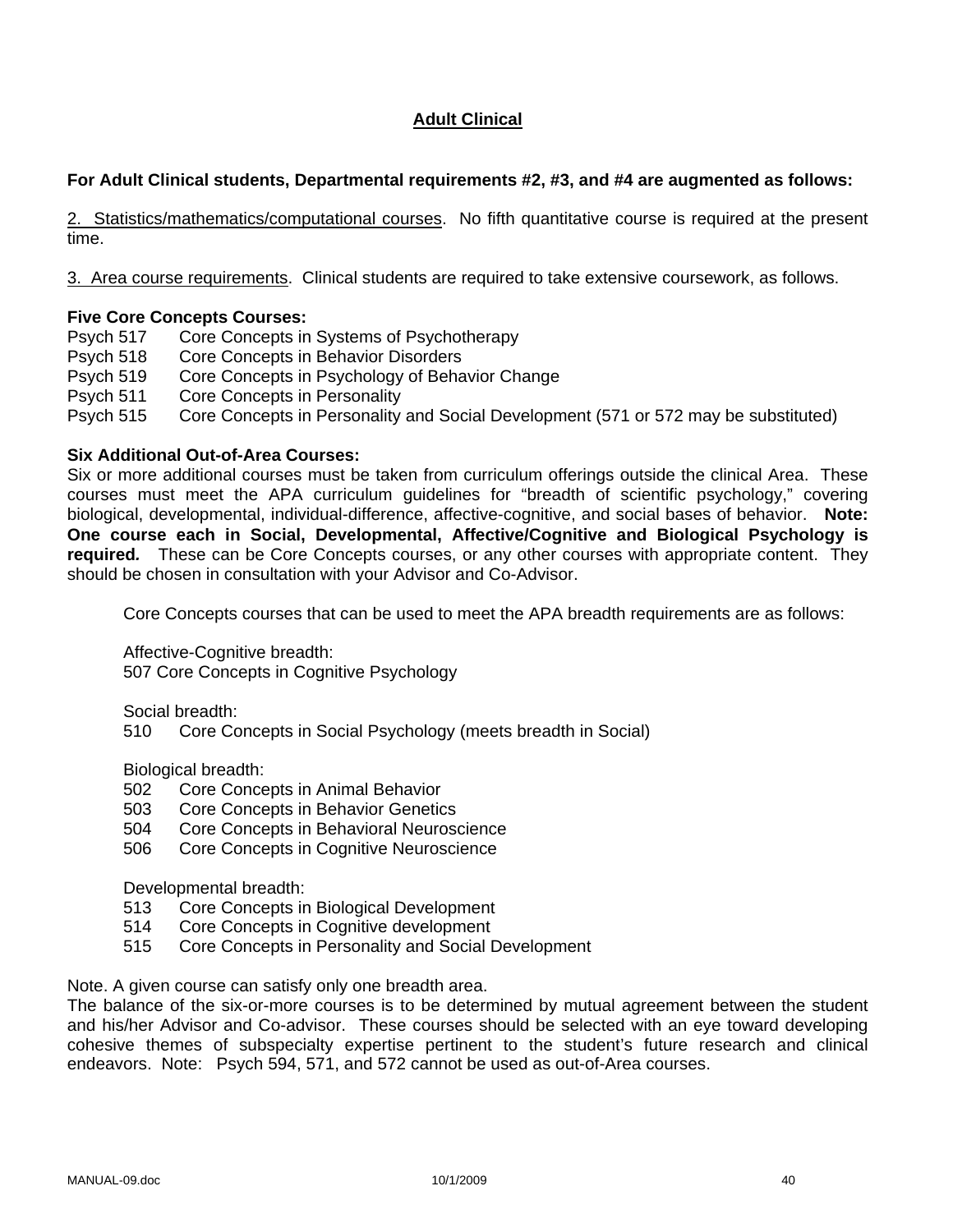## Adult Clinical

**For Adult Clinical students, Departmental requirements #2, #3, and #4 are augmented as follows:**

2. Statistics/mathematics/computational courses. No fifth quantitative course is required at the present time.

3. Area course requirements. Clinical students are required to take extensive coursework, as follows.

**Five Core Concepts Courses:**

Psych 517 Core Concepts in Systems of Psychotherapy
Psych 518 Core Concepts in Behavior Disorders
Psych 519 Core Concepts in Psychology of Behavior Change
Psych 511 Core Concepts in Personality
Psych 515 Core Concepts in Personality and Social Development (571 or 572 may be substituted)

**Six Additional Out-of-Area Courses:**

Six or more additional courses must be taken from curriculum offerings outside the clinical Area. These courses must meet the APA curriculum guidelines for "breadth of scientific psychology," covering biological, developmental, individual-difference, affective-cognitive, and social bases of behavior. **Note: One course each in Social, Developmental, Affective/Cognitive and Biological Psychology is required.** These can be Core Concepts courses, or any other courses with appropriate content. They should be chosen in consultation with your Advisor and Co-Advisor.

Core Concepts courses that can be used to meet the APA breadth requirements are as follows:

Affective-Cognitive breadth:
507 Core Concepts in Cognitive Psychology

Social breadth:
510 Core Concepts in Social Psychology (meets breadth in Social)

Biological breadth:
502 Core Concepts in Animal Behavior
503 Core Concepts in Behavior Genetics
504 Core Concepts in Behavioral Neuroscience
506 Core Concepts in Cognitive Neuroscience

Developmental breadth:
513 Core Concepts in Biological Development
514 Core Concepts in Cognitive development
515 Core Concepts in Personality and Social Development

Note. A given course can satisfy only one breadth area.
The balance of the six-or-more courses is to be determined by mutual agreement between the student and his/her Advisor and Co-advisor. These courses should be selected with an eye toward developing cohesive themes of subspecialty expertise pertinent to the student's future research and clinical endeavors. Note: Psych 594, 571, and 572 cannot be used as out-of-Area courses.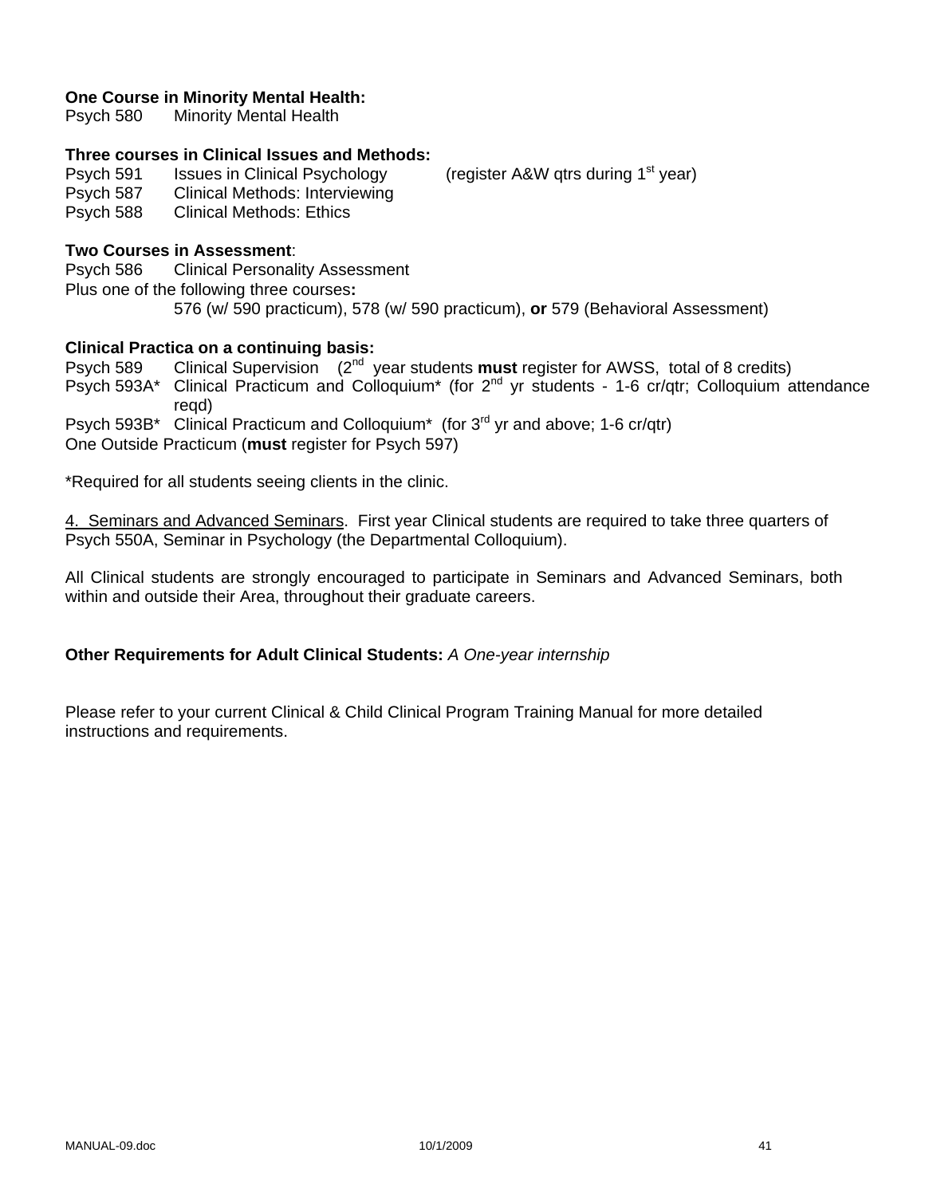**One Course in Minority Mental Health:**
Psych 580 Minority Mental Health

**Three courses in Clinical Issues and Methods:**
Psych 591 Issues in Clinical Psychology (register A&W qtrs during 1st year)
Psych 587 Clinical Methods: Interviewing
Psych 588 Clinical Methods: Ethics

**Two Courses in Assessment**:
Psych 586 Clinical Personality Assessment
Plus one of the following three courses**:**
576 (w/ 590 practicum), 578 (w/ 590 practicum), **or** 579 (Behavioral Assessment)

**Clinical Practica on a continuing basis:**
Psych 589 Clinical Supervision (2nd year students **must** register for AWSS, total of 8 credits)
Psych 593A* Clinical Practicum and Colloquium* (for 2nd yr students - 1-6 cr/qtr; Colloquium attendance reqd)
Psych 593B* Clinical Practicum and Colloquium* (for 3rd yr and above; 1-6 cr/qtr)
One Outside Practicum (**must** register for Psych 597)

*Required for all students seeing clients in the clinic.

4. Seminars and Advanced Seminars. First year Clinical students are required to take three quarters of Psych 550A, Seminar in Psychology (the Departmental Colloquium).

All Clinical students are strongly encouraged to participate in Seminars and Advanced Seminars, both within and outside their Area, throughout their graduate careers.

**Other Requirements for Adult Clinical Students:** *A One-year internship*

Please refer to your current Clinical & Child Clinical Program Training Manual for more detailed instructions and requirements.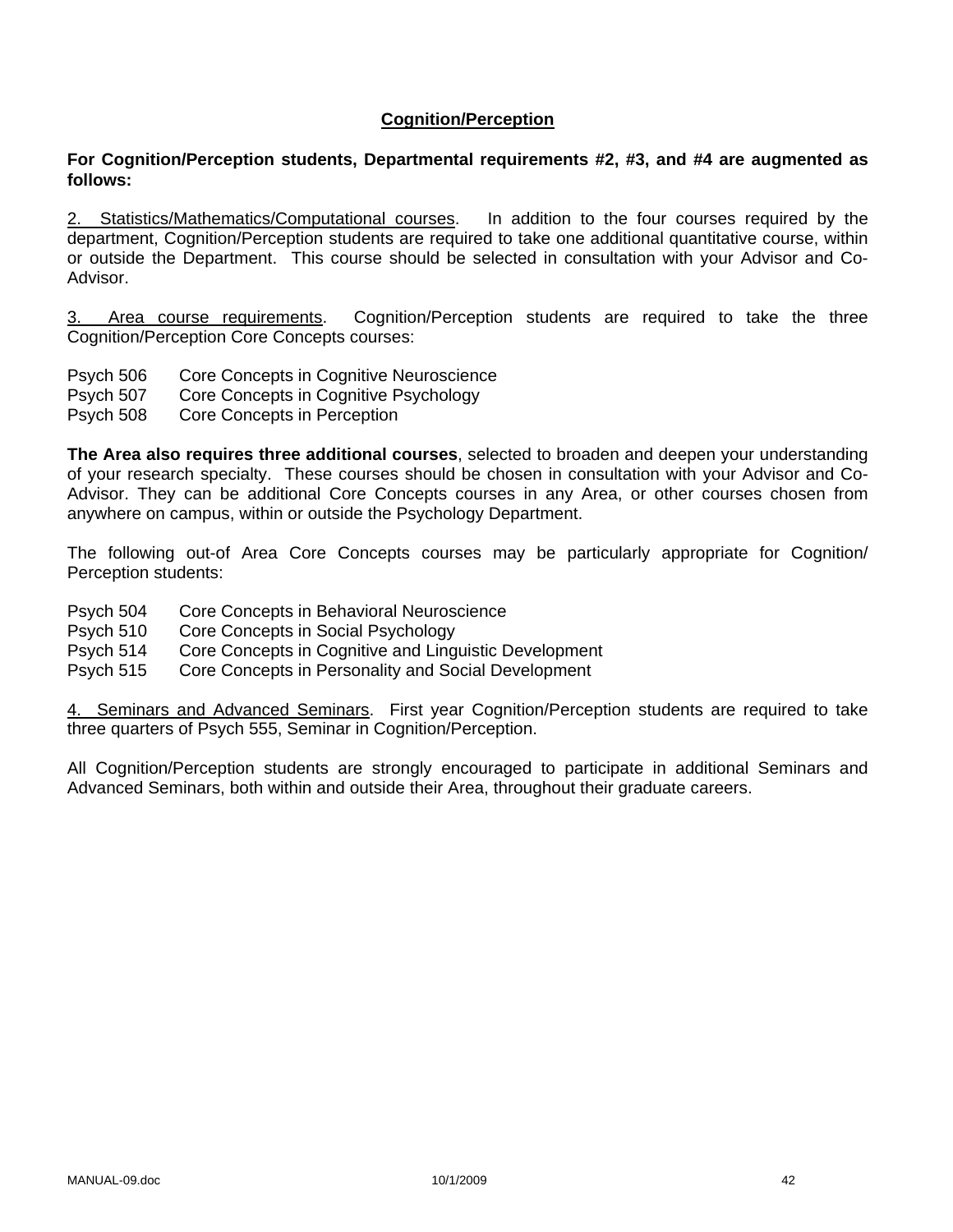## Cognition/Perception

**For Cognition/Perception students, Departmental requirements #2, #3, and #4 are augmented as follows:**

2. Statistics/Mathematics/Computational courses. In addition to the four courses required by the department, Cognition/Perception students are required to take one additional quantitative course, within or outside the Department. This course should be selected in consultation with your Advisor and Co-Advisor.

3. Area course requirements. Cognition/Perception students are required to take the three Cognition/Perception Core Concepts courses:

Psych 506 Core Concepts in Cognitive Neuroscience
Psych 507 Core Concepts in Cognitive Psychology
Psych 508 Core Concepts in Perception

**The Area also requires three additional courses**, selected to broaden and deepen your understanding of your research specialty. These courses should be chosen in consultation with your Advisor and Co-Advisor. They can be additional Core Concepts courses in any Area, or other courses chosen from anywhere on campus, within or outside the Psychology Department.

The following out-of Area Core Concepts courses may be particularly appropriate for Cognition/ Perception students:

Psych 504 Core Concepts in Behavioral Neuroscience
Psych 510 Core Concepts in Social Psychology
Psych 514 Core Concepts in Cognitive and Linguistic Development
Psych 515 Core Concepts in Personality and Social Development

4. Seminars and Advanced Seminars. First year Cognition/Perception students are required to take three quarters of Psych 555, Seminar in Cognition/Perception.

All Cognition/Perception students are strongly encouraged to participate in additional Seminars and Advanced Seminars, both within and outside their Area, throughout their graduate careers.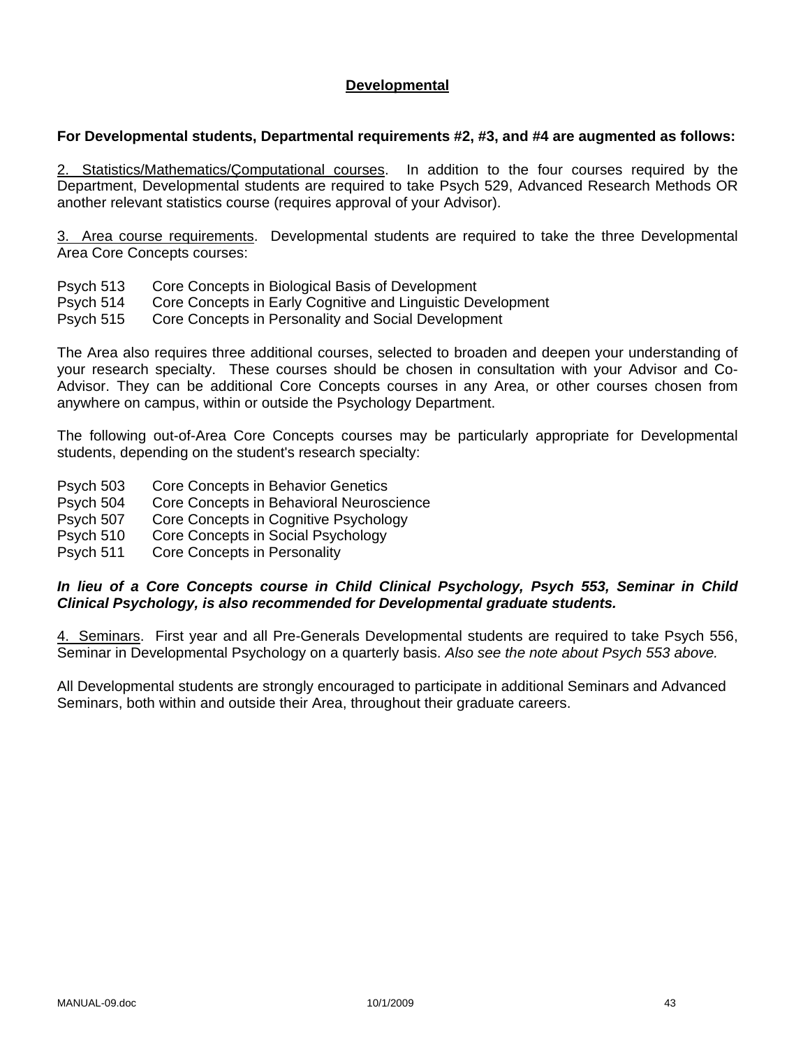## Developmental

**For Developmental students, Departmental requirements #2, #3, and #4 are augmented as follows:**

2. Statistics/Mathematics/Computational courses. In addition to the four courses required by the Department, Developmental students are required to take Psych 529, Advanced Research Methods OR another relevant statistics course (requires approval of your Advisor).

3. Area course requirements. Developmental students are required to take the three Developmental Area Core Concepts courses:

Psych 513 Core Concepts in Biological Basis of Development
Psych 514 Core Concepts in Early Cognitive and Linguistic Development
Psych 515 Core Concepts in Personality and Social Development

The Area also requires three additional courses, selected to broaden and deepen your understanding of your research specialty. These courses should be chosen in consultation with your Advisor and Co-Advisor. They can be additional Core Concepts courses in any Area, or other courses chosen from anywhere on campus, within or outside the Psychology Department.

The following out-of-Area Core Concepts courses may be particularly appropriate for Developmental students, depending on the student's research specialty:

Psych 503 Core Concepts in Behavior Genetics
Psych 504 Core Concepts in Behavioral Neuroscience
Psych 507 Core Concepts in Cognitive Psychology
Psych 510 Core Concepts in Social Psychology
Psych 511 Core Concepts in Personality

***In lieu of a Core Concepts course in Child Clinical Psychology, Psych 553, Seminar in Child Clinical Psychology, is also recommended for Developmental graduate students.***

4. Seminars. First year and all Pre-Generals Developmental students are required to take Psych 556, Seminar in Developmental Psychology on a quarterly basis. *Also see the note about Psych 553 above.*

All Developmental students are strongly encouraged to participate in additional Seminars and Advanced Seminars, both within and outside their Area, throughout their graduate careers.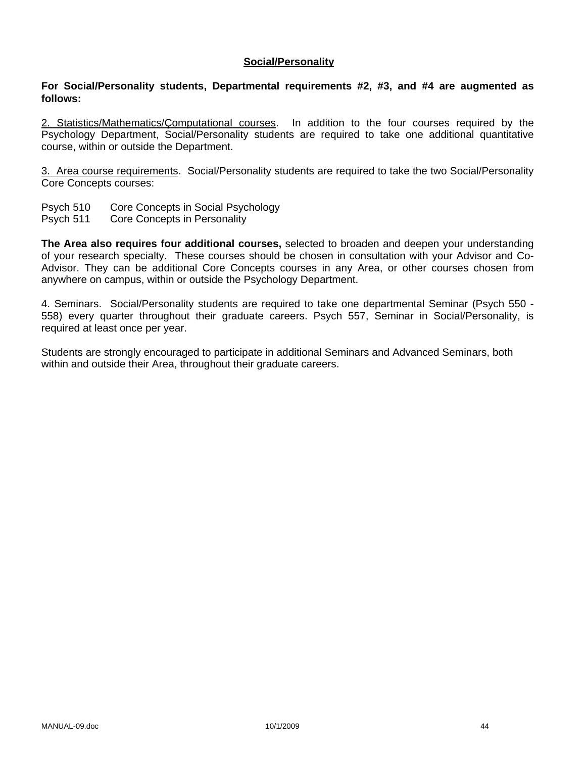## Social/Personality

**For Social/Personality students, Departmental requirements #2, #3, and #4 are augmented as follows:**

2. Statistics/Mathematics/Çomputational courses. In addition to the four courses required by the Psychology Department, Social/Personality students are required to take one additional quantitative course, within or outside the Department.

3. Area course requirements. Social/Personality students are required to take the two Social/Personality Core Concepts courses:

Psych 510 Core Concepts in Social Psychology
Psych 511 Core Concepts in Personality

**The Area also requires four additional courses,** selected to broaden and deepen your understanding of your research specialty. These courses should be chosen in consultation with your Advisor and Co-Advisor. They can be additional Core Concepts courses in any Area, or other courses chosen from anywhere on campus, within or outside the Psychology Department.

4. Seminars. Social/Personality students are required to take one departmental Seminar (Psych 550 - 558) every quarter throughout their graduate careers. Psych 557, Seminar in Social/Personality, is required at least once per year.

Students are strongly encouraged to participate in additional Seminars and Advanced Seminars, both within and outside their Area, throughout their graduate careers.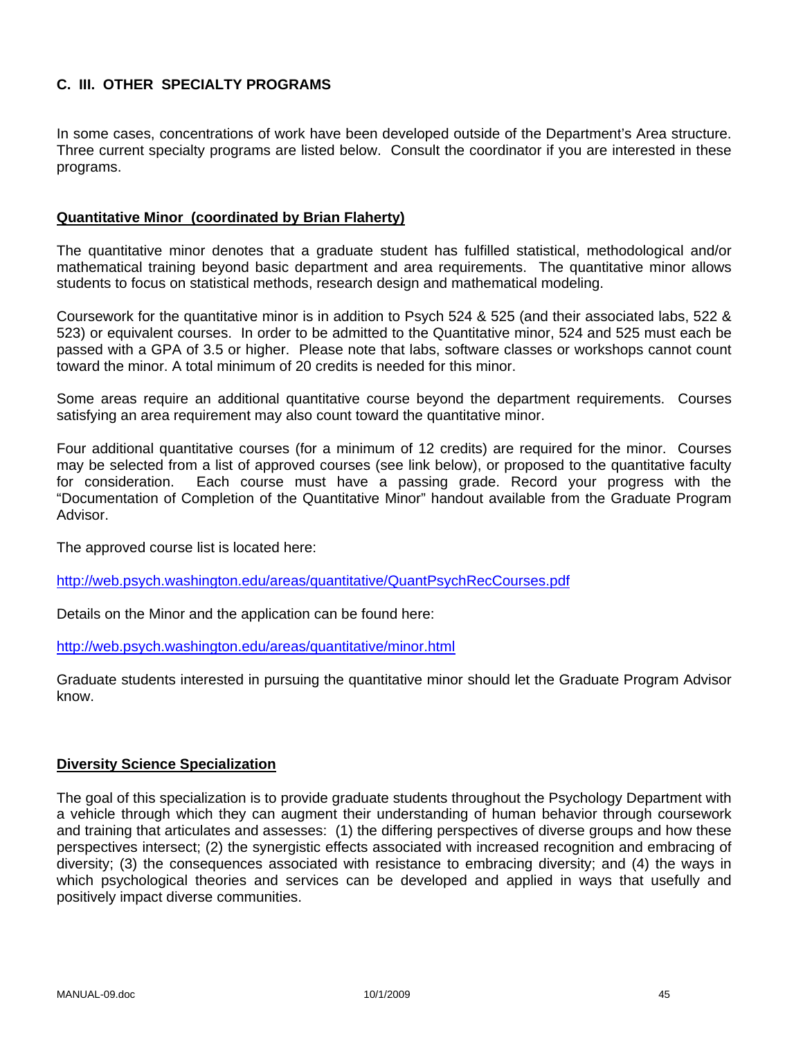## C. III. OTHER SPECIALTY PROGRAMS

In some cases, concentrations of work have been developed outside of the Department's Area structure. Three current specialty programs are listed below. Consult the coordinator if you are interested in these programs.

### Quantitative Minor (coordinated by Brian Flaherty)

The quantitative minor denotes that a graduate student has fulfilled statistical, methodological and/or mathematical training beyond basic department and area requirements. The quantitative minor allows students to focus on statistical methods, research design and mathematical modeling.

Coursework for the quantitative minor is in addition to Psych 524 & 525 (and their associated labs, 522 & 523) or equivalent courses. In order to be admitted to the Quantitative minor, 524 and 525 must each be passed with a GPA of 3.5 or higher. Please note that labs, software classes or workshops cannot count toward the minor. A total minimum of 20 credits is needed for this minor.

Some areas require an additional quantitative course beyond the department requirements. Courses satisfying an area requirement may also count toward the quantitative minor.

Four additional quantitative courses (for a minimum of 12 credits) are required for the minor. Courses may be selected from a list of approved courses (see link below), or proposed to the quantitative faculty for consideration. Each course must have a passing grade. Record your progress with the "Documentation of Completion of the Quantitative Minor" handout available from the Graduate Program Advisor.

The approved course list is located here:

http://web.psych.washington.edu/areas/quantitative/QuantPsychRecCourses.pdf

Details on the Minor and the application can be found here:

http://web.psych.washington.edu/areas/quantitative/minor.html

Graduate students interested in pursuing the quantitative minor should let the Graduate Program Advisor know.

### Diversity Science Specialization

The goal of this specialization is to provide graduate students throughout the Psychology Department with a vehicle through which they can augment their understanding of human behavior through coursework and training that articulates and assesses: (1) the differing perspectives of diverse groups and how these perspectives intersect; (2) the synergistic effects associated with increased recognition and embracing of diversity; (3) the consequences associated with resistance to embracing diversity; and (4) the ways in which psychological theories and services can be developed and applied in ways that usefully and positively impact diverse communities.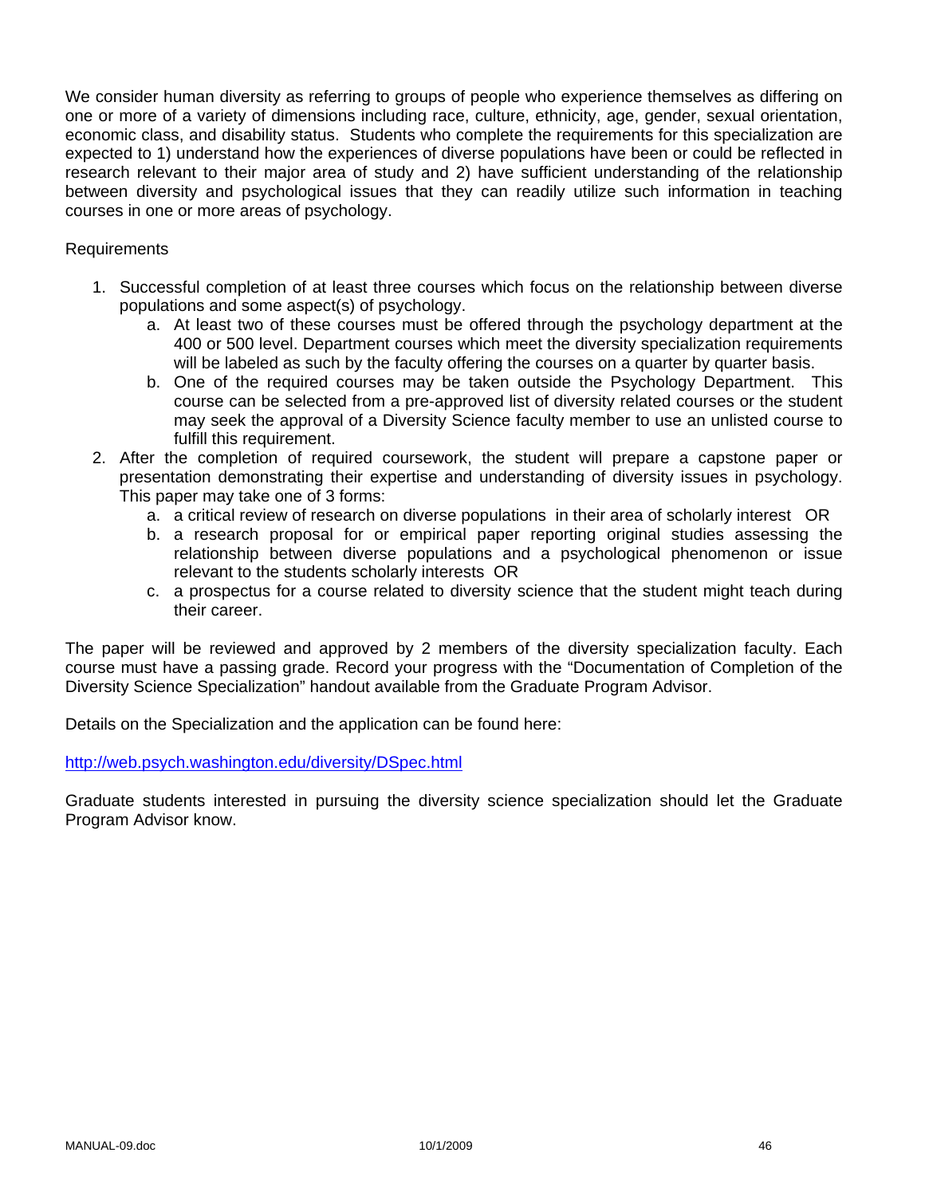We consider human diversity as referring to groups of people who experience themselves as differing on one or more of a variety of dimensions including race, culture, ethnicity, age, gender, sexual orientation, economic class, and disability status. Students who complete the requirements for this specialization are expected to 1) understand how the experiences of diverse populations have been or could be reflected in research relevant to their major area of study and 2) have sufficient understanding of the relationship between diversity and psychological issues that they can readily utilize such information in teaching courses in one or more areas of psychology.

Requirements

1. Successful completion of at least three courses which focus on the relationship between diverse populations and some aspect(s) of psychology.
    a. At least two of these courses must be offered through the psychology department at the 400 or 500 level. Department courses which meet the diversity specialization requirements will be labeled as such by the faculty offering the courses on a quarter by quarter basis.
    b. One of the required courses may be taken outside the Psychology Department. This course can be selected from a pre-approved list of diversity related courses or the student may seek the approval of a Diversity Science faculty member to use an unlisted course to fulfill this requirement.
2. After the completion of required coursework, the student will prepare a capstone paper or presentation demonstrating their expertise and understanding of diversity issues in psychology. This paper may take one of 3 forms:
    a. a critical review of research on diverse populations in their area of scholarly interest OR
    b. a research proposal for or empirical paper reporting original studies assessing the relationship between diverse populations and a psychological phenomenon or issue relevant to the students scholarly interests OR
    c. a prospectus for a course related to diversity science that the student might teach during their career.

The paper will be reviewed and approved by 2 members of the diversity specialization faculty. Each course must have a passing grade. Record your progress with the "Documentation of Completion of the Diversity Science Specialization" handout available from the Graduate Program Advisor.

Details on the Specialization and the application can be found here:

http://web.psych.washington.edu/diversity/DSpec.html

Graduate students interested in pursuing the diversity science specialization should let the Graduate Program Advisor know.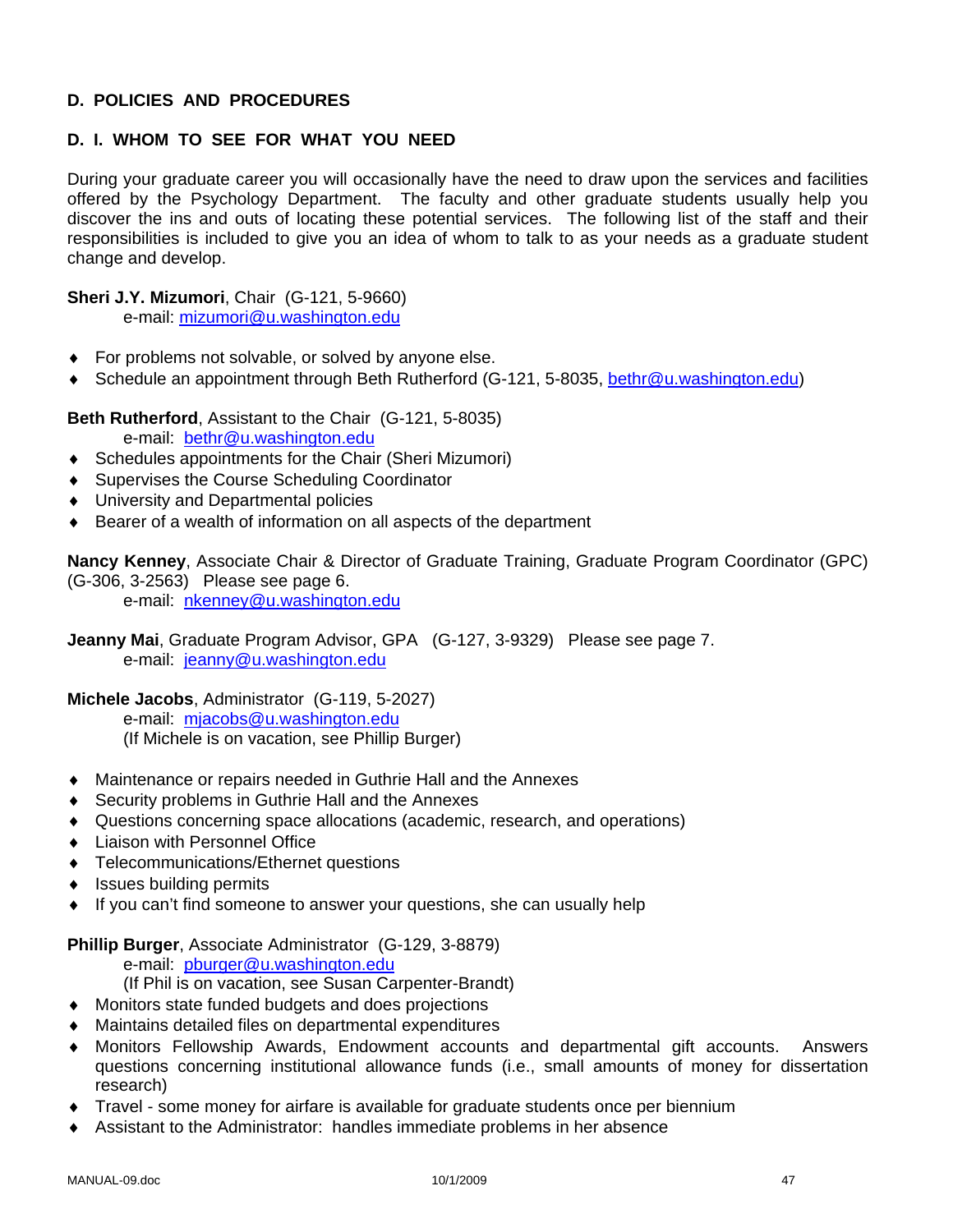## D. POLICIES AND PROCEDURES

### D. I. WHOM TO SEE FOR WHAT YOU NEED

During your graduate career you will occasionally have the need to draw upon the services and facilities offered by the Psychology Department. The faculty and other graduate students usually help you discover the ins and outs of locating these potential services. The following list of the staff and their responsibilities is included to give you an idea of whom to talk to as your needs as a graduate student change and develop.

**Sheri J.Y. Mizumori**, Chair (G-121, 5-9660)
e-mail: mizumori@u.washington.edu

- For problems not solvable, or solved by anyone else.
- Schedule an appointment through Beth Rutherford (G-121, 5-8035, bethr@u.washington.edu)

**Beth Rutherford**, Assistant to the Chair (G-121, 5-8035)
e-mail: bethr@u.washington.edu

- Schedules appointments for the Chair (Sheri Mizumori)
- Supervises the Course Scheduling Coordinator
- University and Departmental policies
- Bearer of a wealth of information on all aspects of the department

**Nancy Kenney**, Associate Chair & Director of Graduate Training, Graduate Program Coordinator (GPC) (G-306, 3-2563) Please see page 6.
e-mail: nkenney@u.washington.edu

**Jeanny Mai**, Graduate Program Advisor, GPA (G-127, 3-9329) Please see page 7.
e-mail: jeanny@u.washington.edu

**Michele Jacobs**, Administrator (G-119, 5-2027)
e-mail: mjacobs@u.washington.edu
(If Michele is on vacation, see Phillip Burger)

- Maintenance or repairs needed in Guthrie Hall and the Annexes
- Security problems in Guthrie Hall and the Annexes
- Questions concerning space allocations (academic, research, and operations)
- Liaison with Personnel Office
- Telecommunications/Ethernet questions
- Issues building permits
- If you can't find someone to answer your questions, she can usually help

**Phillip Burger**, Associate Administrator (G-129, 3-8879)
e-mail: pburger@u.washington.edu
(If Phil is on vacation, see Susan Carpenter-Brandt)

- Monitors state funded budgets and does projections
- Maintains detailed files on departmental expenditures
- Monitors Fellowship Awards, Endowment accounts and departmental gift accounts. Answers questions concerning institutional allowance funds (i.e., small amounts of money for dissertation research)
- Travel - some money for airfare is available for graduate students once per biennium
- Assistant to the Administrator: handles immediate problems in her absence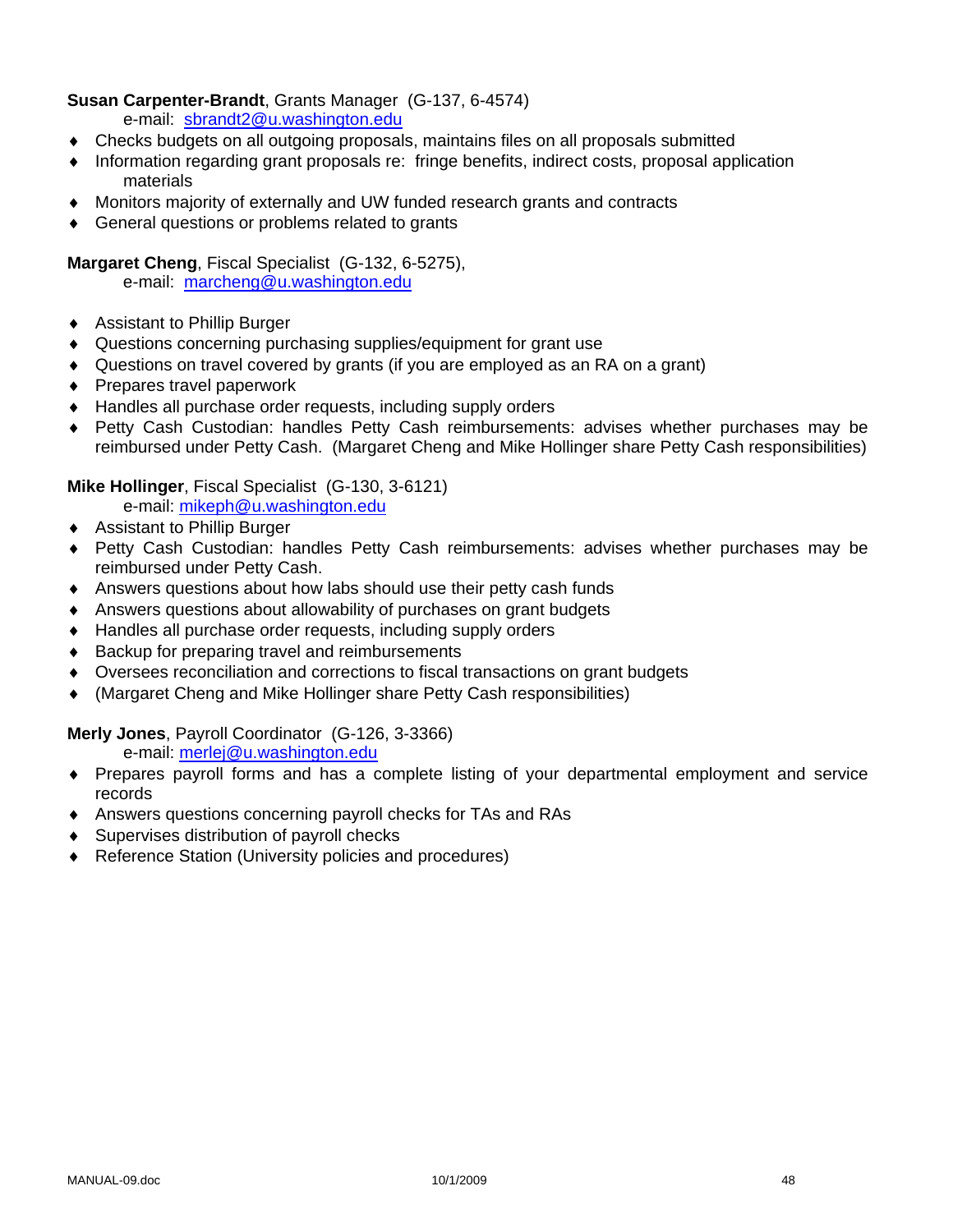**Susan Carpenter-Brandt**, Grants Manager (G-137, 6-4574)
e-mail: sbrandt2@u.washington.edu

- Checks budgets on all outgoing proposals, maintains files on all proposals submitted
- Information regarding grant proposals re: fringe benefits, indirect costs, proposal application materials
- Monitors majority of externally and UW funded research grants and contracts
- General questions or problems related to grants

**Margaret Cheng**, Fiscal Specialist (G-132, 6-5275),
e-mail: marcheng@u.washington.edu

- Assistant to Phillip Burger
- Questions concerning purchasing supplies/equipment for grant use
- Questions on travel covered by grants (if you are employed as an RA on a grant)
- Prepares travel paperwork
- Handles all purchase order requests, including supply orders
- Petty Cash Custodian: handles Petty Cash reimbursements: advises whether purchases may be reimbursed under Petty Cash. (Margaret Cheng and Mike Hollinger share Petty Cash responsibilities)

**Mike Hollinger**, Fiscal Specialist (G-130, 3-6121)
e-mail: mikeph@u.washington.edu

- Assistant to Phillip Burger
- Petty Cash Custodian: handles Petty Cash reimbursements: advises whether purchases may be reimbursed under Petty Cash.
- Answers questions about how labs should use their petty cash funds
- Answers questions about allowability of purchases on grant budgets
- Handles all purchase order requests, including supply orders
- Backup for preparing travel and reimbursements
- Oversees reconciliation and corrections to fiscal transactions on grant budgets
- (Margaret Cheng and Mike Hollinger share Petty Cash responsibilities)

**Merly Jones**, Payroll Coordinator (G-126, 3-3366)
e-mail: merlej@u.washington.edu

- Prepares payroll forms and has a complete listing of your departmental employment and service records
- Answers questions concerning payroll checks for TAs and RAs
- Supervises distribution of payroll checks
- Reference Station (University policies and procedures)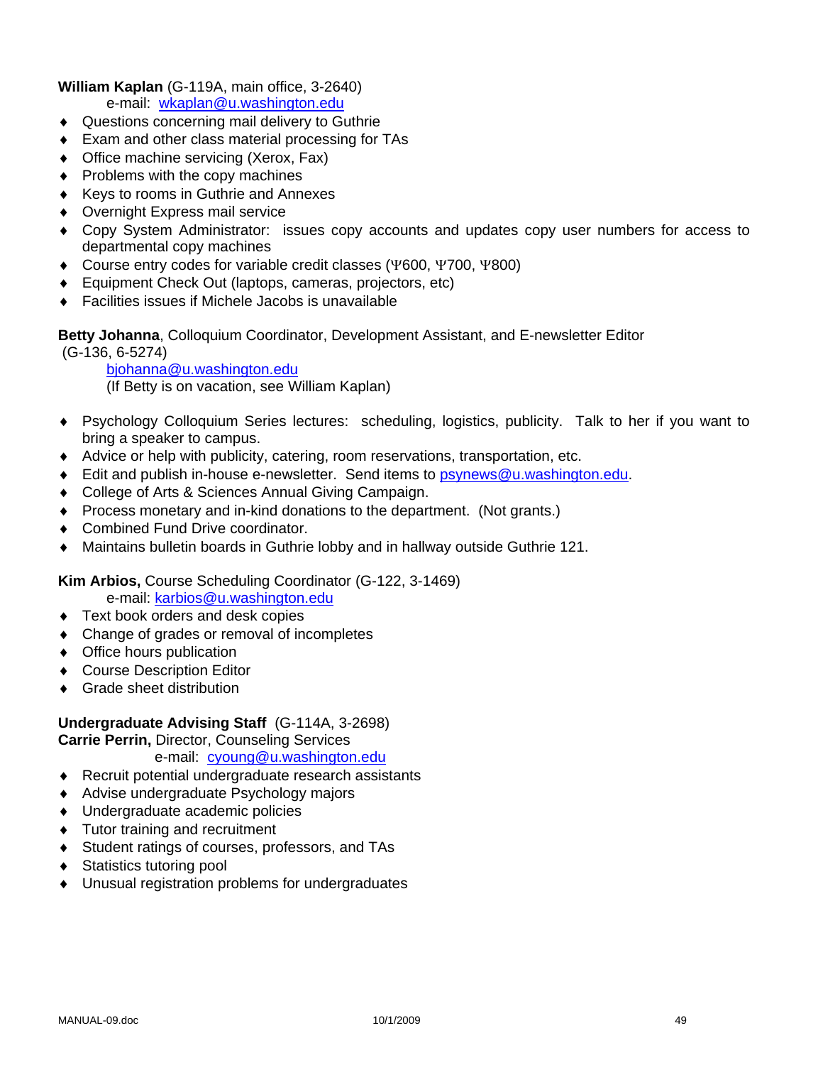**William Kaplan** (G-119A, main office, 3-2640)
e-mail: wkaplan@u.washington.edu

- Questions concerning mail delivery to Guthrie
- Exam and other class material processing for TAs
- Office machine servicing (Xerox, Fax)
- Problems with the copy machines
- Keys to rooms in Guthrie and Annexes
- Overnight Express mail service
- Copy System Administrator: issues copy accounts and updates copy user numbers for access to departmental copy machines
- Course entry codes for variable credit classes (Ψ600, Ψ700, Ψ800)
- Equipment Check Out (laptops, cameras, projectors, etc)
- Facilities issues if Michele Jacobs is unavailable

**Betty Johanna**, Colloquium Coordinator, Development Assistant, and E-newsletter Editor (G-136, 6-5274)
bjohanna@u.washington.edu
(If Betty is on vacation, see William Kaplan)

- Psychology Colloquium Series lectures: scheduling, logistics, publicity. Talk to her if you want to bring a speaker to campus.
- Advice or help with publicity, catering, room reservations, transportation, etc.
- Edit and publish in-house e-newsletter. Send items to psynews@u.washington.edu.
- College of Arts & Sciences Annual Giving Campaign.
- Process monetary and in-kind donations to the department. (Not grants.)
- Combined Fund Drive coordinator.
- Maintains bulletin boards in Guthrie lobby and in hallway outside Guthrie 121.

**Kim Arbios,** Course Scheduling Coordinator (G-122, 3-1469)
e-mail: karbios@u.washington.edu

- Text book orders and desk copies
- Change of grades or removal of incompletes
- Office hours publication
- Course Description Editor
- Grade sheet distribution

**Undergraduate Advising Staff** (G-114A, 3-2698)
**Carrie Perrin,** Director, Counseling Services
e-mail: cyoung@u.washington.edu

- Recruit potential undergraduate research assistants
- Advise undergraduate Psychology majors
- Undergraduate academic policies
- Tutor training and recruitment
- Student ratings of courses, professors, and TAs
- Statistics tutoring pool
- Unusual registration problems for undergraduates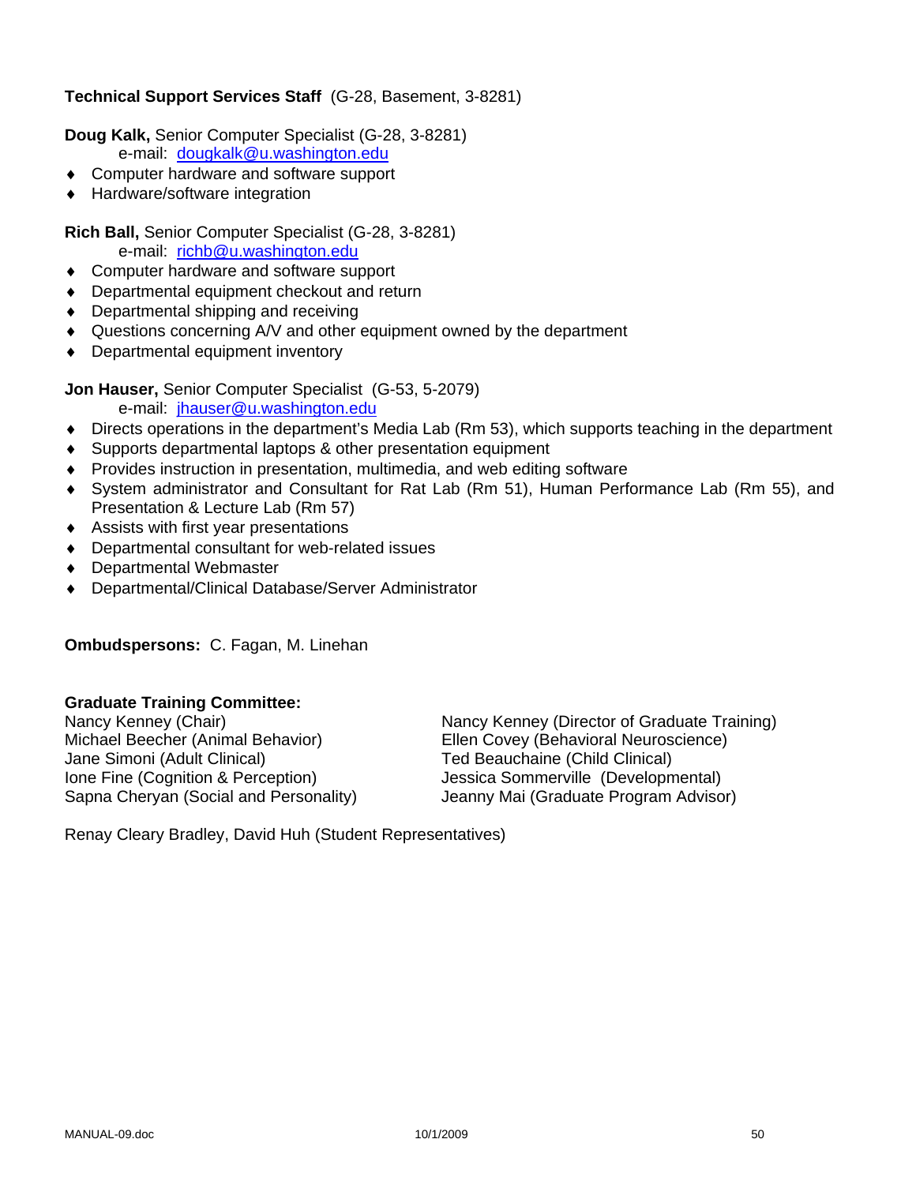**Technical Support Services Staff** (G-28, Basement, 3-8281)

**Doug Kalk,** Senior Computer Specialist (G-28, 3-8281)
e-mail: dougkalk@u.washington.edu

- Computer hardware and software support
- Hardware/software integration

**Rich Ball,** Senior Computer Specialist (G-28, 3-8281)
e-mail: richb@u.washington.edu

- Computer hardware and software support
- Departmental equipment checkout and return
- Departmental shipping and receiving
- Questions concerning A/V and other equipment owned by the department
- Departmental equipment inventory

**Jon Hauser,** Senior Computer Specialist (G-53, 5-2079)
e-mail: jhauser@u.washington.edu

- Directs operations in the department's Media Lab (Rm 53), which supports teaching in the department
- Supports departmental laptops & other presentation equipment
- Provides instruction in presentation, multimedia, and web editing software
- System administrator and Consultant for Rat Lab (Rm 51), Human Performance Lab (Rm 55), and Presentation & Lecture Lab (Rm 57)
- Assists with first year presentations
- Departmental consultant for web-related issues
- Departmental Webmaster
- Departmental/Clinical Database/Server Administrator

**Ombudspersons:** C. Fagan, M. Linehan

**Graduate Training Committee:**

Nancy Kenney (Chair)
Michael Beecher (Animal Behavior)
Jane Simoni (Adult Clinical)
Ione Fine (Cognition & Perception)
Sapna Cheryan (Social and Personality)
Nancy Kenney (Director of Graduate Training)
Ellen Covey (Behavioral Neuroscience)
Ted Beauchaine (Child Clinical)
Jessica Sommerville (Developmental)
Jeanny Mai (Graduate Program Advisor)

Renay Cleary Bradley, David Huh (Student Representatives)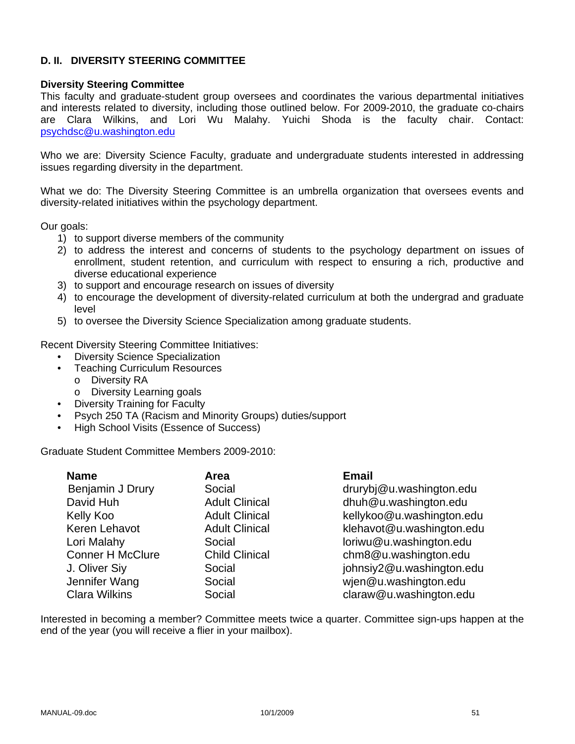## D. II. DIVERSITY STEERING COMMITTEE

**Diversity Steering Committee**
This faculty and graduate-student group oversees and coordinates the various departmental initiatives and interests related to diversity, including those outlined below. For 2009-2010, the graduate co-chairs are Clara Wilkins, and Lori Wu Malahy. Yuichi Shoda is the faculty chair. Contact: psychdsc@u.washington.edu

Who we are: Diversity Science Faculty, graduate and undergraduate students interested in addressing issues regarding diversity in the department.

What we do: The Diversity Steering Committee is an umbrella organization that oversees events and diversity-related initiatives within the psychology department.

Our goals:

1) to support diverse members of the community
2) to address the interest and concerns of students to the psychology department on issues of enrollment, student retention, and curriculum with respect to ensuring a rich, productive and diverse educational experience
3) to support and encourage research on issues of diversity
4) to encourage the development of diversity-related curriculum at both the undergrad and graduate level
5) to oversee the Diversity Science Specialization among graduate students.

Recent Diversity Steering Committee Initiatives:

- Diversity Science Specialization
- Teaching Curriculum Resources
  - Diversity RA
  - Diversity Learning goals
- Diversity Training for Faculty
- Psych 250 TA (Racism and Minority Groups) duties/support
- High School Visits (Essence of Success)

Graduate Student Committee Members 2009-2010:

| Name | Area | Email |
|---|---|---|
| Benjamin J Drury | Social | drurybj@u.washington.edu |
| David Huh | Adult Clinical | dhuh@u.washington.edu |
| Kelly Koo | Adult Clinical | kellykoo@u.washington.edu |
| Keren Lehavot | Adult Clinical | klehavot@u.washington.edu |
| Lori Malahy | Social | loriwu@u.washington.edu |
| Conner H McClure | Child Clinical | chm8@u.washington.edu |
| J. Oliver Siy | Social | johnsiy2@u.washington.edu |
| Jennifer Wang | Social | wjen@u.washington.edu |
| Clara Wilkins | Social | claraw@u.washington.edu |

Interested in becoming a member? Committee meets twice a quarter. Committee sign-ups happen at the end of the year (you will receive a flier in your mailbox).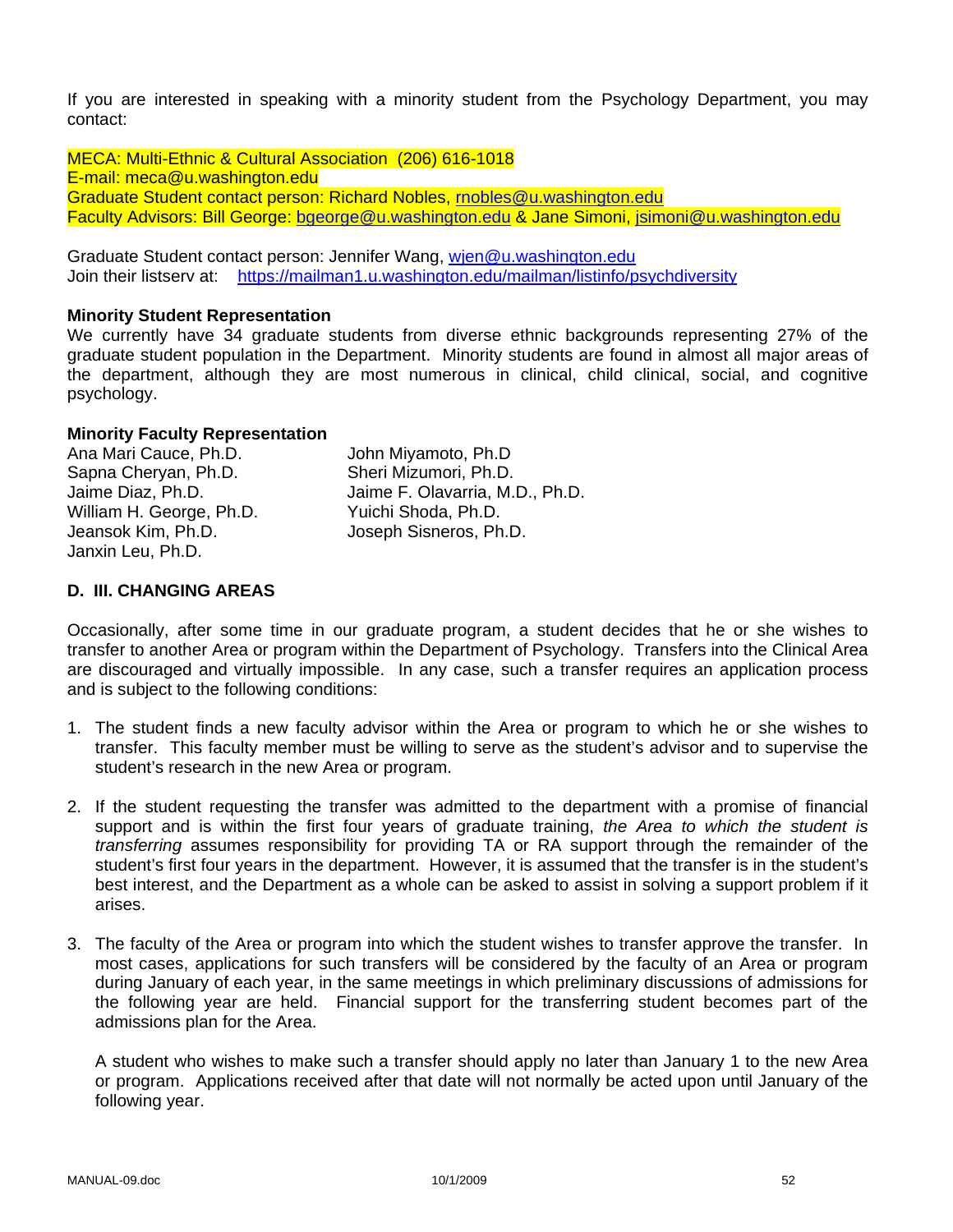If you are interested in speaking with a minority student from the Psychology Department, you may contact:

MECA: Multi-Ethnic & Cultural Association (206) 616-1018
E-mail: meca@u.washington.edu
Graduate Student contact person: Richard Nobles, rnobles@u.washington.edu
Faculty Advisors: Bill George: bgeorge@u.washington.edu & Jane Simoni, jsimoni@u.washington.edu

Graduate Student contact person: Jennifer Wang, wjen@u.washington.edu
Join their listserv at: https://mailman1.u.washington.edu/mailman/listinfo/psychdiversity

**Minority Student Representation**
We currently have 34 graduate students from diverse ethnic backgrounds representing 27% of the graduate student population in the Department. Minority students are found in almost all major areas of the department, although they are most numerous in clinical, child clinical, social, and cognitive psychology.

**Minority Faculty Representation**

Ana Mari Cauce, Ph.D.
Sapna Cheryan, Ph.D.
Jaime Diaz, Ph.D.
William H. George, Ph.D.
Jeansok Kim, Ph.D.
Janxin Leu, Ph.D.
John Miyamoto, Ph.D
Sheri Mizumori, Ph.D.
Jaime F. Olavarria, M.D., Ph.D.
Yuichi Shoda, Ph.D.
Joseph Sisneros, Ph.D.

## D. III. CHANGING AREAS

Occasionally, after some time in our graduate program, a student decides that he or she wishes to transfer to another Area or program within the Department of Psychology. Transfers into the Clinical Area are discouraged and virtually impossible. In any case, such a transfer requires an application process and is subject to the following conditions:

1. The student finds a new faculty advisor within the Area or program to which he or she wishes to transfer. This faculty member must be willing to serve as the student's advisor and to supervise the student's research in the new Area or program.

2. If the student requesting the transfer was admitted to the department with a promise of financial support and is within the first four years of graduate training, *the Area to which the student is transferring* assumes responsibility for providing TA or RA support through the remainder of the student's first four years in the department. However, it is assumed that the transfer is in the student's best interest, and the Department as a whole can be asked to assist in solving a support problem if it arises.

3. The faculty of the Area or program into which the student wishes to transfer approve the transfer. In most cases, applications for such transfers will be considered by the faculty of an Area or program during January of each year, in the same meetings in which preliminary discussions of admissions for the following year are held. Financial support for the transferring student becomes part of the admissions plan for the Area.

   A student who wishes to make such a transfer should apply no later than January 1 to the new Area or program. Applications received after that date will not normally be acted upon until January of the following year.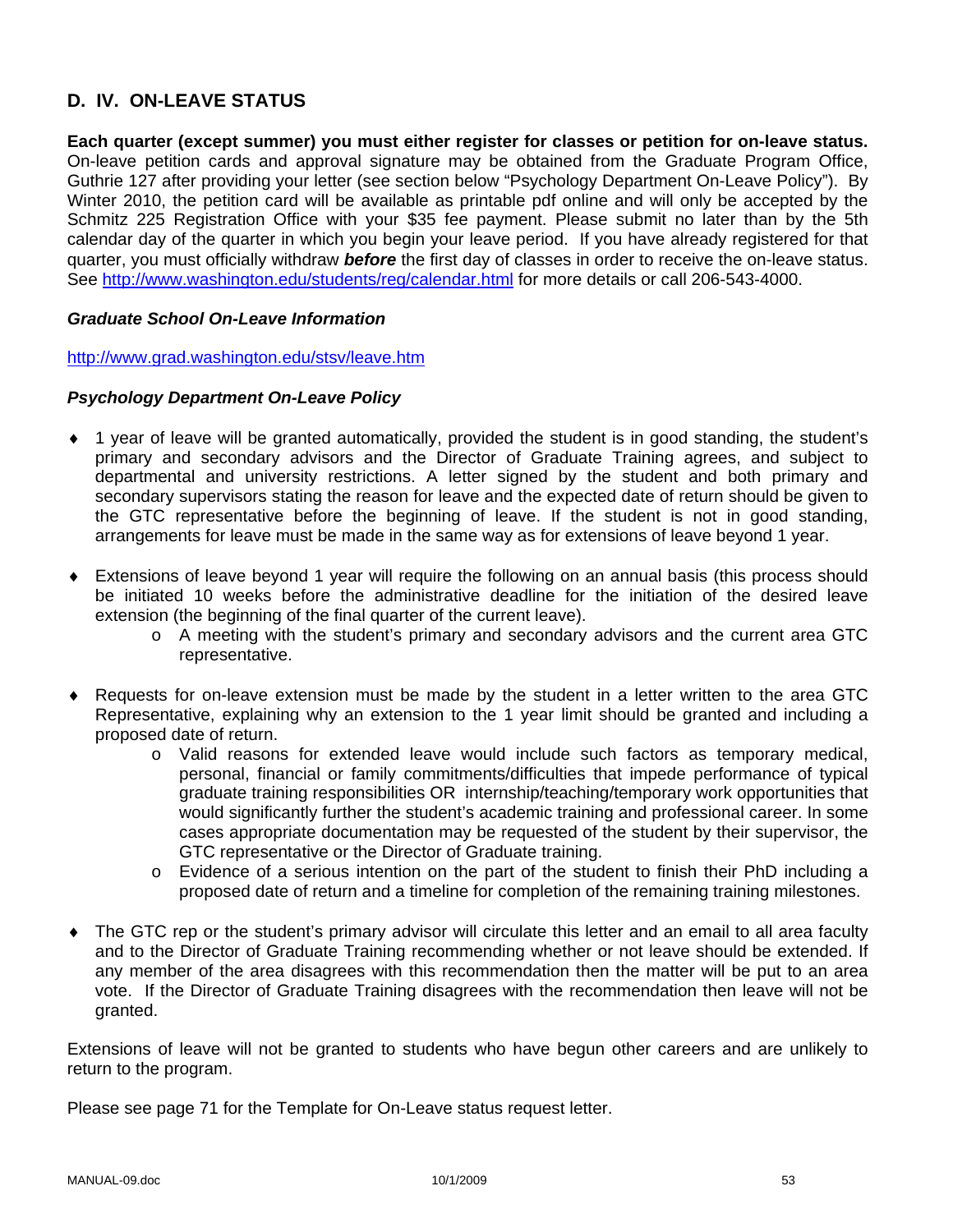## D. IV. ON-LEAVE STATUS

**Each quarter (except summer) you must either register for classes or petition for on-leave status.** On-leave petition cards and approval signature may be obtained from the Graduate Program Office, Guthrie 127 after providing your letter (see section below "Psychology Department On-Leave Policy"). By Winter 2010, the petition card will be available as printable pdf online and will only be accepted by the Schmitz 225 Registration Office with your $35 fee payment. Please submit no later than by the 5th calendar day of the quarter in which you begin your leave period. If you have already registered for that quarter, you must officially withdraw ***before*** the first day of classes in order to receive the on-leave status. See http://www.washington.edu/students/reg/calendar.html for more details or call 206-543-4000.

### *Graduate School On-Leave Information*

http://www.grad.washington.edu/stsv/leave.htm

### *Psychology Department On-Leave Policy*

- 1 year of leave will be granted automatically, provided the student is in good standing, the student's primary and secondary advisors and the Director of Graduate Training agrees, and subject to departmental and university restrictions. A letter signed by the student and both primary and secondary supervisors stating the reason for leave and the expected date of return should be given to the GTC representative before the beginning of leave. If the student is not in good standing, arrangements for leave must be made in the same way as for extensions of leave beyond 1 year.

- Extensions of leave beyond 1 year will require the following on an annual basis (this process should be initiated 10 weeks before the administrative deadline for the initiation of the desired leave extension (the beginning of the final quarter of the current leave).
  - A meeting with the student's primary and secondary advisors and the current area GTC representative.

- Requests for on-leave extension must be made by the student in a letter written to the area GTC Representative, explaining why an extension to the 1 year limit should be granted and including a proposed date of return.
  - Valid reasons for extended leave would include such factors as temporary medical, personal, financial or family commitments/difficulties that impede performance of typical graduate training responsibilities OR internship/teaching/temporary work opportunities that would significantly further the student's academic training and professional career. In some cases appropriate documentation may be requested of the student by their supervisor, the GTC representative or the Director of Graduate training.
  - Evidence of a serious intention on the part of the student to finish their PhD including a proposed date of return and a timeline for completion of the remaining training milestones.

- The GTC rep or the student's primary advisor will circulate this letter and an email to all area faculty and to the Director of Graduate Training recommending whether or not leave should be extended. If any member of the area disagrees with this recommendation then the matter will be put to an area vote. If the Director of Graduate Training disagrees with the recommendation then leave will not be granted.

Extensions of leave will not be granted to students who have begun other careers and are unlikely to return to the program.

Please see page 71 for the Template for On-Leave status request letter.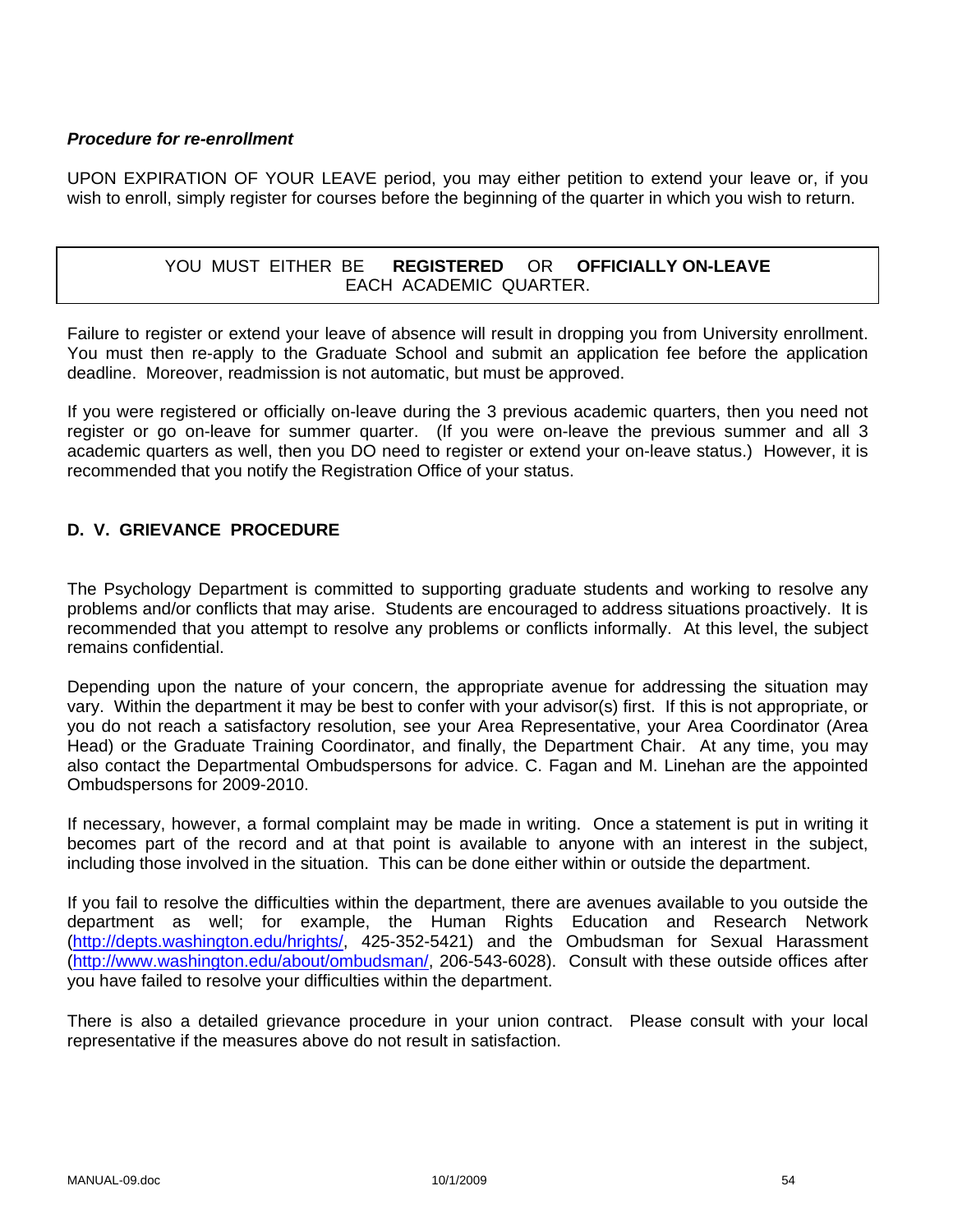***Procedure for re-enrollment***

UPON EXPIRATION OF YOUR LEAVE period, you may either petition to extend your leave or, if you wish to enroll, simply register for courses before the beginning of the quarter in which you wish to return.

| YOU MUST EITHER BE **REGISTERED** OR **OFFICIALLY ON-LEAVE** EACH ACADEMIC QUARTER. |
| --- |

Failure to register or extend your leave of absence will result in dropping you from University enrollment. You must then re-apply to the Graduate School and submit an application fee before the application deadline. Moreover, readmission is not automatic, but must be approved.

If you were registered or officially on-leave during the 3 previous academic quarters, then you need not register or go on-leave for summer quarter. (If you were on-leave the previous summer and all 3 academic quarters as well, then you DO need to register or extend your on-leave status.) However, it is recommended that you notify the Registration Office of your status.

## D. V. GRIEVANCE PROCEDURE

The Psychology Department is committed to supporting graduate students and working to resolve any problems and/or conflicts that may arise. Students are encouraged to address situations proactively. It is recommended that you attempt to resolve any problems or conflicts informally. At this level, the subject remains confidential.

Depending upon the nature of your concern, the appropriate avenue for addressing the situation may vary. Within the department it may be best to confer with your advisor(s) first. If this is not appropriate, or you do not reach a satisfactory resolution, see your Area Representative, your Area Coordinator (Area Head) or the Graduate Training Coordinator, and finally, the Department Chair. At any time, you may also contact the Departmental Ombudspersons for advice. C. Fagan and M. Linehan are the appointed Ombudspersons for 2009-2010.

If necessary, however, a formal complaint may be made in writing. Once a statement is put in writing it becomes part of the record and at that point is available to anyone with an interest in the subject, including those involved in the situation. This can be done either within or outside the department.

If you fail to resolve the difficulties within the department, there are avenues available to you outside the department as well; for example, the Human Rights Education and Research Network (http://depts.washington.edu/hrights/, 425-352-5421) and the Ombudsman for Sexual Harassment (http://www.washington.edu/about/ombudsman/, 206-543-6028). Consult with these outside offices after you have failed to resolve your difficulties within the department.

There is also a detailed grievance procedure in your union contract. Please consult with your local representative if the measures above do not result in satisfaction.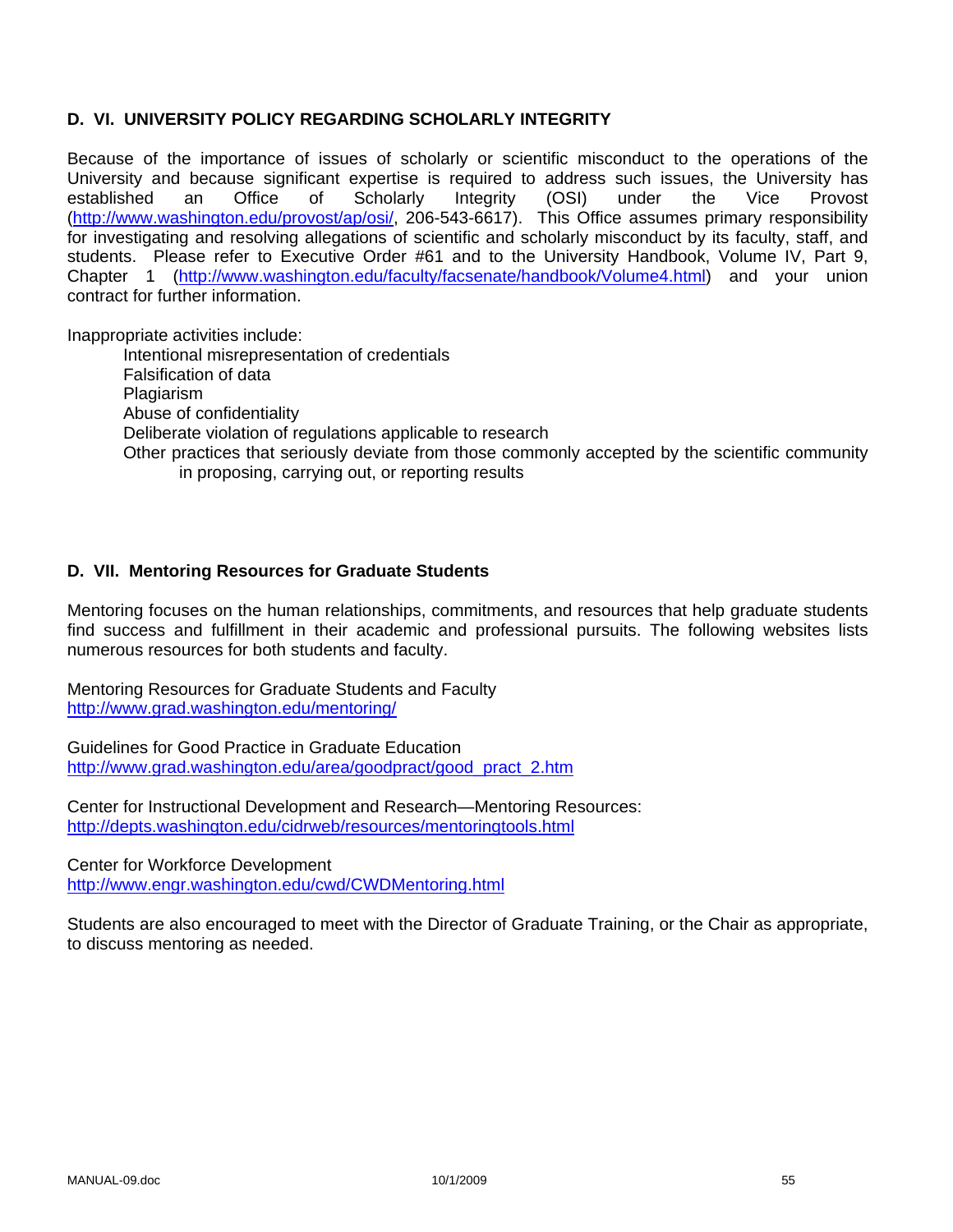## D. VI. UNIVERSITY POLICY REGARDING SCHOLARLY INTEGRITY

Because of the importance of issues of scholarly or scientific misconduct to the operations of the University and because significant expertise is required to address such issues, the University has established an Office of Scholarly Integrity (OSI) under the Vice Provost (http://www.washington.edu/provost/ap/osi/, 206-543-6617). This Office assumes primary responsibility for investigating and resolving allegations of scientific and scholarly misconduct by its faculty, staff, and students. Please refer to Executive Order #61 and to the University Handbook, Volume IV, Part 9, Chapter 1 (http://www.washington.edu/faculty/facsenate/handbook/Volume4.html) and your union contract for further information.

Inappropriate activities include:

- Intentional misrepresentation of credentials
- Falsification of data
- Plagiarism
- Abuse of confidentiality
- Deliberate violation of regulations applicable to research
- Other practices that seriously deviate from those commonly accepted by the scientific community in proposing, carrying out, or reporting results

## D. VII. Mentoring Resources for Graduate Students

Mentoring focuses on the human relationships, commitments, and resources that help graduate students find success and fulfillment in their academic and professional pursuits. The following websites lists numerous resources for both students and faculty.

Mentoring Resources for Graduate Students and Faculty
http://www.grad.washington.edu/mentoring/

Guidelines for Good Practice in Graduate Education
http://www.grad.washington.edu/area/goodpract/good_pract_2.htm

Center for Instructional Development and Research—Mentoring Resources:
http://depts.washington.edu/cidrweb/resources/mentoringtools.html

Center for Workforce Development
http://www.engr.washington.edu/cwd/CWDMentoring.html

Students are also encouraged to meet with the Director of Graduate Training, or the Chair as appropriate, to discuss mentoring as needed.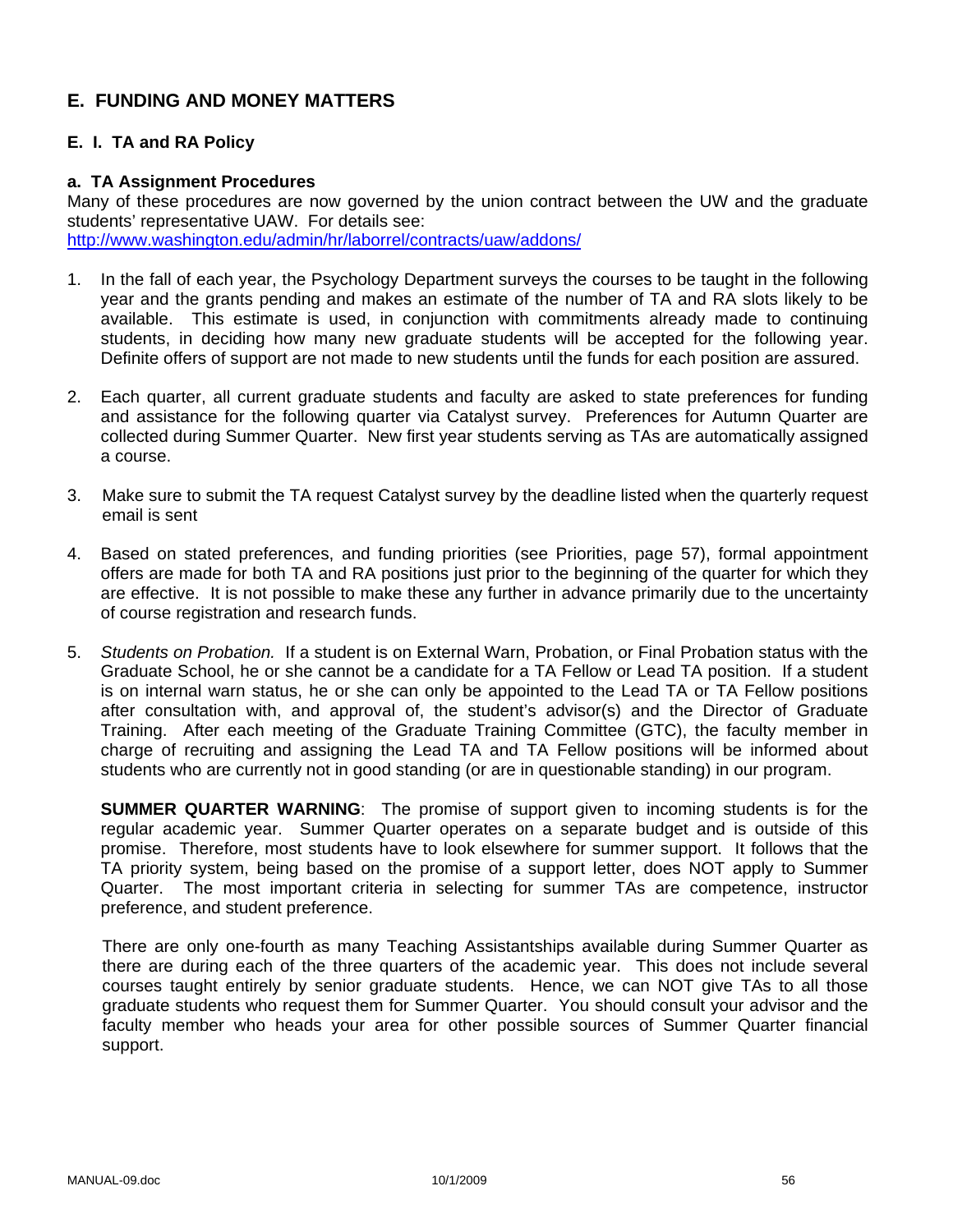# E. FUNDING AND MONEY MATTERS

## E. I. TA and RA Policy

### a. TA Assignment Procedures

Many of these procedures are now governed by the union contract between the UW and the graduate students' representative UAW. For details see:
http://www.washington.edu/admin/hr/laborrel/contracts/uaw/addons/

1. In the fall of each year, the Psychology Department surveys the courses to be taught in the following year and the grants pending and makes an estimate of the number of TA and RA slots likely to be available. This estimate is used, in conjunction with commitments already made to continuing students, in deciding how many new graduate students will be accepted for the following year. Definite offers of support are not made to new students until the funds for each position are assured.

2. Each quarter, all current graduate students and faculty are asked to state preferences for funding and assistance for the following quarter via Catalyst survey. Preferences for Autumn Quarter are collected during Summer Quarter. New first year students serving as TAs are automatically assigned a course.

3. Make sure to submit the TA request Catalyst survey by the deadline listed when the quarterly request email is sent

4. Based on stated preferences, and funding priorities (see Priorities, page 57), formal appointment offers are made for both TA and RA positions just prior to the beginning of the quarter for which they are effective. It is not possible to make these any further in advance primarily due to the uncertainty of course registration and research funds.

5. *Students on Probation.* If a student is on External Warn, Probation, or Final Probation status with the Graduate School, he or she cannot be a candidate for a TA Fellow or Lead TA position. If a student is on internal warn status, he or she can only be appointed to the Lead TA or TA Fellow positions after consultation with, and approval of, the student's advisor(s) and the Director of Graduate Training. After each meeting of the Graduate Training Committee (GTC), the faculty member in charge of recruiting and assigning the Lead TA and TA Fellow positions will be informed about students who are currently not in good standing (or are in questionable standing) in our program.

   **SUMMER QUARTER WARNING**: The promise of support given to incoming students is for the regular academic year. Summer Quarter operates on a separate budget and is outside of this promise. Therefore, most students have to look elsewhere for summer support. It follows that the TA priority system, being based on the promise of a support letter, does NOT apply to Summer Quarter. The most important criteria in selecting for summer TAs are competence, instructor preference, and student preference.

   There are only one-fourth as many Teaching Assistantships available during Summer Quarter as there are during each of the three quarters of the academic year. This does not include several courses taught entirely by senior graduate students. Hence, we can NOT give TAs to all those graduate students who request them for Summer Quarter. You should consult your advisor and the faculty member who heads your area for other possible sources of Summer Quarter financial support.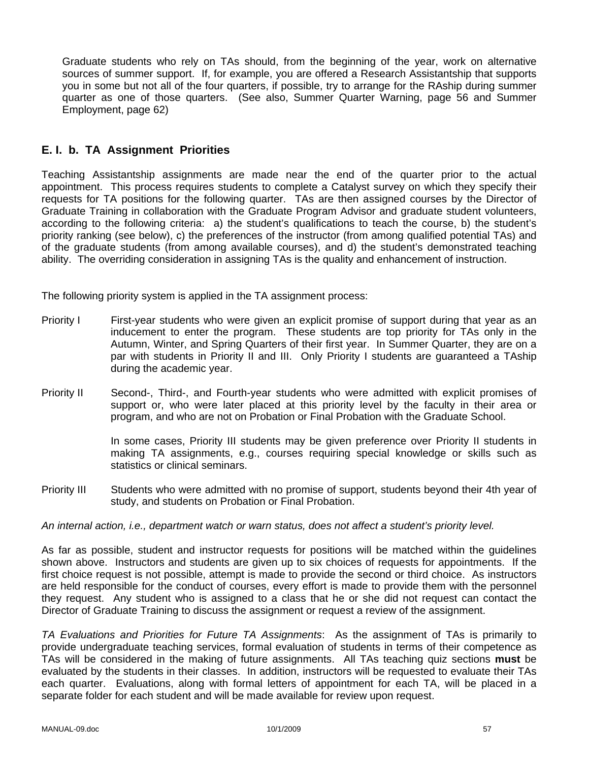Graduate students who rely on TAs should, from the beginning of the year, work on alternative sources of summer support. If, for example, you are offered a Research Assistantship that supports you in some but not all of the four quarters, if possible, try to arrange for the RAship during summer quarter as one of those quarters. (See also, Summer Quarter Warning, page 56 and Summer Employment, page 62)

## E. I. b. TA Assignment Priorities

Teaching Assistantship assignments are made near the end of the quarter prior to the actual appointment. This process requires students to complete a Catalyst survey on which they specify their requests for TA positions for the following quarter. TAs are then assigned courses by the Director of Graduate Training in collaboration with the Graduate Program Advisor and graduate student volunteers, according to the following criteria: a) the student's qualifications to teach the course, b) the student's priority ranking (see below), c) the preferences of the instructor (from among qualified potential TAs) and of the graduate students (from among available courses), and d) the student's demonstrated teaching ability. The overriding consideration in assigning TAs is the quality and enhancement of instruction.

The following priority system is applied in the TA assignment process:

Priority I — First-year students who were given an explicit promise of support during that year as an inducement to enter the program. These students are top priority for TAs only in the Autumn, Winter, and Spring Quarters of their first year. In Summer Quarter, they are on a par with students in Priority II and III. Only Priority I students are guaranteed a TAship during the academic year.

Priority II — Second-, Third-, and Fourth-year students who were admitted with explicit promises of support or, who were later placed at this priority level by the faculty in their area or program, and who are not on Probation or Final Probation with the Graduate School.

In some cases, Priority III students may be given preference over Priority II students in making TA assignments, e.g., courses requiring special knowledge or skills such as statistics or clinical seminars.

Priority III — Students who were admitted with no promise of support, students beyond their 4th year of study, and students on Probation or Final Probation.

*An internal action, i.e., department watch or warn status, does not affect a student's priority level.*

As far as possible, student and instructor requests for positions will be matched within the guidelines shown above. Instructors and students are given up to six choices of requests for appointments. If the first choice request is not possible, attempt is made to provide the second or third choice. As instructors are held responsible for the conduct of courses, every effort is made to provide them with the personnel they request. Any student who is assigned to a class that he or she did not request can contact the Director of Graduate Training to discuss the assignment or request a review of the assignment.

*TA Evaluations and Priorities for Future TA Assignments*: As the assignment of TAs is primarily to provide undergraduate teaching services, formal evaluation of students in terms of their competence as TAs will be considered in the making of future assignments. All TAs teaching quiz sections **must** be evaluated by the students in their classes. In addition, instructors will be requested to evaluate their TAs each quarter. Evaluations, along with formal letters of appointment for each TA, will be placed in a separate folder for each student and will be made available for review upon request.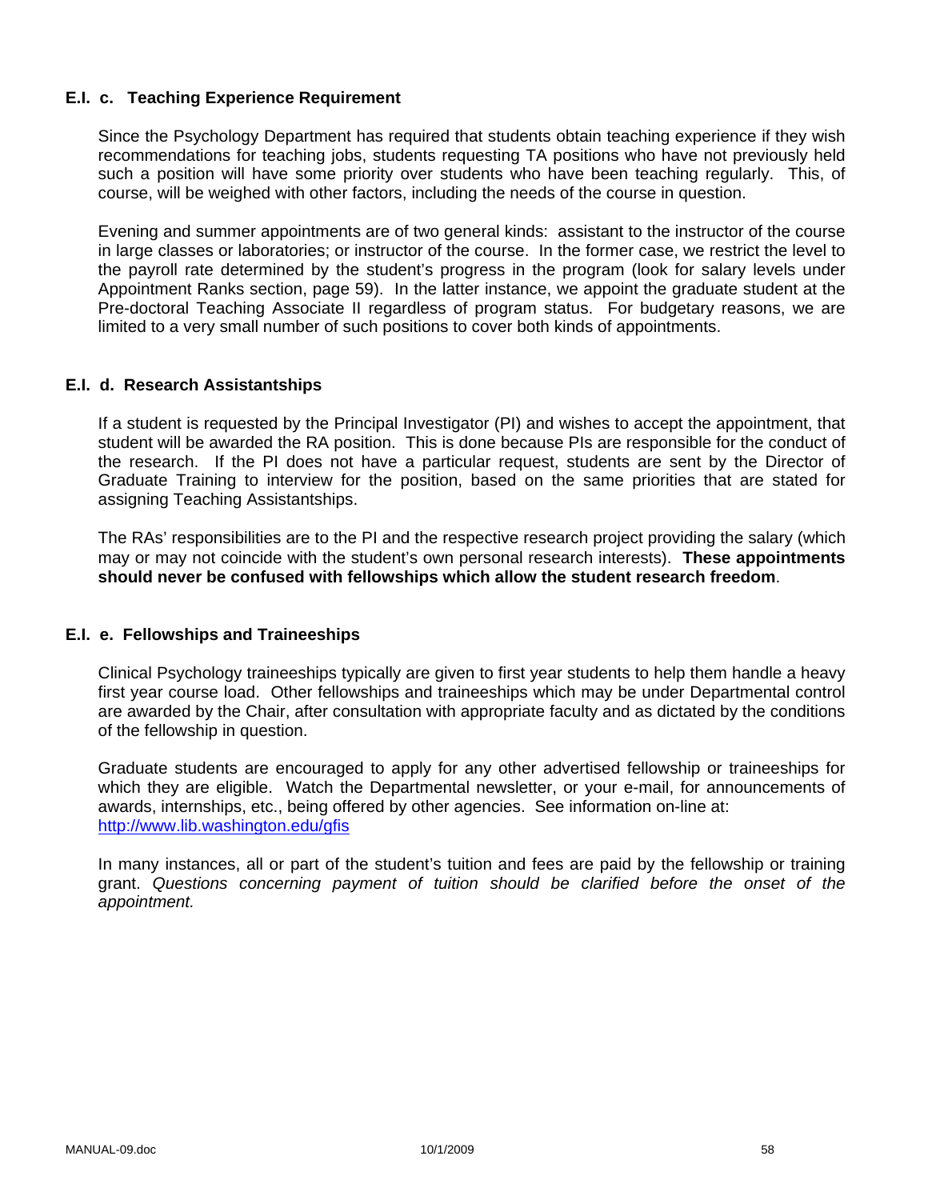### E.I. c. Teaching Experience Requirement

Since the Psychology Department has required that students obtain teaching experience if they wish recommendations for teaching jobs, students requesting TA positions who have not previously held such a position will have some priority over students who have been teaching regularly. This, of course, will be weighed with other factors, including the needs of the course in question.

Evening and summer appointments are of two general kinds: assistant to the instructor of the course in large classes or laboratories; or instructor of the course. In the former case, we restrict the level to the payroll rate determined by the student's progress in the program (look for salary levels under Appointment Ranks section, page 59). In the latter instance, we appoint the graduate student at the Pre-doctoral Teaching Associate II regardless of program status. For budgetary reasons, we are limited to a very small number of such positions to cover both kinds of appointments.

### E.I. d. Research Assistantships

If a student is requested by the Principal Investigator (PI) and wishes to accept the appointment, that student will be awarded the RA position. This is done because PIs are responsible for the conduct of the research. If the PI does not have a particular request, students are sent by the Director of Graduate Training to interview for the position, based on the same priorities that are stated for assigning Teaching Assistantships.

The RAs' responsibilities are to the PI and the respective research project providing the salary (which may or may not coincide with the student's own personal research interests). **These appointments should never be confused with fellowships which allow the student research freedom**.

### E.I. e. Fellowships and Traineeships

Clinical Psychology traineeships typically are given to first year students to help them handle a heavy first year course load. Other fellowships and traineeships which may be under Departmental control are awarded by the Chair, after consultation with appropriate faculty and as dictated by the conditions of the fellowship in question.

Graduate students are encouraged to apply for any other advertised fellowship or traineeships for which they are eligible. Watch the Departmental newsletter, or your e-mail, for announcements of awards, internships, etc., being offered by other agencies. See information on-line at: http://www.lib.washington.edu/gfis

In many instances, all or part of the student's tuition and fees are paid by the fellowship or training grant. *Questions concerning payment of tuition should be clarified before the onset of the appointment.*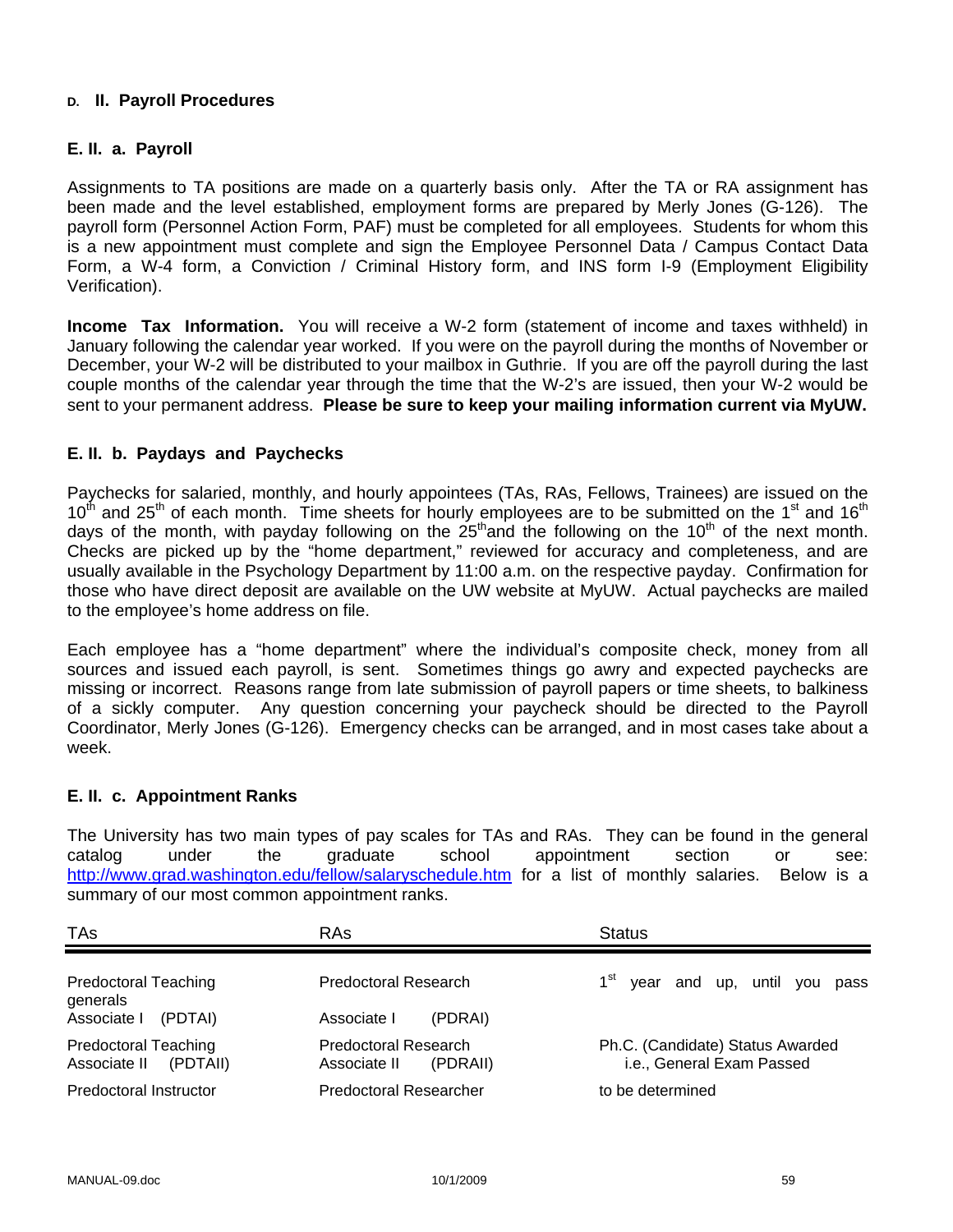## D. II. Payroll Procedures

### E. II. a. Payroll

Assignments to TA positions are made on a quarterly basis only. After the TA or RA assignment has been made and the level established, employment forms are prepared by Merly Jones (G-126). The payroll form (Personnel Action Form, PAF) must be completed for all employees. Students for whom this is a new appointment must complete and sign the Employee Personnel Data / Campus Contact Data Form, a W-4 form, a Conviction / Criminal History form, and INS form I-9 (Employment Eligibility Verification).

**Income Tax Information.** You will receive a W-2 form (statement of income and taxes withheld) in January following the calendar year worked. If you were on the payroll during the months of November or December, your W-2 will be distributed to your mailbox in Guthrie. If you are off the payroll during the last couple months of the calendar year through the time that the W-2's are issued, then your W-2 would be sent to your permanent address. **Please be sure to keep your mailing information current via MyUW.**

### E. II. b. Paydays and Paychecks

Paychecks for salaried, monthly, and hourly appointees (TAs, RAs, Fellows, Trainees) are issued on the 10th and 25th of each month. Time sheets for hourly employees are to be submitted on the 1st and 16th days of the month, with payday following on the 25th and the following on the 10th of the next month. Checks are picked up by the "home department," reviewed for accuracy and completeness, and are usually available in the Psychology Department by 11:00 a.m. on the respective payday. Confirmation for those who have direct deposit are available on the UW website at MyUW. Actual paychecks are mailed to the employee's home address on file.

Each employee has a "home department" where the individual's composite check, money from all sources and issued each payroll, is sent. Sometimes things go awry and expected paychecks are missing or incorrect. Reasons range from late submission of payroll papers or time sheets, to balkiness of a sickly computer. Any question concerning your paycheck should be directed to the Payroll Coordinator, Merly Jones (G-126). Emergency checks can be arranged, and in most cases take about a week.

### E. II. c. Appointment Ranks

The University has two main types of pay scales for TAs and RAs. They can be found in the general catalog under the graduate school appointment section or see: http://www.grad.washington.edu/fellow/salaryschedule.htm for a list of monthly salaries. Below is a summary of our most common appointment ranks.

| TAs | RAs | Status |
|---|---|---|
| Predoctoral Teaching Associate I (PDTAI) | Predoctoral Research Associate I (PDRAI) | 1st year and up, until you pass generals |
| Predoctoral Teaching Associate II (PDTAII) | Predoctoral Research Associate II (PDRAII) | Ph.C. (Candidate) Status Awarded i.e., General Exam Passed |
| Predoctoral Instructor | Predoctoral Researcher | to be determined |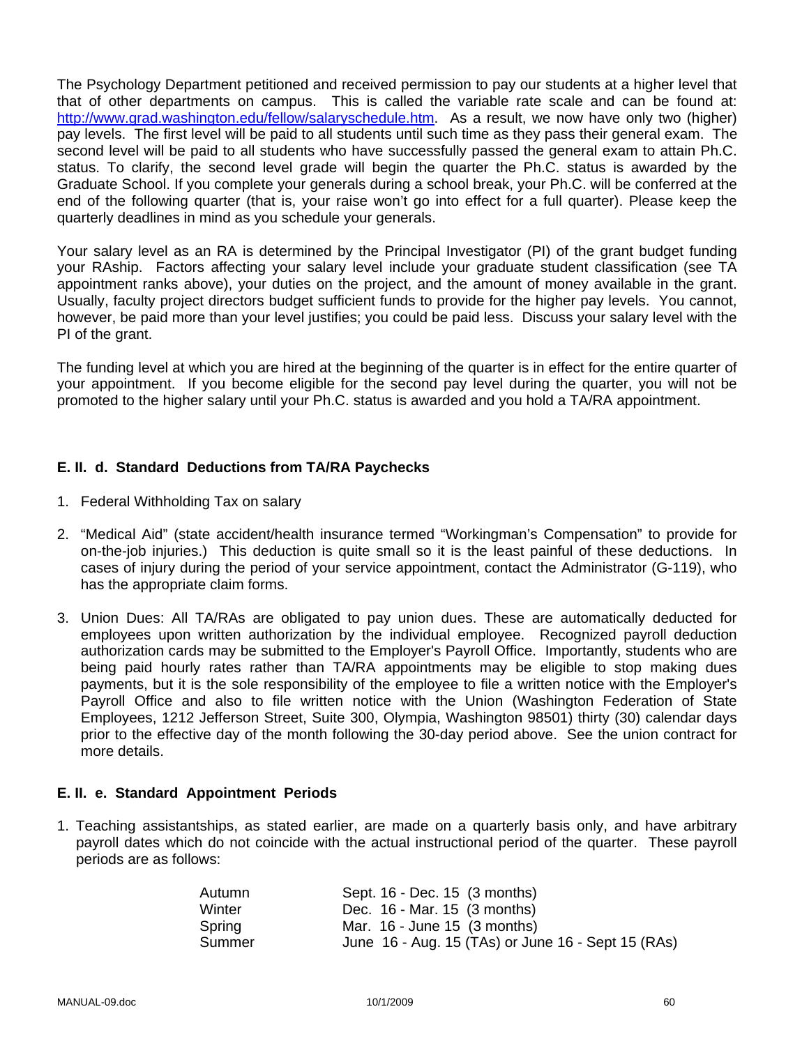The Psychology Department petitioned and received permission to pay our students at a higher level that that of other departments on campus. This is called the variable rate scale and can be found at: [http://www.grad.washington.edu/fellow/salaryschedule.htm](http://www.grad.washington.edu/fellow/salaryschedule.htm). As a result, we now have only two (higher) pay levels. The first level will be paid to all students until such time as they pass their general exam. The second level will be paid to all students who have successfully passed the general exam to attain Ph.C. status. To clarify, the second level grade will begin the quarter the Ph.C. status is awarded by the Graduate School. If you complete your generals during a school break, your Ph.C. will be conferred at the end of the following quarter (that is, your raise won't go into effect for a full quarter). Please keep the quarterly deadlines in mind as you schedule your generals.

Your salary level as an RA is determined by the Principal Investigator (PI) of the grant budget funding your RAship. Factors affecting your salary level include your graduate student classification (see TA appointment ranks above), your duties on the project, and the amount of money available in the grant. Usually, faculty project directors budget sufficient funds to provide for the higher pay levels. You cannot, however, be paid more than your level justifies; you could be paid less. Discuss your salary level with the PI of the grant.

The funding level at which you are hired at the beginning of the quarter is in effect for the entire quarter of your appointment. If you become eligible for the second pay level during the quarter, you will not be promoted to the higher salary until your Ph.C. status is awarded and you hold a TA/RA appointment.

### E. II. d. Standard Deductions from TA/RA Paychecks

1. Federal Withholding Tax on salary
2. "Medical Aid" (state accident/health insurance termed "Workingman's Compensation" to provide for on-the-job injuries.) This deduction is quite small so it is the least painful of these deductions. In cases of injury during the period of your service appointment, contact the Administrator (G-119), who has the appropriate claim forms.
3. Union Dues: All TA/RAs are obligated to pay union dues. These are automatically deducted for employees upon written authorization by the individual employee. Recognized payroll deduction authorization cards may be submitted to the Employer's Payroll Office. Importantly, students who are being paid hourly rates rather than TA/RA appointments may be eligible to stop making dues payments, but it is the sole responsibility of the employee to file a written notice with the Employer's Payroll Office and also to file written notice with the Union (Washington Federation of State Employees, 1212 Jefferson Street, Suite 300, Olympia, Washington 98501) thirty (30) calendar days prior to the effective day of the month following the 30-day period above. See the union contract for more details.

### E. II. e. Standard Appointment Periods

1. Teaching assistantships, as stated earlier, are made on a quarterly basis only, and have arbitrary payroll dates which do not coincide with the actual instructional period of the quarter. These payroll periods are as follows:

| | |
|---|---|
| Autumn | Sept. 16 - Dec. 15 (3 months) |
| Winter | Dec. 16 - Mar. 15 (3 months) |
| Spring | Mar. 16 - June 15 (3 months) |
| Summer | June 16 - Aug. 15 (TAs) or June 16 - Sept 15 (RAs) |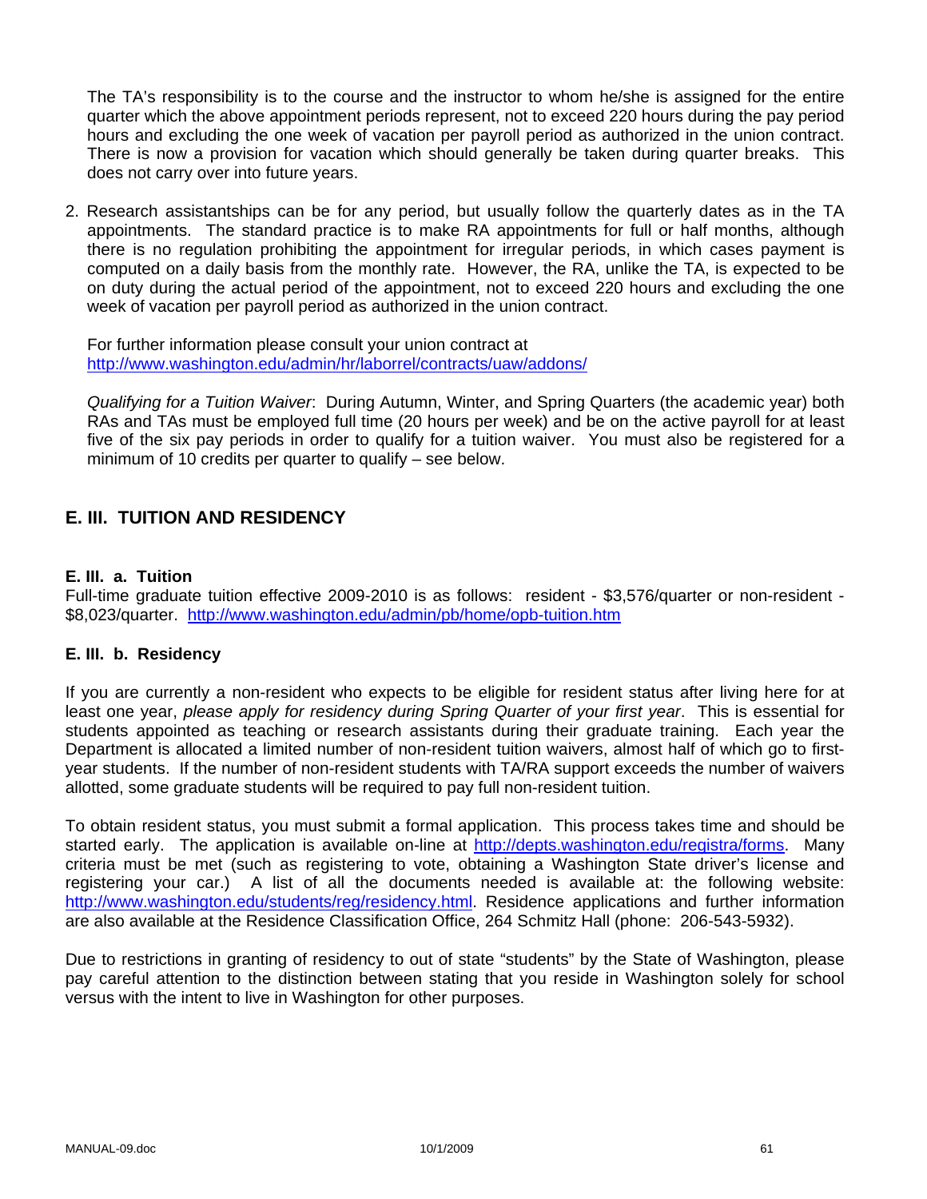The TA's responsibility is to the course and the instructor to whom he/she is assigned for the entire quarter which the above appointment periods represent, not to exceed 220 hours during the pay period hours and excluding the one week of vacation per payroll period as authorized in the union contract. There is now a provision for vacation which should generally be taken during quarter breaks. This does not carry over into future years.

2. Research assistantships can be for any period, but usually follow the quarterly dates as in the TA appointments. The standard practice is to make RA appointments for full or half months, although there is no regulation prohibiting the appointment for irregular periods, in which cases payment is computed on a daily basis from the monthly rate. However, the RA, unlike the TA, is expected to be on duty during the actual period of the appointment, not to exceed 220 hours and excluding the one week of vacation per payroll period as authorized in the union contract.

   For further information please consult your union contract at http://www.washington.edu/admin/hr/laborrel/contracts/uaw/addons/

   *Qualifying for a Tuition Waiver*: During Autumn, Winter, and Spring Quarters (the academic year) both RAs and TAs must be employed full time (20 hours per week) and be on the active payroll for at least five of the six pay periods in order to qualify for a tuition waiver. You must also be registered for a minimum of 10 credits per quarter to qualify – see below.

## E. III. TUITION AND RESIDENCY

### E. III. a. Tuition

Full-time graduate tuition effective 2009-2010 is as follows: resident - $3,576/quarter or non-resident - $8,023/quarter. http://www.washington.edu/admin/pb/home/opb-tuition.htm

### E. III. b. Residency

If you are currently a non-resident who expects to be eligible for resident status after living here for at least one year, *please apply for residency during Spring Quarter of your first year*. This is essential for students appointed as teaching or research assistants during their graduate training. Each year the Department is allocated a limited number of non-resident tuition waivers, almost half of which go to first-year students. If the number of non-resident students with TA/RA support exceeds the number of waivers allotted, some graduate students will be required to pay full non-resident tuition.

To obtain resident status, you must submit a formal application. This process takes time and should be started early. The application is available on-line at http://depts.washington.edu/registra/forms. Many criteria must be met (such as registering to vote, obtaining a Washington State driver's license and registering your car.) A list of all the documents needed is available at: the following website: http://www.washington.edu/students/reg/residency.html. Residence applications and further information are also available at the Residence Classification Office, 264 Schmitz Hall (phone: 206-543-5932).

Due to restrictions in granting of residency to out of state "students" by the State of Washington, please pay careful attention to the distinction between stating that you reside in Washington solely for school versus with the intent to live in Washington for other purposes.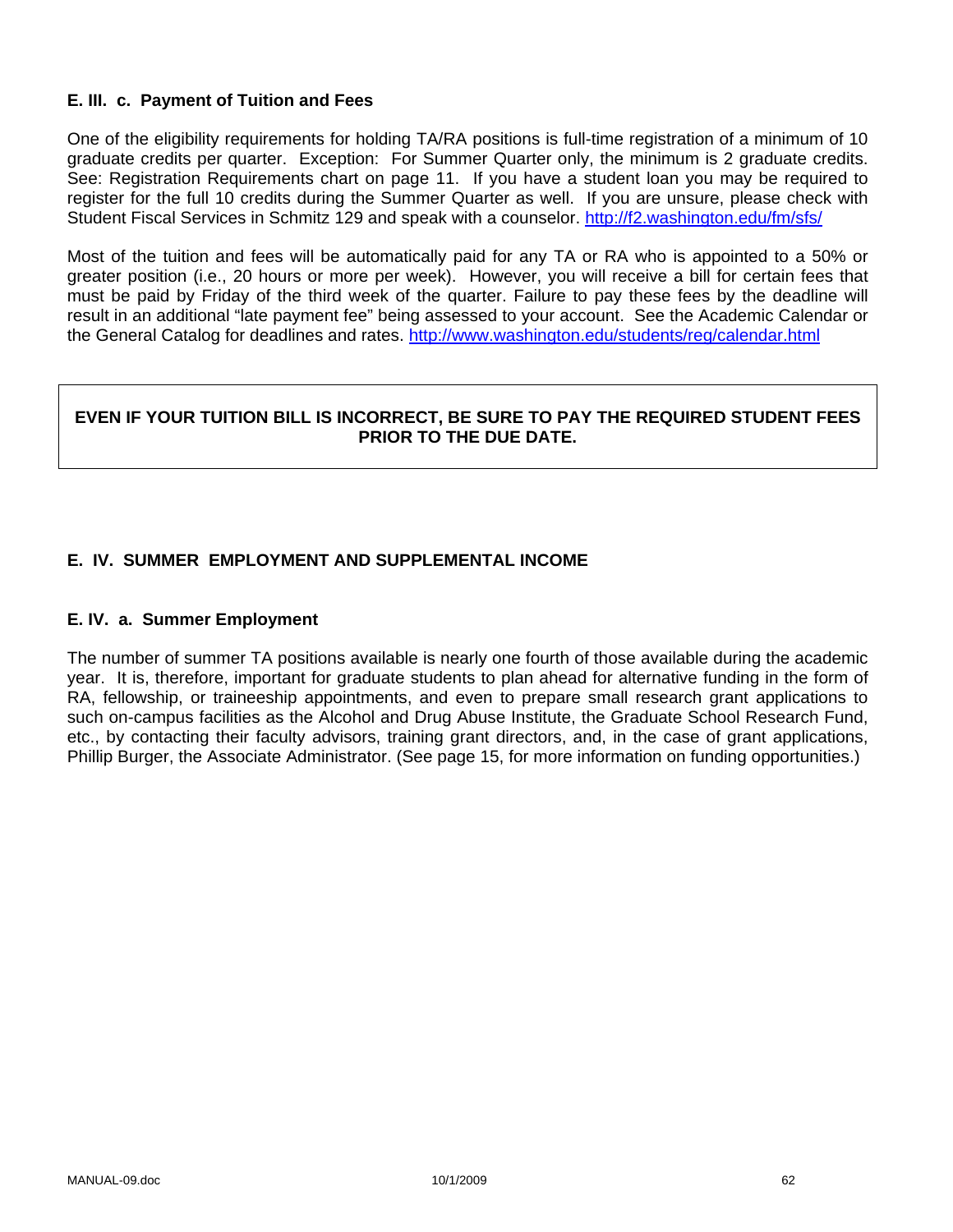### E. III. c. Payment of Tuition and Fees

One of the eligibility requirements for holding TA/RA positions is full-time registration of a minimum of 10 graduate credits per quarter. Exception: For Summer Quarter only, the minimum is 2 graduate credits. See: Registration Requirements chart on page 11. If you have a student loan you may be required to register for the full 10 credits during the Summer Quarter as well. If you are unsure, please check with Student Fiscal Services in Schmitz 129 and speak with a counselor. http://f2.washington.edu/fm/sfs/

Most of the tuition and fees will be automatically paid for any TA or RA who is appointed to a 50% or greater position (i.e., 20 hours or more per week). However, you will receive a bill for certain fees that must be paid by Friday of the third week of the quarter. Failure to pay these fees by the deadline will result in an additional "late payment fee" being assessed to your account. See the Academic Calendar or the General Catalog for deadlines and rates. http://www.washington.edu/students/reg/calendar.html

**EVEN IF YOUR TUITION BILL IS INCORRECT, BE SURE TO PAY THE REQUIRED STUDENT FEES PRIOR TO THE DUE DATE.**

## E. IV. SUMMER EMPLOYMENT AND SUPPLEMENTAL INCOME

### E. IV. a. Summer Employment

The number of summer TA positions available is nearly one fourth of those available during the academic year. It is, therefore, important for graduate students to plan ahead for alternative funding in the form of RA, fellowship, or traineeship appointments, and even to prepare small research grant applications to such on-campus facilities as the Alcohol and Drug Abuse Institute, the Graduate School Research Fund, etc., by contacting their faculty advisors, training grant directors, and, in the case of grant applications, Phillip Burger, the Associate Administrator. (See page 15, for more information on funding opportunities.)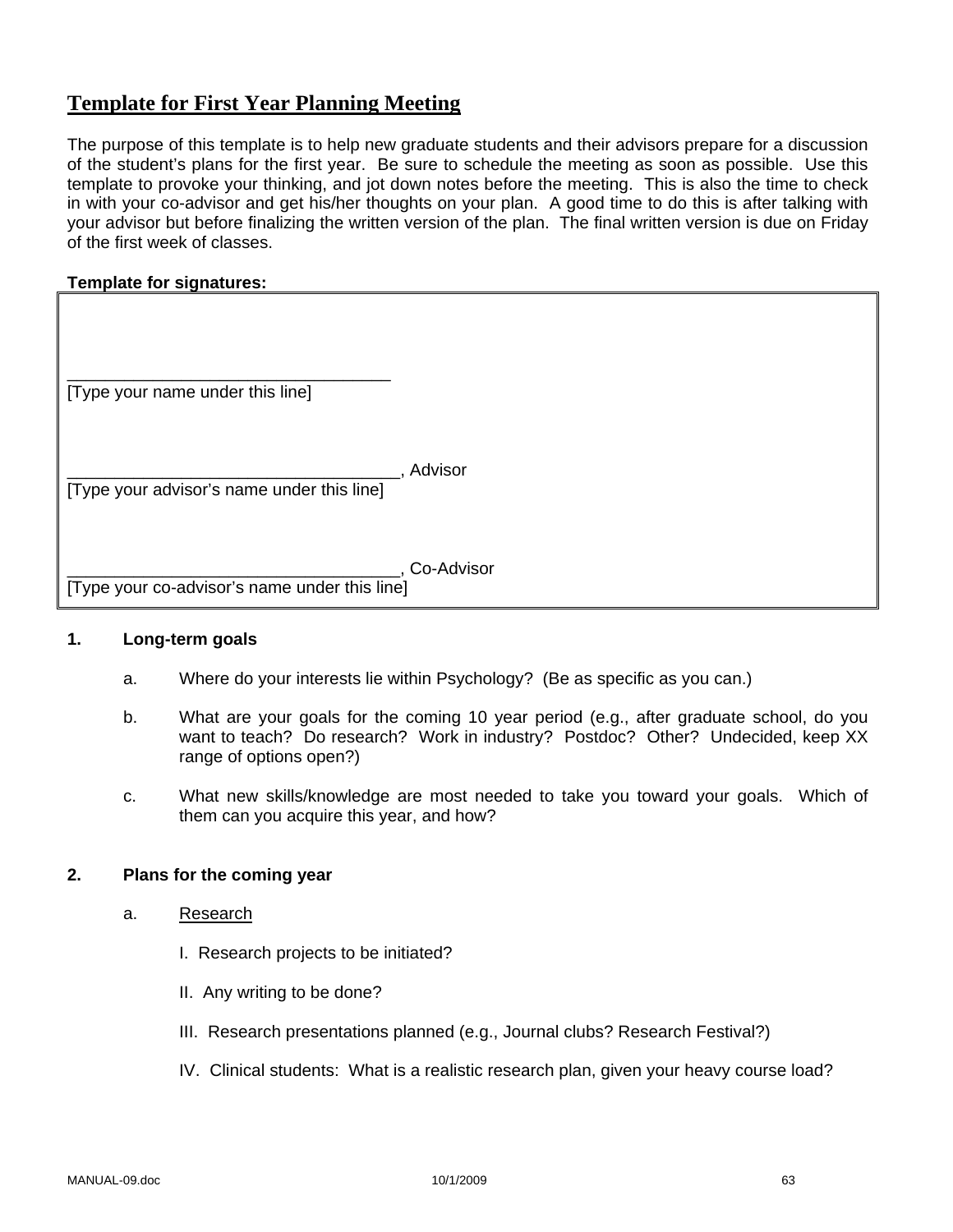## Template for First Year Planning Meeting

The purpose of this template is to help new graduate students and their advisors prepare for a discussion of the student's plans for the first year. Be sure to schedule the meeting as soon as possible. Use this template to provoke your thinking, and jot down notes before the meeting. This is also the time to check in with your co-advisor and get his/her thoughts on your plan. A good time to do this is after talking with your advisor but before finalizing the written version of the plan. The final written version is due on Friday of the first week of classes.

**Template for signatures:**

___________________________________
[Type your name under this line]

___________________________________, Advisor
[Type your advisor's name under this line]

___________________________________, Co-Advisor
[Type your co-advisor's name under this line]

**1. Long-term goals**

a. Where do your interests lie within Psychology? (Be as specific as you can.)

b. What are your goals for the coming 10 year period (e.g., after graduate school, do you want to teach? Do research? Work in industry? Postdoc? Other? Undecided, keep XX range of options open?)

c. What new skills/knowledge are most needed to take you toward your goals. Which of them can you acquire this year, and how?

**2. Plans for the coming year**

a. <u>Research</u>

I. Research projects to be initiated?

II. Any writing to be done?

III. Research presentations planned (e.g., Journal clubs? Research Festival?)

IV. Clinical students: What is a realistic research plan, given your heavy course load?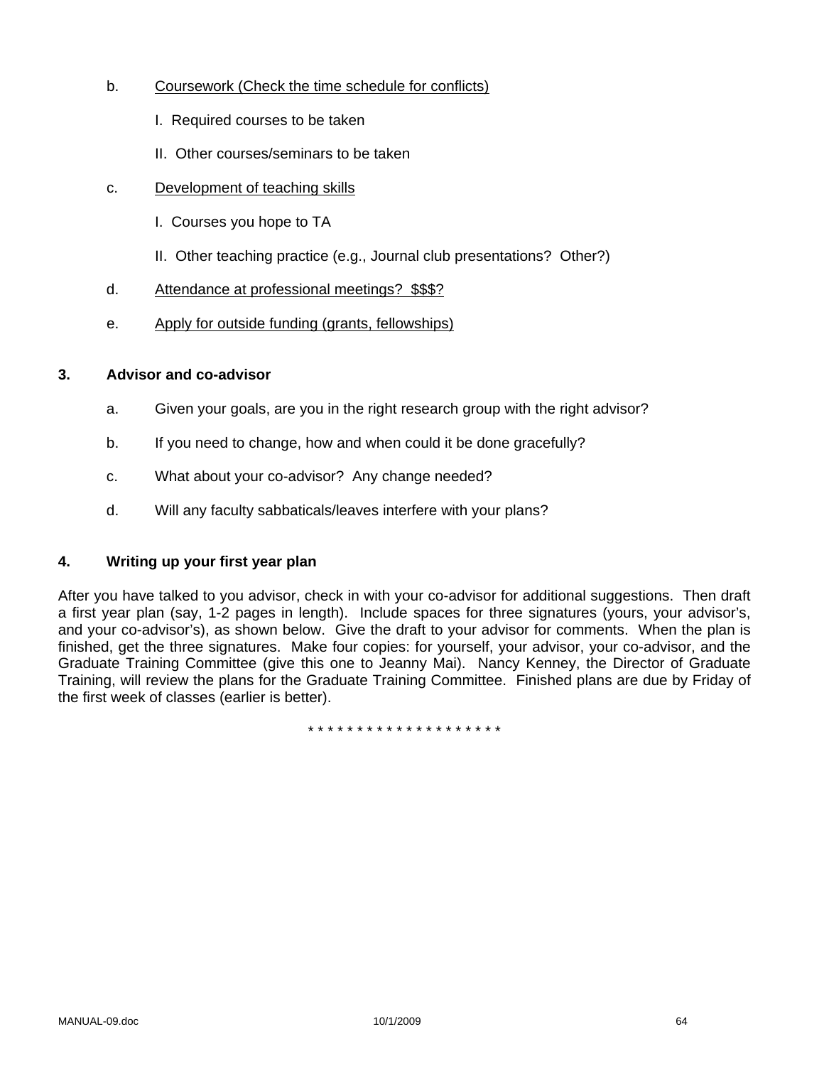b. <u>Coursework (Check the time schedule for conflicts)</u>

   I. Required courses to be taken

   II. Other courses/seminars to be taken

c. <u>Development of teaching skills</u>

   I. Courses you hope to TA

   II. Other teaching practice (e.g., Journal club presentations? Other?)

d. <u>Attendance at professional meetings? $$$?</u>

e. <u>Apply for outside funding (grants, fellowships)</u>

**3. Advisor and co-advisor**

a. Given your goals, are you in the right research group with the right advisor?

b. If you need to change, how and when could it be done gracefully?

c. What about your co-advisor? Any change needed?

d. Will any faculty sabbaticals/leaves interfere with your plans?

**4. Writing up your first year plan**

After you have talked to you advisor, check in with your co-advisor for additional suggestions. Then draft a first year plan (say, 1-2 pages in length). Include spaces for three signatures (yours, your advisor's, and your co-advisor's), as shown below. Give the draft to your advisor for comments. When the plan is finished, get the three signatures. Make four copies: for yourself, your advisor, your co-advisor, and the Graduate Training Committee (give this one to Jeanny Mai). Nancy Kenney, the Director of Graduate Training, will review the plans for the Graduate Training Committee. Finished plans are due by Friday of the first week of classes (earlier is better).

* * * * * * * * * * * * * * * * * * * *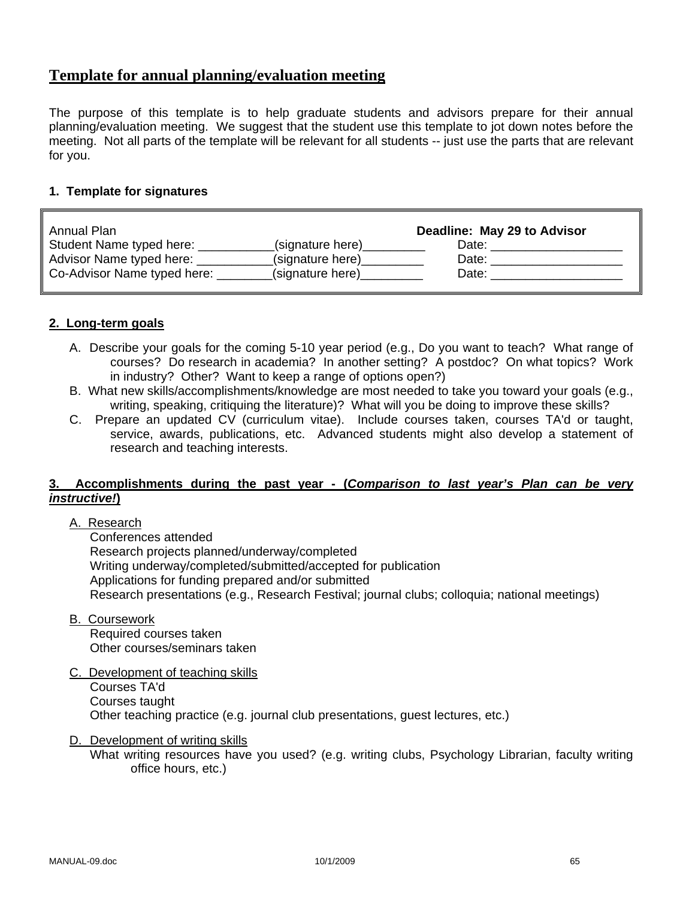## Template for annual planning/evaluation meeting

The purpose of this template is to help graduate students and advisors prepare for their annual planning/evaluation meeting. We suggest that the student use this template to jot down notes before the meeting. Not all parts of the template will be relevant for all students -- just use the parts that are relevant for you.

### 1. Template for signatures

| Annual Plan | | **Deadline: May 29 to Advisor** |
|---|---|---|
| Student Name typed here: ___________ | (signature here)_________ | Date: ___________________ |
| Advisor Name typed here: ___________ | (signature here)_________ | Date: ___________________ |
| Co-Advisor Name typed here: ________ | (signature here)_________ | Date: ___________________ |

### 2. Long-term goals

A. Describe your goals for the coming 5-10 year period (e.g., Do you want to teach? What range of courses? Do research in academia? In another setting? A postdoc? On what topics? Work in industry? Other? Want to keep a range of options open?)

B. What new skills/accomplishments/knowledge are most needed to take you toward your goals (e.g., writing, speaking, critiquing the literature)? What will you be doing to improve these skills?

C. Prepare an updated CV (curriculum vitae). Include courses taken, courses TA'd or taught, service, awards, publications, etc. Advanced students might also develop a statement of research and teaching interests.

### 3. Accomplishments during the past year - (*Comparison to last year's Plan can be very instructive!*)

A. Research
- Conferences attended
- Research projects planned/underway/completed
- Writing underway/completed/submitted/accepted for publication
- Applications for funding prepared and/or submitted
- Research presentations (e.g., Research Festival; journal clubs; colloquia; national meetings)

B. Coursework
- Required courses taken
- Other courses/seminars taken

C. Development of teaching skills
- Courses TA'd
- Courses taught
- Other teaching practice (e.g. journal club presentations, guest lectures, etc.)

D. Development of writing skills
- What writing resources have you used? (e.g. writing clubs, Psychology Librarian, faculty writing office hours, etc.)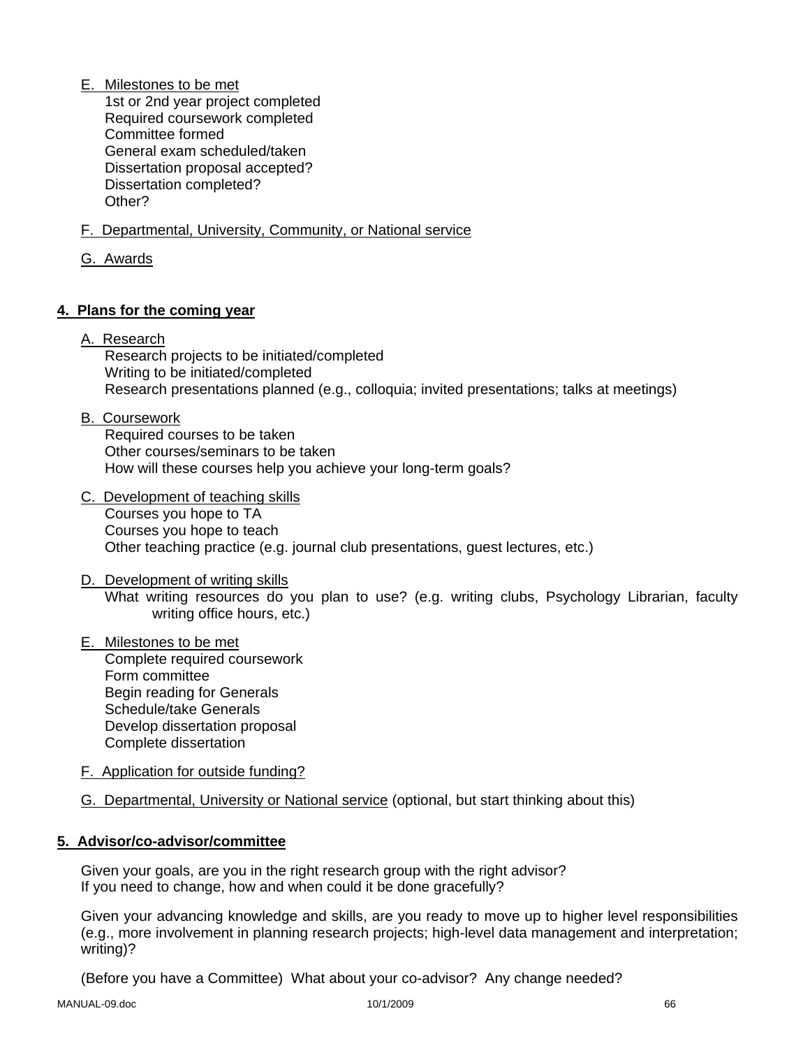E. Milestones to be met

- 1st or 2nd year project completed
- Required coursework completed
- Committee formed
- General exam scheduled/taken
- Dissertation proposal accepted?
- Dissertation completed?
- Other?

F. Departmental, University, Community, or National service

G. Awards

## 4. Plans for the coming year

A. Research

- Research projects to be initiated/completed
- Writing to be initiated/completed
- Research presentations planned (e.g., colloquia; invited presentations; talks at meetings)

B. Coursework

- Required courses to be taken
- Other courses/seminars to be taken
- How will these courses help you achieve your long-term goals?

C. Development of teaching skills

- Courses you hope to TA
- Courses you hope to teach
- Other teaching practice (e.g. journal club presentations, guest lectures, etc.)

D. Development of writing skills

- What writing resources do you plan to use? (e.g. writing clubs, Psychology Librarian, faculty writing office hours, etc.)

E. Milestones to be met

- Complete required coursework
- Form committee
- Begin reading for Generals
- Schedule/take Generals
- Develop dissertation proposal
- Complete dissertation

F. Application for outside funding?

G. Departmental, University or National service (optional, but start thinking about this)

## 5. Advisor/co-advisor/committee

Given your goals, are you in the right research group with the right advisor?
If you need to change, how and when could it be done gracefully?

Given your advancing knowledge and skills, are you ready to move up to higher level responsibilities (e.g., more involvement in planning research projects; high-level data management and interpretation; writing)?

(Before you have a Committee) What about your co-advisor? Any change needed?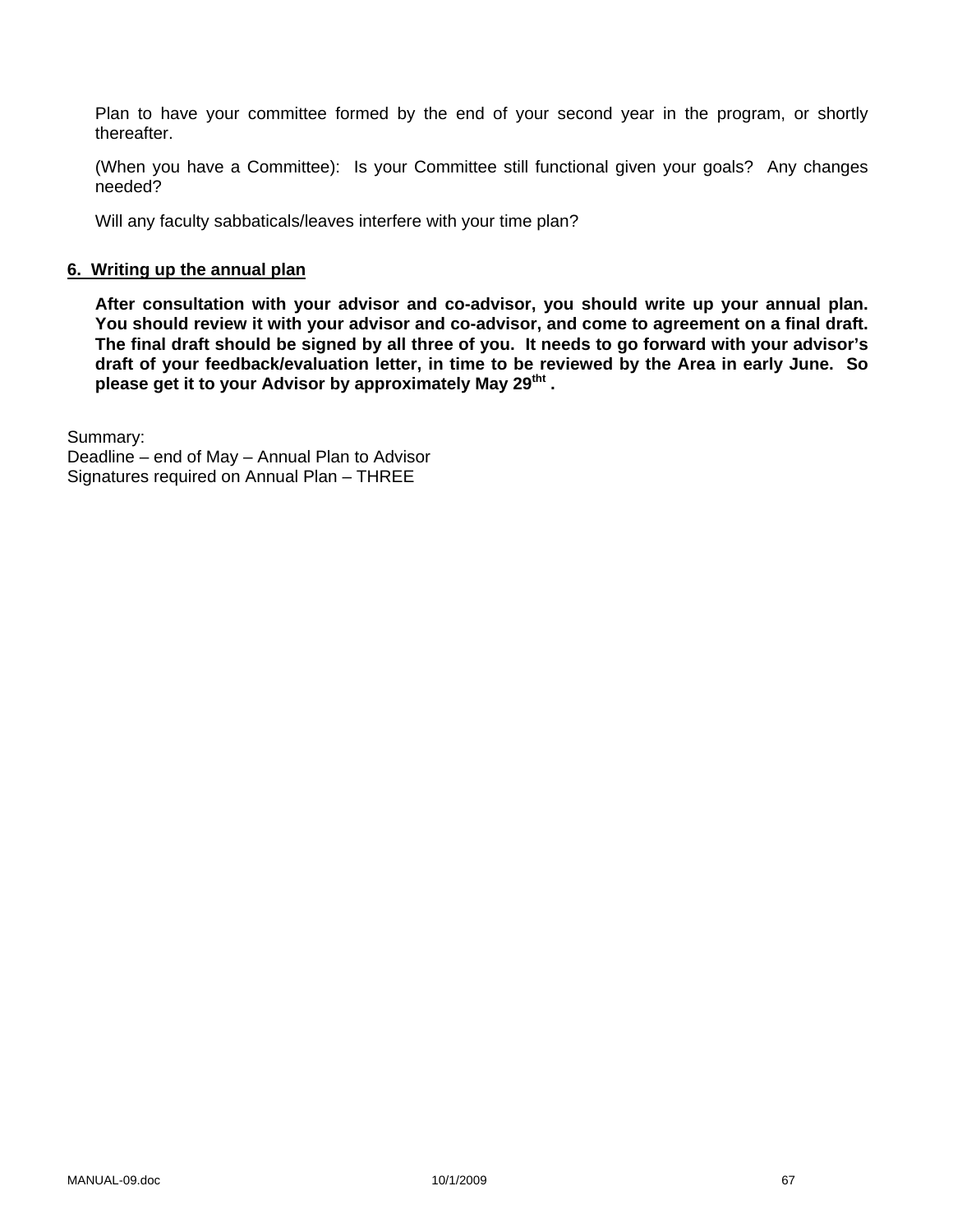Plan to have your committee formed by the end of your second year in the program, or shortly thereafter.

(When you have a Committee): Is your Committee still functional given your goals? Any changes needed?

Will any faculty sabbaticals/leaves interfere with your time plan?

## 6. Writing up the annual plan

**After consultation with your advisor and co-advisor, you should write up your annual plan. You should review it with your advisor and co-advisor, and come to agreement on a final draft. The final draft should be signed by all three of you. It needs to go forward with your advisor's draft of your feedback/evaluation letter, in time to be reviewed by the Area in early June. So please get it to your Advisor by approximately May 29tht .**

Summary:
Deadline – end of May – Annual Plan to Advisor
Signatures required on Annual Plan – THREE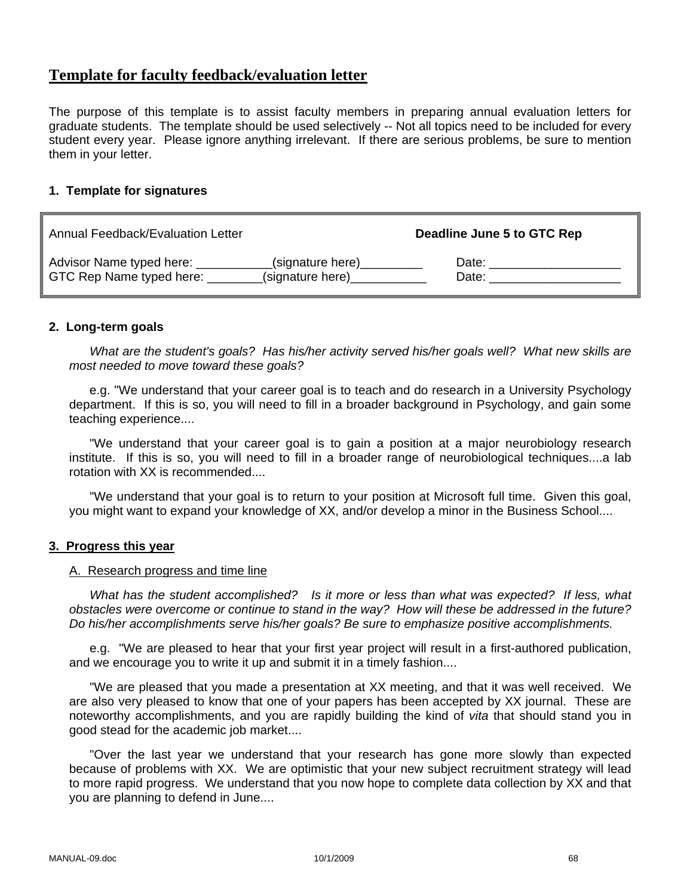# Template for faculty feedback/evaluation letter

The purpose of this template is to assist faculty members in preparing annual evaluation letters for graduate students. The template should be used selectively -- Not all topics need to be included for every student every year. Please ignore anything irrelevant. If there are serious problems, be sure to mention them in your letter.

### 1. Template for signatures

| Annual Feedback/Evaluation Letter | **Deadline June 5 to GTC Rep** |
|---|---|
| Advisor Name typed here: ___________(signature here)_________<br>GTC Rep Name typed here: ________(signature here)___________ | Date: ___________________<br>Date: ___________________ |

### 2. Long-term goals

*What are the student's goals? Has his/her activity served his/her goals well? What new skills are most needed to move toward these goals?*

e.g. "We understand that your career goal is to teach and do research in a University Psychology department. If this is so, you will need to fill in a broader background in Psychology, and gain some teaching experience....

"We understand that your career goal is to gain a position at a major neurobiology research institute. If this is so, you will need to fill in a broader range of neurobiological techniques....a lab rotation with XX is recommended....

"We understand that your goal is to return to your position at Microsoft full time. Given this goal, you might want to expand your knowledge of XX, and/or develop a minor in the Business School....

### 3. Progress this year

A. Research progress and time line

*What has the student accomplished? Is it more or less than what was expected? If less, what obstacles were overcome or continue to stand in the way? How will these be addressed in the future? Do his/her accomplishments serve his/her goals? Be sure to emphasize positive accomplishments.*

e.g. "We are pleased to hear that your first year project will result in a first-authored publication, and we encourage you to write it up and submit it in a timely fashion....

"We are pleased that you made a presentation at XX meeting, and that it was well received. We are also very pleased to know that one of your papers has been accepted by XX journal. These are noteworthy accomplishments, and you are rapidly building the kind of *vita* that should stand you in good stead for the academic job market....

"Over the last year we understand that your research has gone more slowly than expected because of problems with XX. We are optimistic that your new subject recruitment strategy will lead to more rapid progress. We understand that you now hope to complete data collection by XX and that you are planning to defend in June....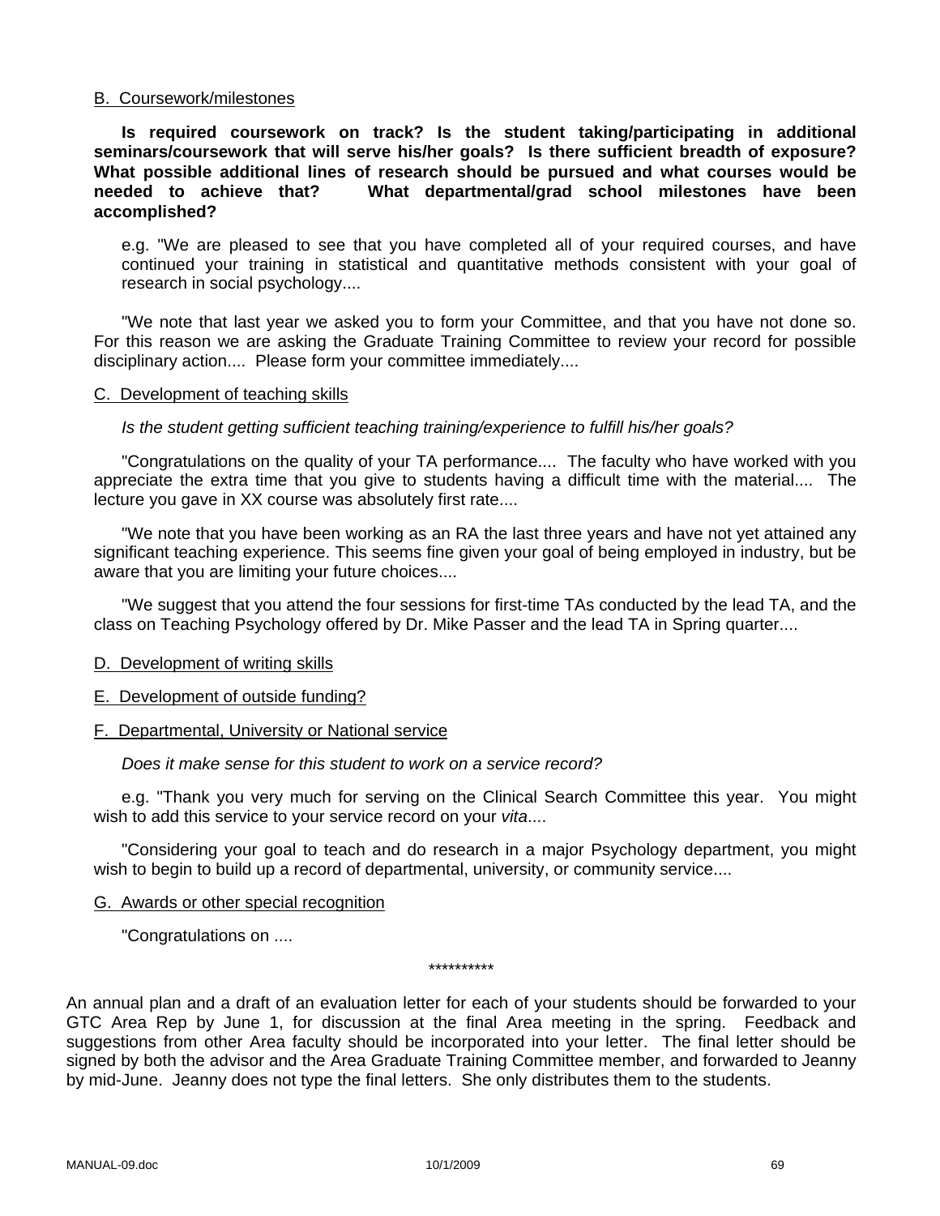B. Coursework/milestones

**Is required coursework on track? Is the student taking/participating in additional seminars/coursework that will serve his/her goals? Is there sufficient breadth of exposure? What possible additional lines of research should be pursued and what courses would be needed to achieve that? What departmental/grad school milestones have been accomplished?**

e.g. "We are pleased to see that you have completed all of your required courses, and have continued your training in statistical and quantitative methods consistent with your goal of research in social psychology....

"We note that last year we asked you to form your Committee, and that you have not done so. For this reason we are asking the Graduate Training Committee to review your record for possible disciplinary action.... Please form your committee immediately....

C. Development of teaching skills

*Is the student getting sufficient teaching training/experience to fulfill his/her goals?*

"Congratulations on the quality of your TA performance.... The faculty who have worked with you appreciate the extra time that you give to students having a difficult time with the material.... The lecture you gave in XX course was absolutely first rate....

"We note that you have been working as an RA the last three years and have not yet attained any significant teaching experience. This seems fine given your goal of being employed in industry, but be aware that you are limiting your future choices....

"We suggest that you attend the four sessions for first-time TAs conducted by the lead TA, and the class on Teaching Psychology offered by Dr. Mike Passer and the lead TA in Spring quarter....

D. Development of writing skills

E. Development of outside funding?

F. Departmental, University or National service

*Does it make sense for this student to work on a service record?*

e.g. "Thank you very much for serving on the Clinical Search Committee this year. You might wish to add this service to your service record on your *vita*....

"Considering your goal to teach and do research in a major Psychology department, you might wish to begin to build up a record of departmental, university, or community service....

G. Awards or other special recognition

"Congratulations on ....

**********

An annual plan and a draft of an evaluation letter for each of your students should be forwarded to your GTC Area Rep by June 1, for discussion at the final Area meeting in the spring. Feedback and suggestions from other Area faculty should be incorporated into your letter. The final letter should be signed by both the advisor and the Area Graduate Training Committee member, and forwarded to Jeanny by mid-June. Jeanny does not type the final letters. She only distributes them to the students.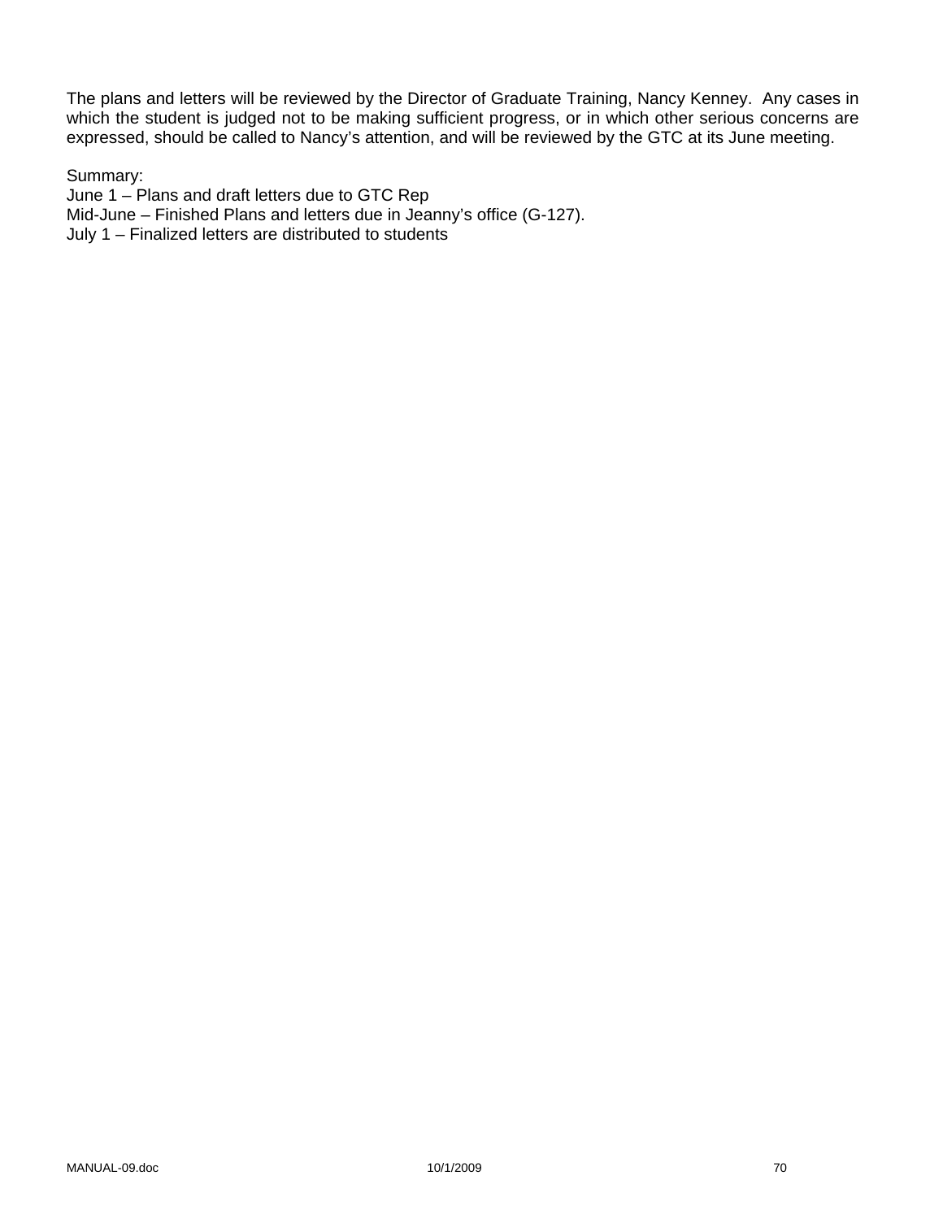The plans and letters will be reviewed by the Director of Graduate Training, Nancy Kenney. Any cases in which the student is judged not to be making sufficient progress, or in which other serious concerns are expressed, should be called to Nancy's attention, and will be reviewed by the GTC at its June meeting.

Summary:
June 1 – Plans and draft letters due to GTC Rep
Mid-June – Finished Plans and letters due in Jeanny's office (G-127).
July 1 – Finalized letters are distributed to students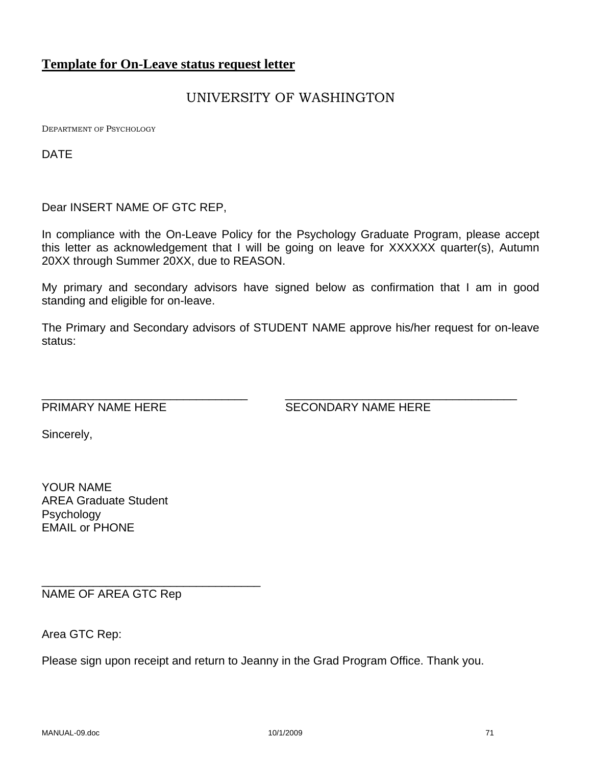**Template for On-Leave status request letter**

UNIVERSITY OF WASHINGTON

DEPARTMENT OF PSYCHOLOGY

DATE

Dear INSERT NAME OF GTC REP,

In compliance with the On-Leave Policy for the Psychology Graduate Program, please accept this letter as acknowledgement that I will be going on leave for XXXXXX quarter(s), Autumn 20XX through Summer 20XX, due to REASON.

My primary and secondary advisors have signed below as confirmation that I am in good standing and eligible for on-leave.

The Primary and Secondary advisors of STUDENT NAME approve his/her request for on-leave status:

________________________________ ____________________________________
PRIMARY NAME HERE SECONDARY NAME HERE

Sincerely,

YOUR NAME
AREA Graduate Student
Psychology
EMAIL or PHONE

__________________________________
NAME OF AREA GTC Rep

Area GTC Rep:

Please sign upon receipt and return to Jeanny in the Grad Program Office. Thank you.